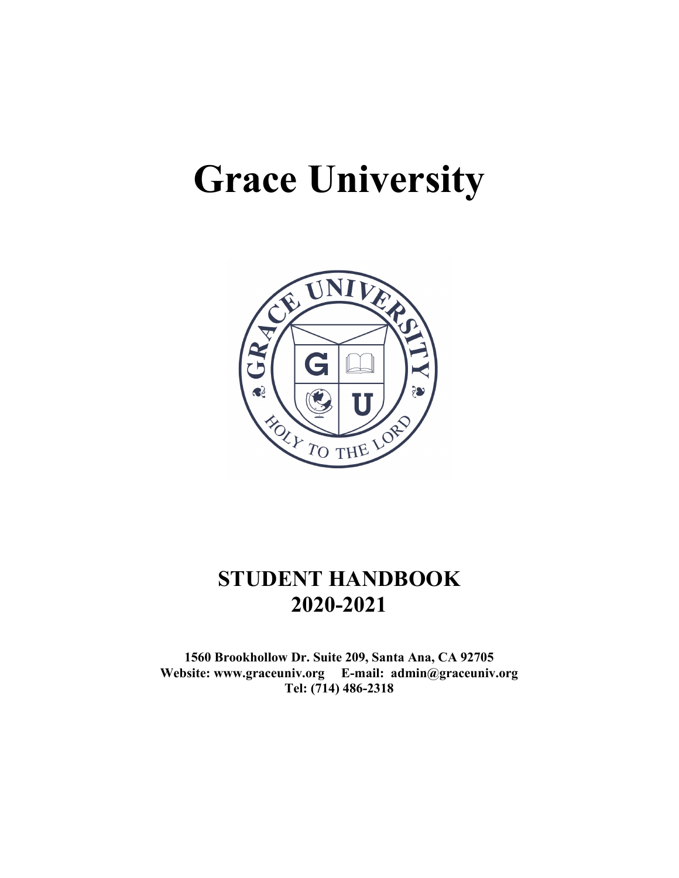# Grace University

## STUDENT HANDBOOK
## 2020-2021

**1560 Brookhollow Dr. Suite 209, Santa Ana, CA 92705**
**Website: www.graceuniv.org E-mail: admin@graceuniv.org**
**Tel: (714) 486-2318**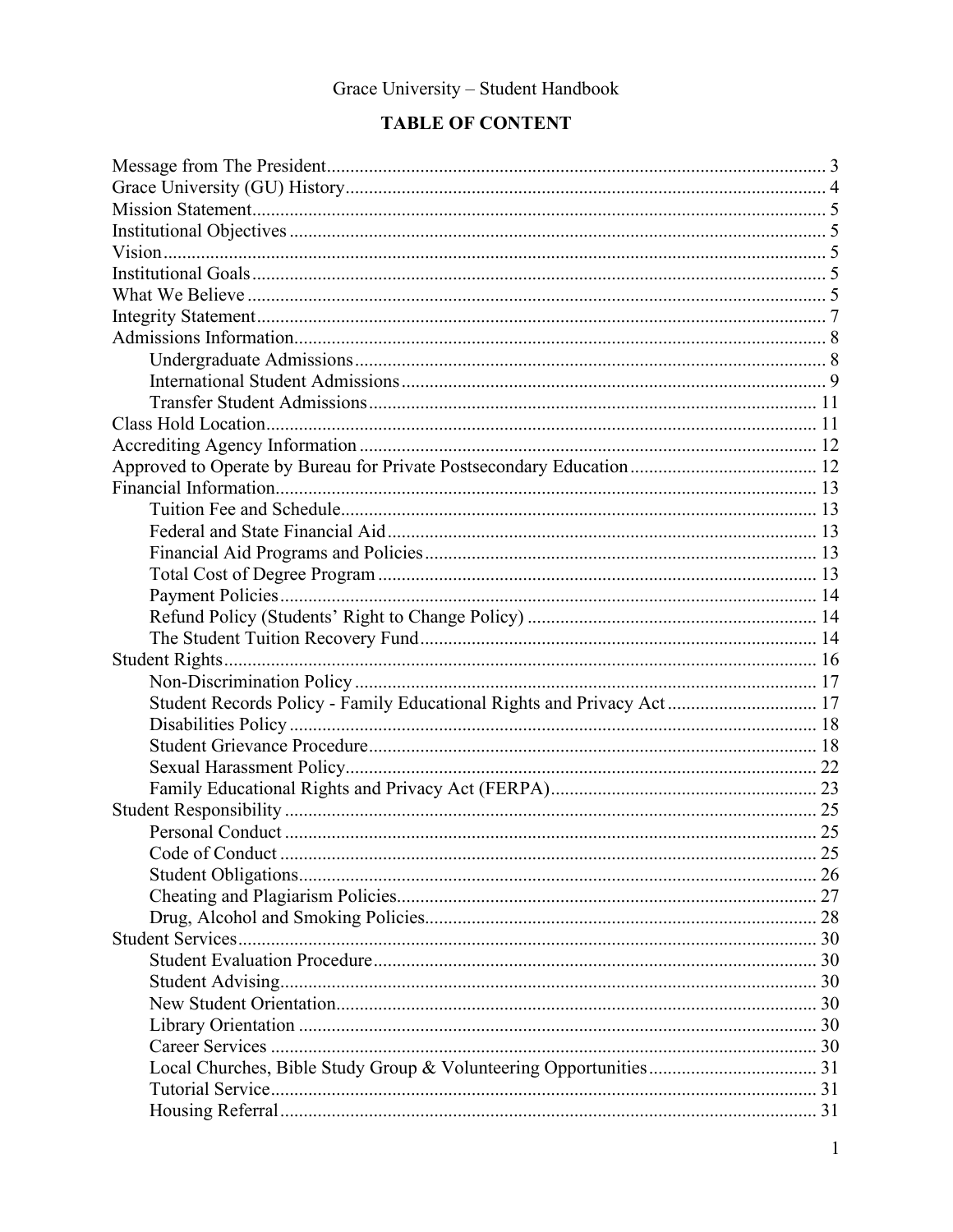Grace University – Student Handbook

# TABLE OF CONTENT

- Message from The President ... 3
- Grace University (GU) History ... 4
- Mission Statement ... 5
- Institutional Objectives ... 5
- Vision ... 5
- Institutional Goals ... 5
- What We Believe ... 5
- Integrity Statement ... 7
- Admissions Information ... 8
    - Undergraduate Admissions ... 8
    - International Student Admissions ... 9
    - Transfer Student Admissions ... 11
- Class Hold Location ... 11
- Accrediting Agency Information ... 12
- Approved to Operate by Bureau for Private Postsecondary Education ... 12
- Financial Information ... 13
    - Tuition Fee and Schedule ... 13
    - Federal and State Financial Aid ... 13
    - Financial Aid Programs and Policies ... 13
    - Total Cost of Degree Program ... 13
    - Payment Policies ... 14
    - Refund Policy (Students' Right to Change Policy) ... 14
    - The Student Tuition Recovery Fund ... 14
- Student Rights ... 16
    - Non-Discrimination Policy ... 17
    - Student Records Policy - Family Educational Rights and Privacy Act ... 17
    - Disabilities Policy ... 18
    - Student Grievance Procedure ... 18
    - Sexual Harassment Policy ... 22
    - Family Educational Rights and Privacy Act (FERPA) ... 23
- Student Responsibility ... 25
    - Personal Conduct ... 25
    - Code of Conduct ... 25
    - Student Obligations ... 26
    - Cheating and Plagiarism Policies ... 27
    - Drug, Alcohol and Smoking Policies ... 28
- Student Services ... 30
    - Student Evaluation Procedure ... 30
    - Student Advising ... 30
    - New Student Orientation ... 30
    - Library Orientation ... 30
    - Career Services ... 30
    - Local Churches, Bible Study Group & Volunteering Opportunities ... 31
    - Tutorial Service ... 31
    - Housing Referral ... 31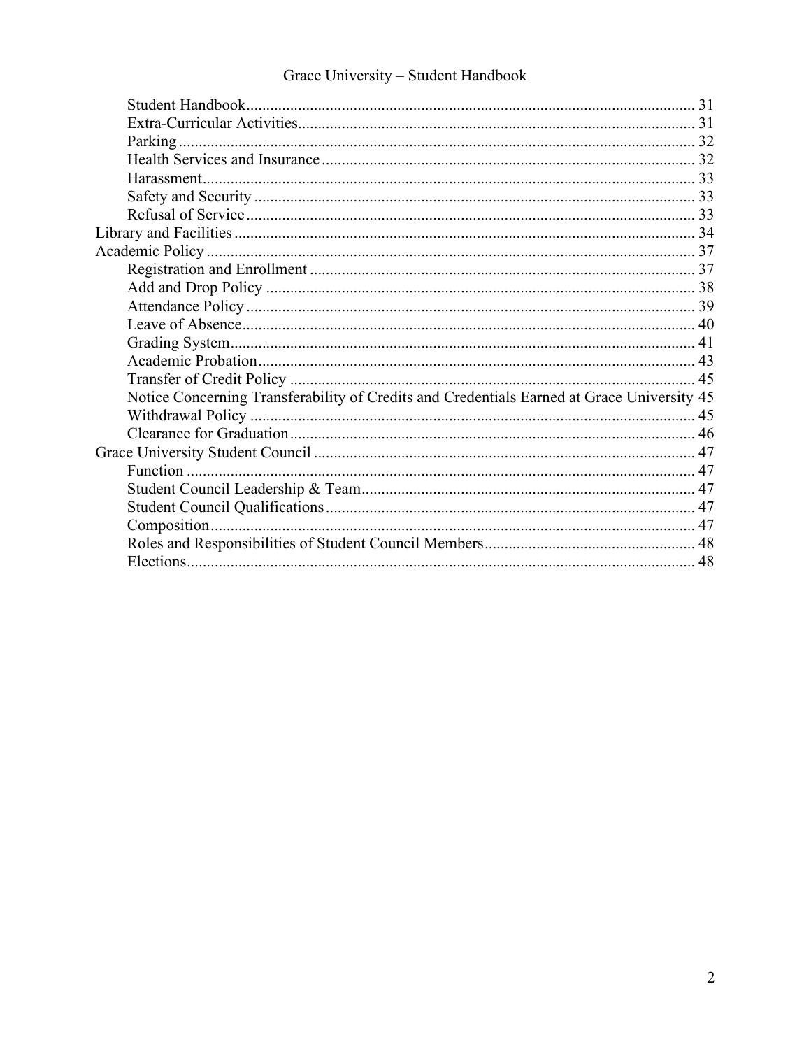Student Handbook ........ 31
Extra-Curricular Activities ........ 31
Parking ........ 32
Health Services and Insurance ........ 32
Harassment ........ 33
Safety and Security ........ 33
Refusal of Service ........ 33

Library and Facilities ........ 34

Academic Policy ........ 37
Registration and Enrollment ........ 37
Add and Drop Policy ........ 38
Attendance Policy ........ 39
Leave of Absence ........ 40
Grading System ........ 41
Academic Probation ........ 43
Transfer of Credit Policy ........ 45
Notice Concerning Transferability of Credits and Credentials Earned at Grace University 45
Withdrawal Policy ........ 45
Clearance for Graduation ........ 46

Grace University Student Council ........ 47
Function ........ 47
Student Council Leadership & Team ........ 47
Student Council Qualifications ........ 47
Composition ........ 47
Roles and Responsibilities of Student Council Members ........ 48
Elections ........ 48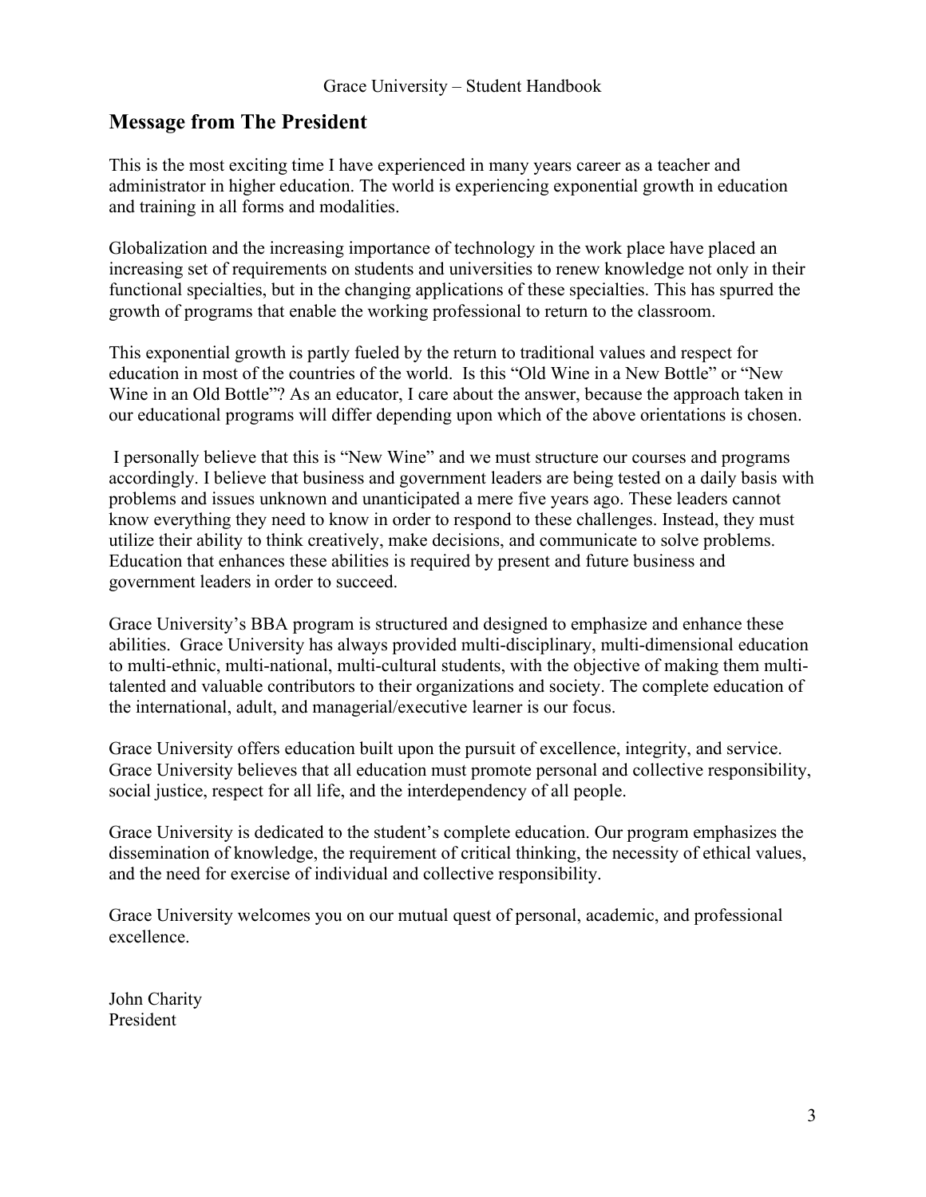## Message from The President

This is the most exciting time I have experienced in many years career as a teacher and administrator in higher education. The world is experiencing exponential growth in education and training in all forms and modalities.

Globalization and the increasing importance of technology in the work place have placed an increasing set of requirements on students and universities to renew knowledge not only in their functional specialties, but in the changing applications of these specialties. This has spurred the growth of programs that enable the working professional to return to the classroom.

This exponential growth is partly fueled by the return to traditional values and respect for education in most of the countries of the world. Is this "Old Wine in a New Bottle" or "New Wine in an Old Bottle"? As an educator, I care about the answer, because the approach taken in our educational programs will differ depending upon which of the above orientations is chosen.

I personally believe that this is "New Wine" and we must structure our courses and programs accordingly. I believe that business and government leaders are being tested on a daily basis with problems and issues unknown and unanticipated a mere five years ago. These leaders cannot know everything they need to know in order to respond to these challenges. Instead, they must utilize their ability to think creatively, make decisions, and communicate to solve problems. Education that enhances these abilities is required by present and future business and government leaders in order to succeed.

Grace University's BBA program is structured and designed to emphasize and enhance these abilities. Grace University has always provided multi-disciplinary, multi-dimensional education to multi-ethnic, multi-national, multi-cultural students, with the objective of making them multi-talented and valuable contributors to their organizations and society. The complete education of the international, adult, and managerial/executive learner is our focus.

Grace University offers education built upon the pursuit of excellence, integrity, and service. Grace University believes that all education must promote personal and collective responsibility, social justice, respect for all life, and the interdependency of all people.

Grace University is dedicated to the student's complete education. Our program emphasizes the dissemination of knowledge, the requirement of critical thinking, the necessity of ethical values, and the need for exercise of individual and collective responsibility.

Grace University welcomes you on our mutual quest of personal, academic, and professional excellence.

John Charity
President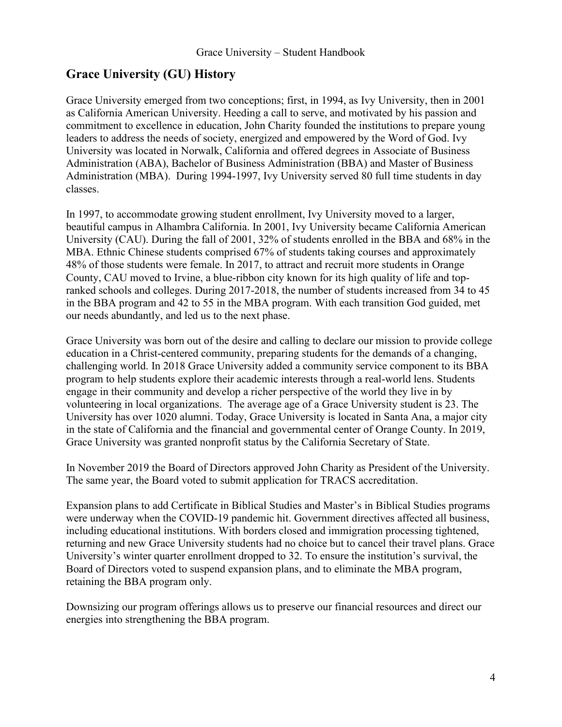## Grace University (GU) History

Grace University emerged from two conceptions; first, in 1994, as Ivy University, then in 2001 as California American University. Heeding a call to serve, and motivated by his passion and commitment to excellence in education, John Charity founded the institutions to prepare young leaders to address the needs of society, energized and empowered by the Word of God. Ivy University was located in Norwalk, California and offered degrees in Associate of Business Administration (ABA), Bachelor of Business Administration (BBA) and Master of Business Administration (MBA). During 1994-1997, Ivy University served 80 full time students in day classes.

In 1997, to accommodate growing student enrollment, Ivy University moved to a larger, beautiful campus in Alhambra California. In 2001, Ivy University became California American University (CAU). During the fall of 2001, 32% of students enrolled in the BBA and 68% in the MBA. Ethnic Chinese students comprised 67% of students taking courses and approximately 48% of those students were female. In 2017, to attract and recruit more students in Orange County, CAU moved to Irvine, a blue-ribbon city known for its high quality of life and top-ranked schools and colleges. During 2017-2018, the number of students increased from 34 to 45 in the BBA program and 42 to 55 in the MBA program. With each transition God guided, met our needs abundantly, and led us to the next phase.

Grace University was born out of the desire and calling to declare our mission to provide college education in a Christ-centered community, preparing students for the demands of a changing, challenging world. In 2018 Grace University added a community service component to its BBA program to help students explore their academic interests through a real-world lens. Students engage in their community and develop a richer perspective of the world they live in by volunteering in local organizations. The average age of a Grace University student is 23. The University has over 1020 alumni. Today, Grace University is located in Santa Ana, a major city in the state of California and the financial and governmental center of Orange County. In 2019, Grace University was granted nonprofit status by the California Secretary of State.

In November 2019 the Board of Directors approved John Charity as President of the University. The same year, the Board voted to submit application for TRACS accreditation.

Expansion plans to add Certificate in Biblical Studies and Master's in Biblical Studies programs were underway when the COVID-19 pandemic hit. Government directives affected all business, including educational institutions. With borders closed and immigration processing tightened, returning and new Grace University students had no choice but to cancel their travel plans. Grace University's winter quarter enrollment dropped to 32. To ensure the institution's survival, the Board of Directors voted to suspend expansion plans, and to eliminate the MBA program, retaining the BBA program only.

Downsizing our program offerings allows us to preserve our financial resources and direct our energies into strengthening the BBA program.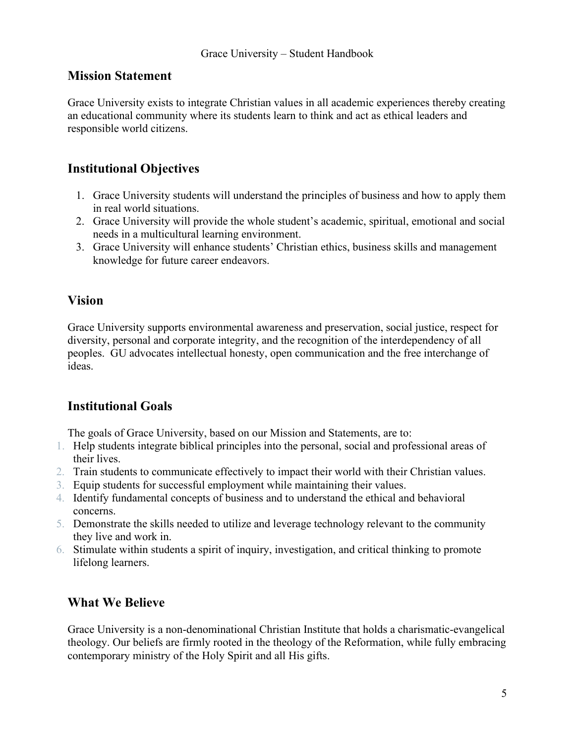## Mission Statement

Grace University exists to integrate Christian values in all academic experiences thereby creating an educational community where its students learn to think and act as ethical leaders and responsible world citizens.

## Institutional Objectives

1. Grace University students will understand the principles of business and how to apply them in real world situations.
2. Grace University will provide the whole student's academic, spiritual, emotional and social needs in a multicultural learning environment.
3. Grace University will enhance students' Christian ethics, business skills and management knowledge for future career endeavors.

## Vision

Grace University supports environmental awareness and preservation, social justice, respect for diversity, personal and corporate integrity, and the recognition of the interdependency of all peoples. GU advocates intellectual honesty, open communication and the free interchange of ideas.

## Institutional Goals

The goals of Grace University, based on our Mission and Statements, are to:

1. Help students integrate biblical principles into the personal, social and professional areas of their lives.
2. Train students to communicate effectively to impact their world with their Christian values.
3. Equip students for successful employment while maintaining their values.
4. Identify fundamental concepts of business and to understand the ethical and behavioral concerns.
5. Demonstrate the skills needed to utilize and leverage technology relevant to the community they live and work in.
6. Stimulate within students a spirit of inquiry, investigation, and critical thinking to promote lifelong learners.

## What We Believe

Grace University is a non-denominational Christian Institute that holds a charismatic-evangelical theology. Our beliefs are firmly rooted in the theology of the Reformation, while fully embracing contemporary ministry of the Holy Spirit and all His gifts.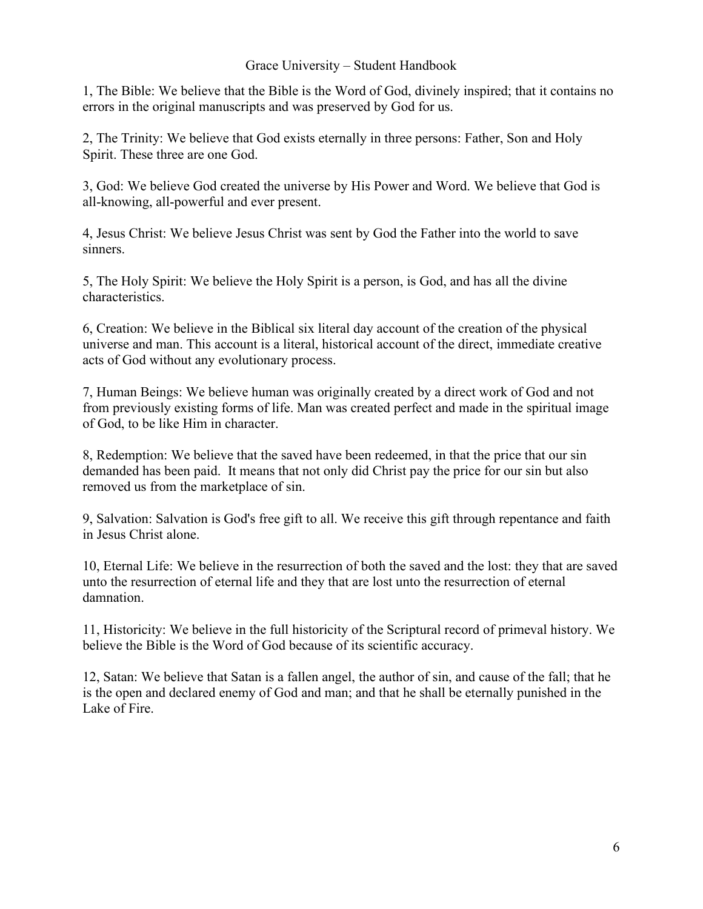1, The Bible: We believe that the Bible is the Word of God, divinely inspired; that it contains no errors in the original manuscripts and was preserved by God for us.

2, The Trinity: We believe that God exists eternally in three persons: Father, Son and Holy Spirit. These three are one God.

3, God: We believe God created the universe by His Power and Word. We believe that God is all-knowing, all-powerful and ever present.

4, Jesus Christ: We believe Jesus Christ was sent by God the Father into the world to save sinners.

5, The Holy Spirit: We believe the Holy Spirit is a person, is God, and has all the divine characteristics.

6, Creation: We believe in the Biblical six literal day account of the creation of the physical universe and man. This account is a literal, historical account of the direct, immediate creative acts of God without any evolutionary process.

7, Human Beings: We believe human was originally created by a direct work of God and not from previously existing forms of life. Man was created perfect and made in the spiritual image of God, to be like Him in character.

8, Redemption: We believe that the saved have been redeemed, in that the price that our sin demanded has been paid. It means that not only did Christ pay the price for our sin but also removed us from the marketplace of sin.

9, Salvation: Salvation is God's free gift to all. We receive this gift through repentance and faith in Jesus Christ alone.

10, Eternal Life: We believe in the resurrection of both the saved and the lost: they that are saved unto the resurrection of eternal life and they that are lost unto the resurrection of eternal damnation.

11, Historicity: We believe in the full historicity of the Scriptural record of primeval history. We believe the Bible is the Word of God because of its scientific accuracy.

12, Satan: We believe that Satan is a fallen angel, the author of sin, and cause of the fall; that he is the open and declared enemy of God and man; and that he shall be eternally punished in the Lake of Fire.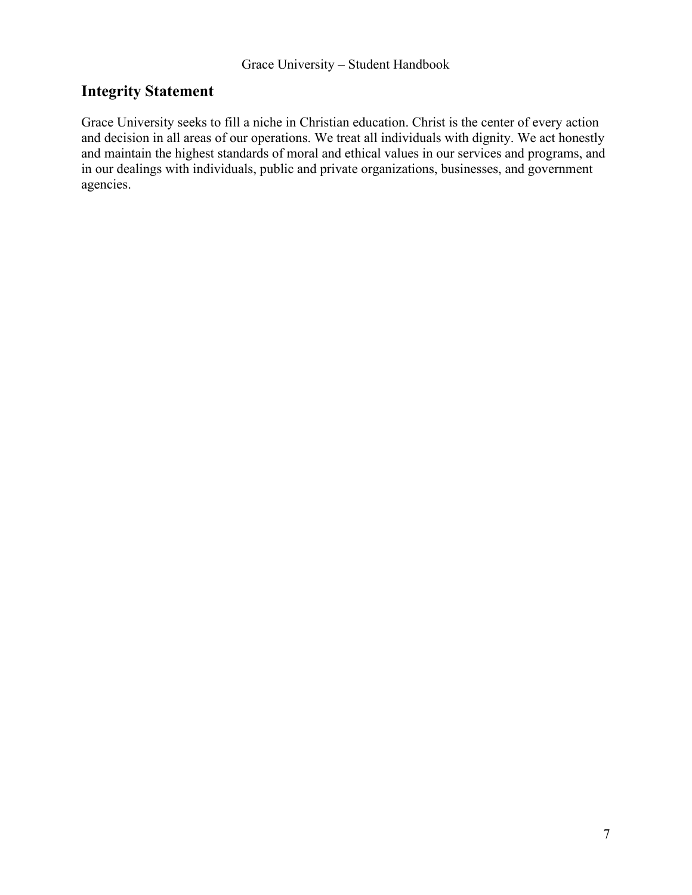## Integrity Statement

Grace University seeks to fill a niche in Christian education. Christ is the center of every action and decision in all areas of our operations. We treat all individuals with dignity. We act honestly and maintain the highest standards of moral and ethical values in our services and programs, and in our dealings with individuals, public and private organizations, businesses, and government agencies.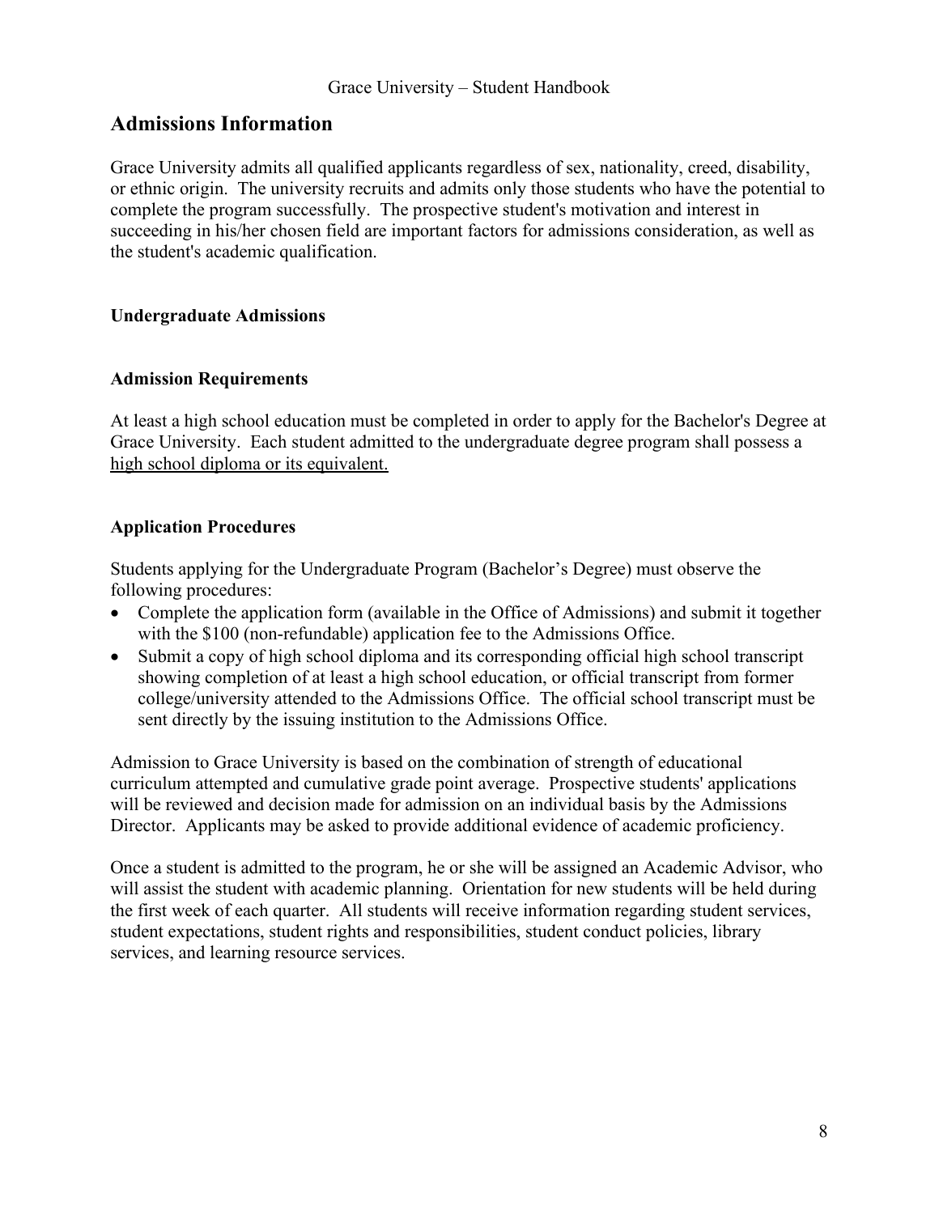## Admissions Information

Grace University admits all qualified applicants regardless of sex, nationality, creed, disability, or ethnic origin. The university recruits and admits only those students who have the potential to complete the program successfully. The prospective student's motivation and interest in succeeding in his/her chosen field are important factors for admissions consideration, as well as the student's academic qualification.

### Undergraduate Admissions

#### Admission Requirements

At least a high school education must be completed in order to apply for the Bachelor's Degree at Grace University. Each student admitted to the undergraduate degree program shall possess a <u>high school diploma or its equivalent.</u>

#### Application Procedures

Students applying for the Undergraduate Program (Bachelor's Degree) must observe the following procedures:

- Complete the application form (available in the Office of Admissions) and submit it together with the $100 (non-refundable) application fee to the Admissions Office.
- Submit a copy of high school diploma and its corresponding official high school transcript showing completion of at least a high school education, or official transcript from former college/university attended to the Admissions Office. The official school transcript must be sent directly by the issuing institution to the Admissions Office.

Admission to Grace University is based on the combination of strength of educational curriculum attempted and cumulative grade point average. Prospective students' applications will be reviewed and decision made for admission on an individual basis by the Admissions Director. Applicants may be asked to provide additional evidence of academic proficiency.

Once a student is admitted to the program, he or she will be assigned an Academic Advisor, who will assist the student with academic planning. Orientation for new students will be held during the first week of each quarter. All students will receive information regarding student services, student expectations, student rights and responsibilities, student conduct policies, library services, and learning resource services.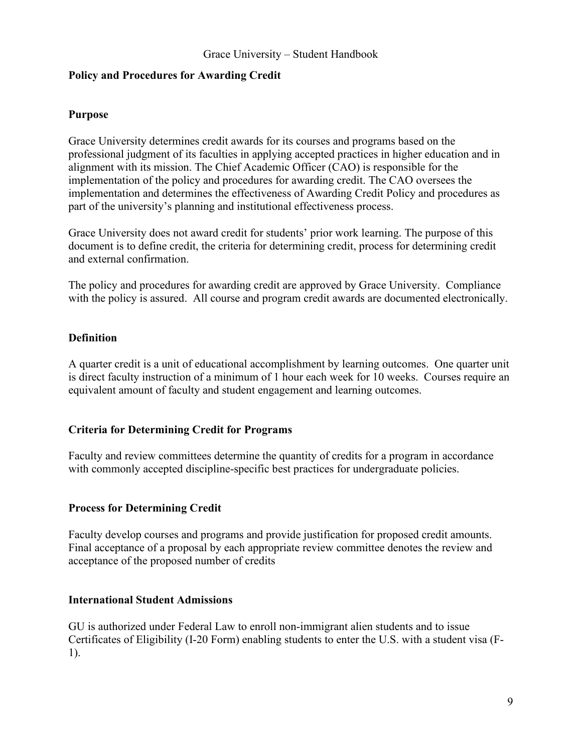## Policy and Procedures for Awarding Credit

### Purpose

Grace University determines credit awards for its courses and programs based on the professional judgment of its faculties in applying accepted practices in higher education and in alignment with its mission. The Chief Academic Officer (CAO) is responsible for the implementation of the policy and procedures for awarding credit. The CAO oversees the implementation and determines the effectiveness of Awarding Credit Policy and procedures as part of the university's planning and institutional effectiveness process.

Grace University does not award credit for students' prior work learning. The purpose of this document is to define credit, the criteria for determining credit, process for determining credit and external confirmation.

The policy and procedures for awarding credit are approved by Grace University. Compliance with the policy is assured. All course and program credit awards are documented electronically.

### Definition

A quarter credit is a unit of educational accomplishment by learning outcomes. One quarter unit is direct faculty instruction of a minimum of 1 hour each week for 10 weeks. Courses require an equivalent amount of faculty and student engagement and learning outcomes.

### Criteria for Determining Credit for Programs

Faculty and review committees determine the quantity of credits for a program in accordance with commonly accepted discipline-specific best practices for undergraduate policies.

### Process for Determining Credit

Faculty develop courses and programs and provide justification for proposed credit amounts. Final acceptance of a proposal by each appropriate review committee denotes the review and acceptance of the proposed number of credits

### International Student Admissions

GU is authorized under Federal Law to enroll non-immigrant alien students and to issue Certificates of Eligibility (I-20 Form) enabling students to enter the U.S. with a student visa (F-1).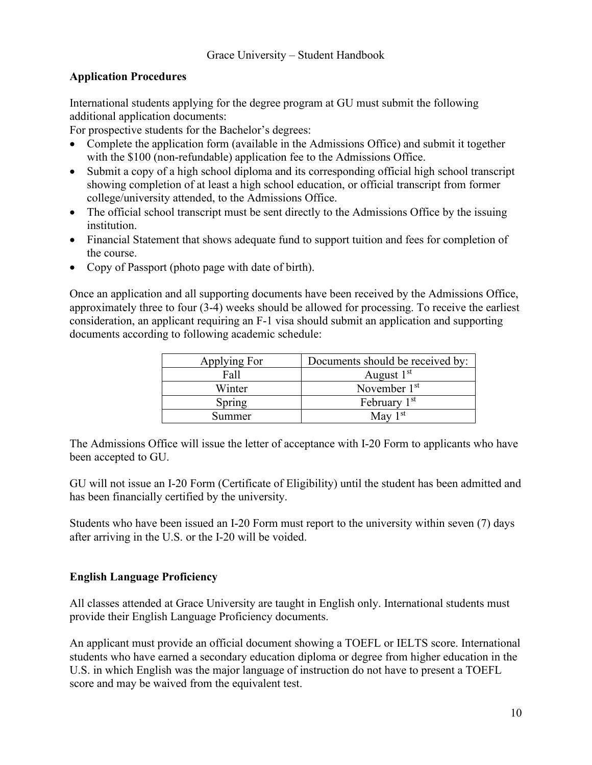## Application Procedures

International students applying for the degree program at GU must submit the following additional application documents:

For prospective students for the Bachelor's degrees:

- Complete the application form (available in the Admissions Office) and submit it together with the $100 (non-refundable) application fee to the Admissions Office.
- Submit a copy of a high school diploma and its corresponding official high school transcript showing completion of at least a high school education, or official transcript from former college/university attended, to the Admissions Office.
- The official school transcript must be sent directly to the Admissions Office by the issuing institution.
- Financial Statement that shows adequate fund to support tuition and fees for completion of the course.
- Copy of Passport (photo page with date of birth).

Once an application and all supporting documents have been received by the Admissions Office, approximately three to four (3-4) weeks should be allowed for processing. To receive the earliest consideration, an applicant requiring an F-1 visa should submit an application and supporting documents according to following academic schedule:

| Applying For | Documents should be received by: |
| --- | --- |
| Fall | August 1st |
| Winter | November 1st |
| Spring | February 1st |
| Summer | May 1st |

The Admissions Office will issue the letter of acceptance with I-20 Form to applicants who have been accepted to GU.

GU will not issue an I-20 Form (Certificate of Eligibility) until the student has been admitted and has been financially certified by the university.

Students who have been issued an I-20 Form must report to the university within seven (7) days after arriving in the U.S. or the I-20 will be voided.

## English Language Proficiency

All classes attended at Grace University are taught in English only. International students must provide their English Language Proficiency documents.

An applicant must provide an official document showing a TOEFL or IELTS score. International students who have earned a secondary education diploma or degree from higher education in the U.S. in which English was the major language of instruction do not have to present a TOEFL score and may be waived from the equivalent test.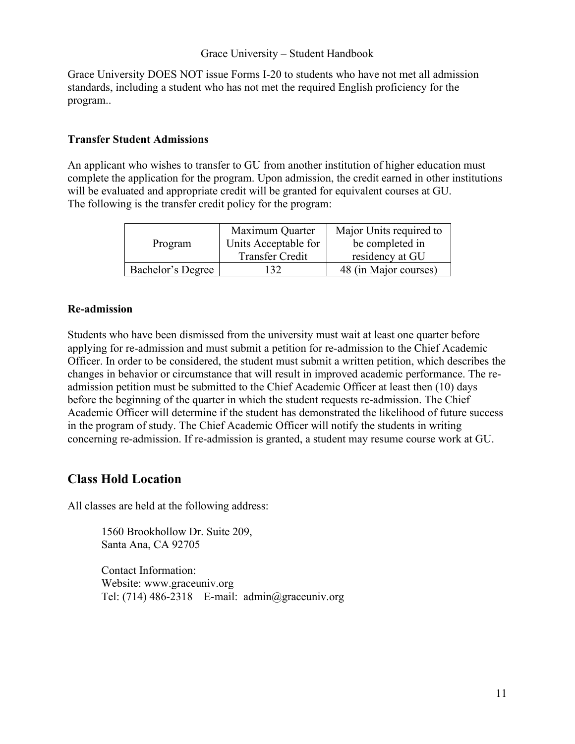Grace University DOES NOT issue Forms I-20 to students who have not met all admission standards, including a student who has not met the required English proficiency for the program..

### Transfer Student Admissions

An applicant who wishes to transfer to GU from another institution of higher education must complete the application for the program. Upon admission, the credit earned in other institutions will be evaluated and appropriate credit will be granted for equivalent courses at GU.
The following is the transfer credit policy for the program:

| Program | Maximum Quarter Units Acceptable for Transfer Credit | Major Units required to be completed in residency at GU |
|---|---|---|
| Bachelor's Degree | 132 | 48 (in Major courses) |

### Re-admission

Students who have been dismissed from the university must wait at least one quarter before applying for re-admission and must submit a petition for re-admission to the Chief Academic Officer. In order to be considered, the student must submit a written petition, which describes the changes in behavior or circumstance that will result in improved academic performance. The re-admission petition must be submitted to the Chief Academic Officer at least then (10) days before the beginning of the quarter in which the student requests re-admission. The Chief Academic Officer will determine if the student has demonstrated the likelihood of future success in the program of study. The Chief Academic Officer will notify the students in writing concerning re-admission. If re-admission is granted, a student may resume course work at GU.

## Class Hold Location

All classes are held at the following address:

1560 Brookhollow Dr. Suite 209,
Santa Ana, CA 92705

Contact Information:
Website: www.graceuniv.org
Tel: (714) 486-2318    E-mail: admin@graceuniv.org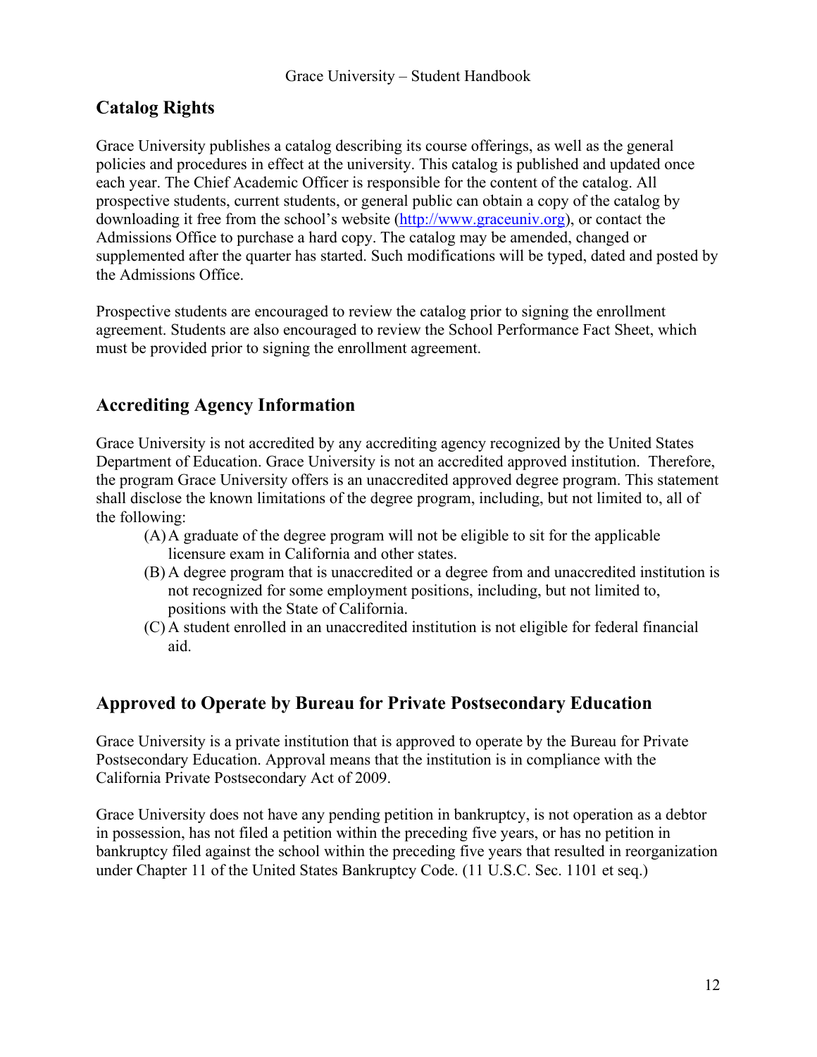## Catalog Rights

Grace University publishes a catalog describing its course offerings, as well as the general policies and procedures in effect at the university. This catalog is published and updated once each year. The Chief Academic Officer is responsible for the content of the catalog. All prospective students, current students, or general public can obtain a copy of the catalog by downloading it free from the school's website (http://www.graceuniv.org), or contact the Admissions Office to purchase a hard copy. The catalog may be amended, changed or supplemented after the quarter has started. Such modifications will be typed, dated and posted by the Admissions Office.

Prospective students are encouraged to review the catalog prior to signing the enrollment agreement. Students are also encouraged to review the School Performance Fact Sheet, which must be provided prior to signing the enrollment agreement.

## Accrediting Agency Information

Grace University is not accredited by any accrediting agency recognized by the United States Department of Education. Grace University is not an accredited approved institution. Therefore, the program Grace University offers is an unaccredited approved degree program. This statement shall disclose the known limitations of the degree program, including, but not limited to, all of the following:

(A) A graduate of the degree program will not be eligible to sit for the applicable licensure exam in California and other states.

(B) A degree program that is unaccredited or a degree from and unaccredited institution is not recognized for some employment positions, including, but not limited to, positions with the State of California.

(C) A student enrolled in an unaccredited institution is not eligible for federal financial aid.

## Approved to Operate by Bureau for Private Postsecondary Education

Grace University is a private institution that is approved to operate by the Bureau for Private Postsecondary Education. Approval means that the institution is in compliance with the California Private Postsecondary Act of 2009.

Grace University does not have any pending petition in bankruptcy, is not operation as a debtor in possession, has not filed a petition within the preceding five years, or has no petition in bankruptcy filed against the school within the preceding five years that resulted in reorganization under Chapter 11 of the United States Bankruptcy Code. (11 U.S.C. Sec. 1101 et seq.)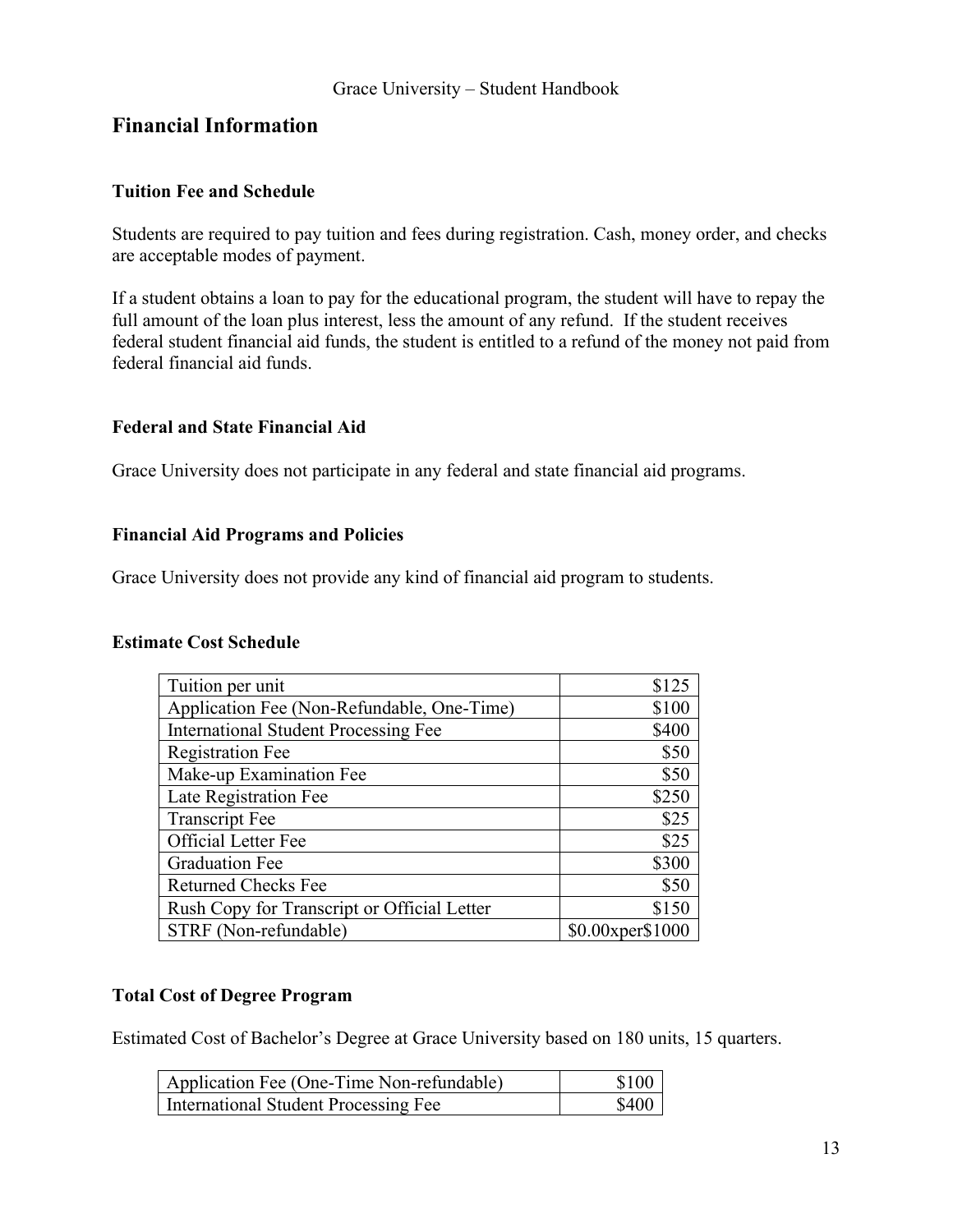## Financial Information

### Tuition Fee and Schedule

Students are required to pay tuition and fees during registration. Cash, money order, and checks are acceptable modes of payment.

If a student obtains a loan to pay for the educational program, the student will have to repay the full amount of the loan plus interest, less the amount of any refund. If the student receives federal student financial aid funds, the student is entitled to a refund of the money not paid from federal financial aid funds.

### Federal and State Financial Aid

Grace University does not participate in any federal and state financial aid programs.

### Financial Aid Programs and Policies

Grace University does not provide any kind of financial aid program to students.

### Estimate Cost Schedule

| | |
|---|---:|
| Tuition per unit | $125 |
| Application Fee (Non-Refundable, One-Time) | $100 |
| International Student Processing Fee | $400 |
| Registration Fee | $50 |
| Make-up Examination Fee | $50 |
| Late Registration Fee | $250 |
| Transcript Fee | $25 |
| Official Letter Fee | $25 |
| Graduation Fee | $300 |
| Returned Checks Fee | $50 |
| Rush Copy for Transcript or Official Letter | $150 |
| STRF (Non-refundable) | $0.00xper$1000 |

### Total Cost of Degree Program

Estimated Cost of Bachelor's Degree at Grace University based on 180 units, 15 quarters.

| | |
|---|---:|
| Application Fee (One-Time Non-refundable) | $100 |
| International Student Processing Fee | $400 |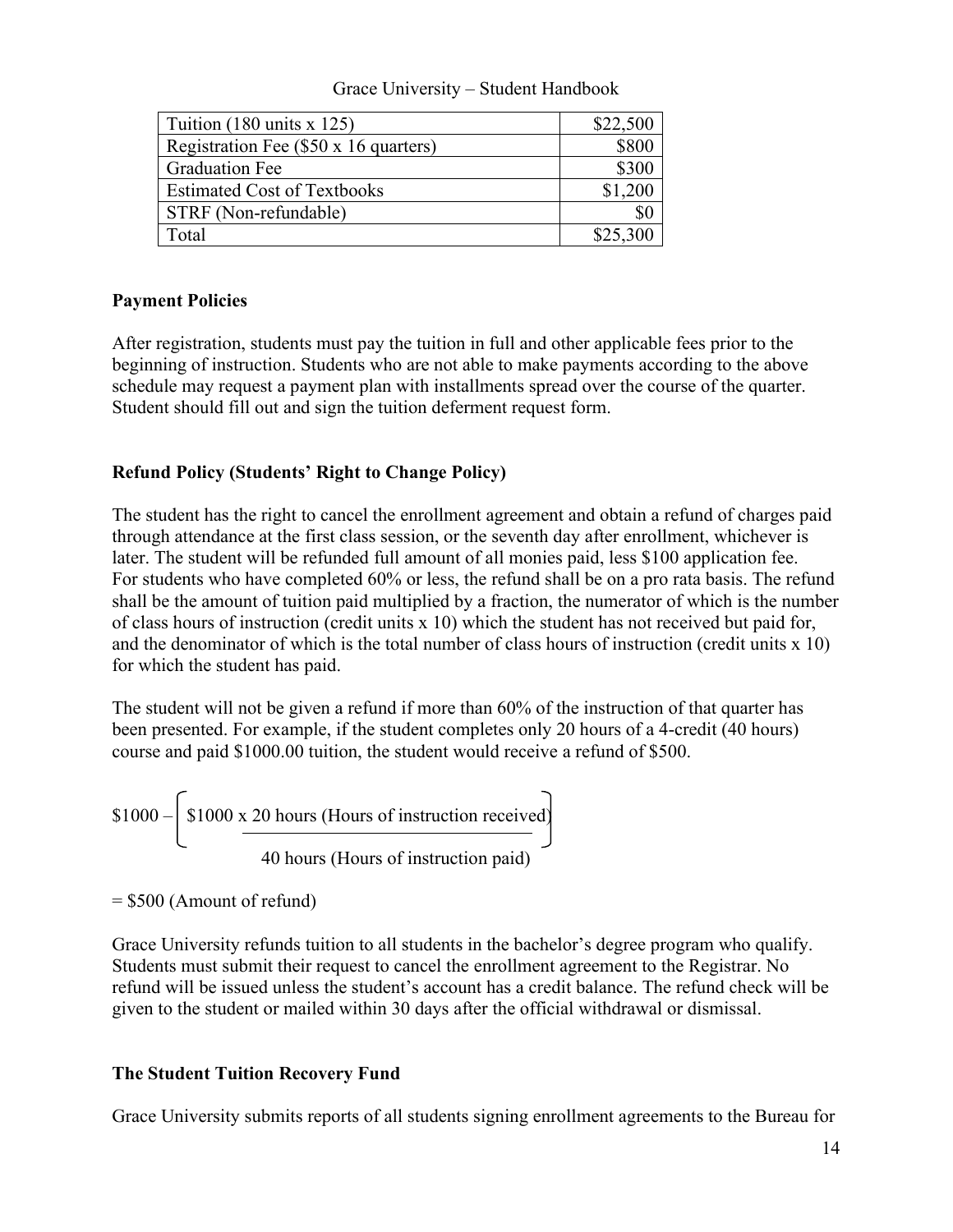| Tuition (180 units x 125) | \$22,500 |
|---|---|
| Registration Fee (\$50 x 16 quarters) | \$800 |
| Graduation Fee | \$300 |
| Estimated Cost of Textbooks | \$1,200 |
| STRF (Non-refundable) | \$0 |
| Total | \$25,300 |

**Payment Policies**

After registration, students must pay the tuition in full and other applicable fees prior to the beginning of instruction. Students who are not able to make payments according to the above schedule may request a payment plan with installments spread over the course of the quarter. Student should fill out and sign the tuition deferment request form.

**Refund Policy (Students' Right to Change Policy)**

The student has the right to cancel the enrollment agreement and obtain a refund of charges paid through attendance at the first class session, or the seventh day after enrollment, whichever is later. The student will be refunded full amount of all monies paid, less \$100 application fee. For students who have completed 60% or less, the refund shall be on a pro rata basis. The refund shall be the amount of tuition paid multiplied by a fraction, the numerator of which is the number of class hours of instruction (credit units x 10) which the student has not received but paid for, and the denominator of which is the total number of class hours of instruction (credit units x 10) for which the student has paid.

The student will not be given a refund if more than 60% of the instruction of that quarter has been presented. For example, if the student completes only 20 hours of a 4-credit (40 hours) course and paid \$1000.00 tuition, the student would receive a refund of \$500.

$$\$1000 - \left( \frac{\$1000 \times 20 \text{ hours (Hours of instruction received)}}{40 \text{ hours (Hours of instruction paid)}} \right)$$

= \$500 (Amount of refund)

Grace University refunds tuition to all students in the bachelor's degree program who qualify. Students must submit their request to cancel the enrollment agreement to the Registrar. No refund will be issued unless the student's account has a credit balance. The refund check will be given to the student or mailed within 30 days after the official withdrawal or dismissal.

**The Student Tuition Recovery Fund**

Grace University submits reports of all students signing enrollment agreements to the Bureau for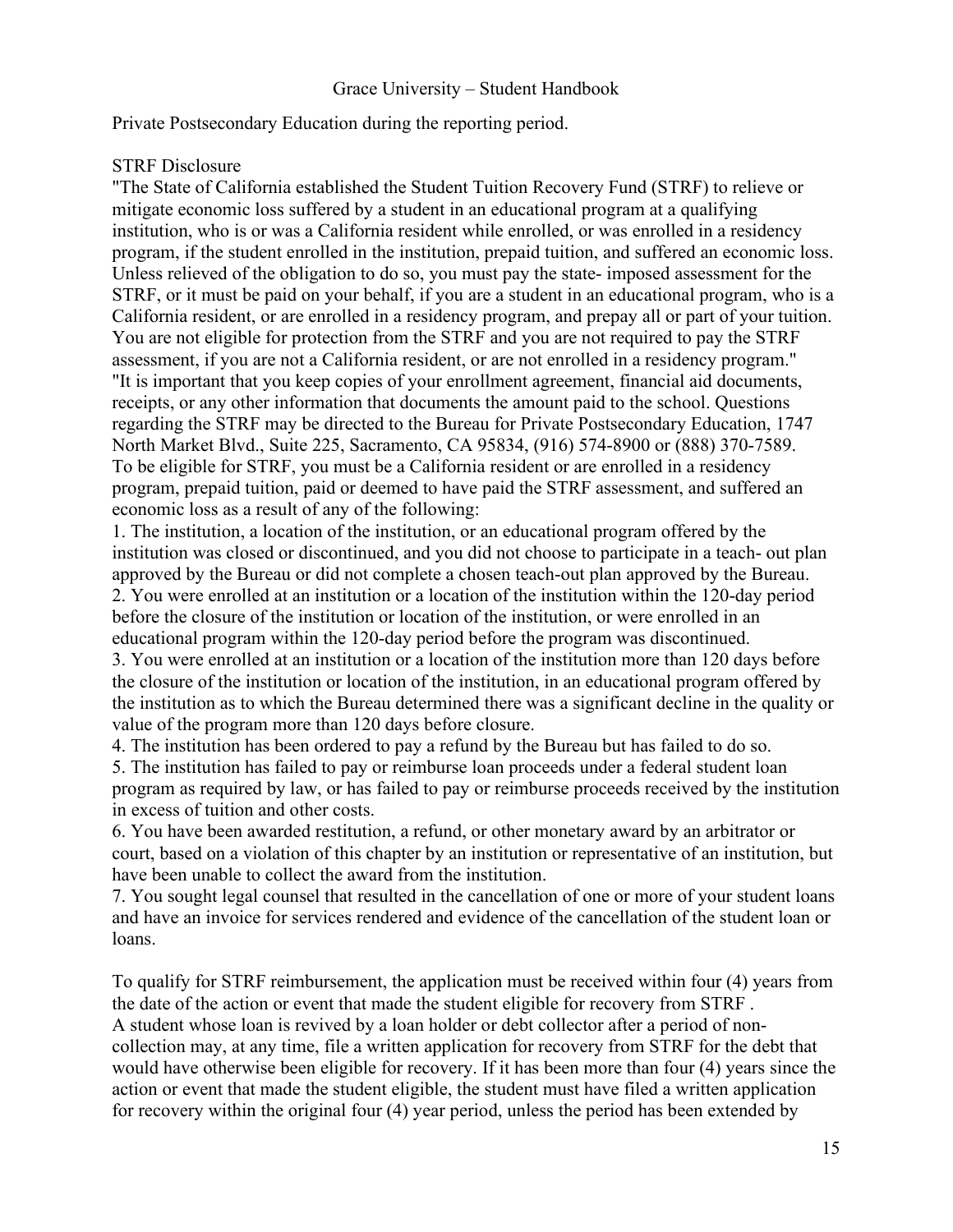Private Postsecondary Education during the reporting period.

## STRF Disclosure

"The State of California established the Student Tuition Recovery Fund (STRF) to relieve or mitigate economic loss suffered by a student in an educational program at a qualifying institution, who is or was a California resident while enrolled, or was enrolled in a residency program, if the student enrolled in the institution, prepaid tuition, and suffered an economic loss. Unless relieved of the obligation to do so, you must pay the state- imposed assessment for the STRF, or it must be paid on your behalf, if you are a student in an educational program, who is a California resident, or are enrolled in a residency program, and prepay all or part of your tuition. You are not eligible for protection from the STRF and you are not required to pay the STRF assessment, if you are not a California resident, or are not enrolled in a residency program."

"It is important that you keep copies of your enrollment agreement, financial aid documents, receipts, or any other information that documents the amount paid to the school. Questions regarding the STRF may be directed to the Bureau for Private Postsecondary Education, 1747 North Market Blvd., Suite 225, Sacramento, CA 95834, (916) 574-8900 or (888) 370-7589.

To be eligible for STRF, you must be a California resident or are enrolled in a residency program, prepaid tuition, paid or deemed to have paid the STRF assessment, and suffered an economic loss as a result of any of the following:

1. The institution, a location of the institution, or an educational program offered by the institution was closed or discontinued, and you did not choose to participate in a teach- out plan approved by the Bureau or did not complete a chosen teach-out plan approved by the Bureau.
2. You were enrolled at an institution or a location of the institution within the 120-day period before the closure of the institution or location of the institution, or were enrolled in an educational program within the 120-day period before the program was discontinued.
3. You were enrolled at an institution or a location of the institution more than 120 days before the closure of the institution or location of the institution, in an educational program offered by the institution as to which the Bureau determined there was a significant decline in the quality or value of the program more than 120 days before closure.
4. The institution has been ordered to pay a refund by the Bureau but has failed to do so.
5. The institution has failed to pay or reimburse loan proceeds under a federal student loan program as required by law, or has failed to pay or reimburse proceeds received by the institution in excess of tuition and other costs.
6. You have been awarded restitution, a refund, or other monetary award by an arbitrator or court, based on a violation of this chapter by an institution or representative of an institution, but have been unable to collect the award from the institution.
7. You sought legal counsel that resulted in the cancellation of one or more of your student loans and have an invoice for services rendered and evidence of the cancellation of the student loan or loans.

To qualify for STRF reimbursement, the application must be received within four (4) years from the date of the action or event that made the student eligible for recovery from STRF .

A student whose loan is revived by a loan holder or debt collector after a period of non-collection may, at any time, file a written application for recovery from STRF for the debt that would have otherwise been eligible for recovery. If it has been more than four (4) years since the action or event that made the student eligible, the student must have filed a written application for recovery within the original four (4) year period, unless the period has been extended by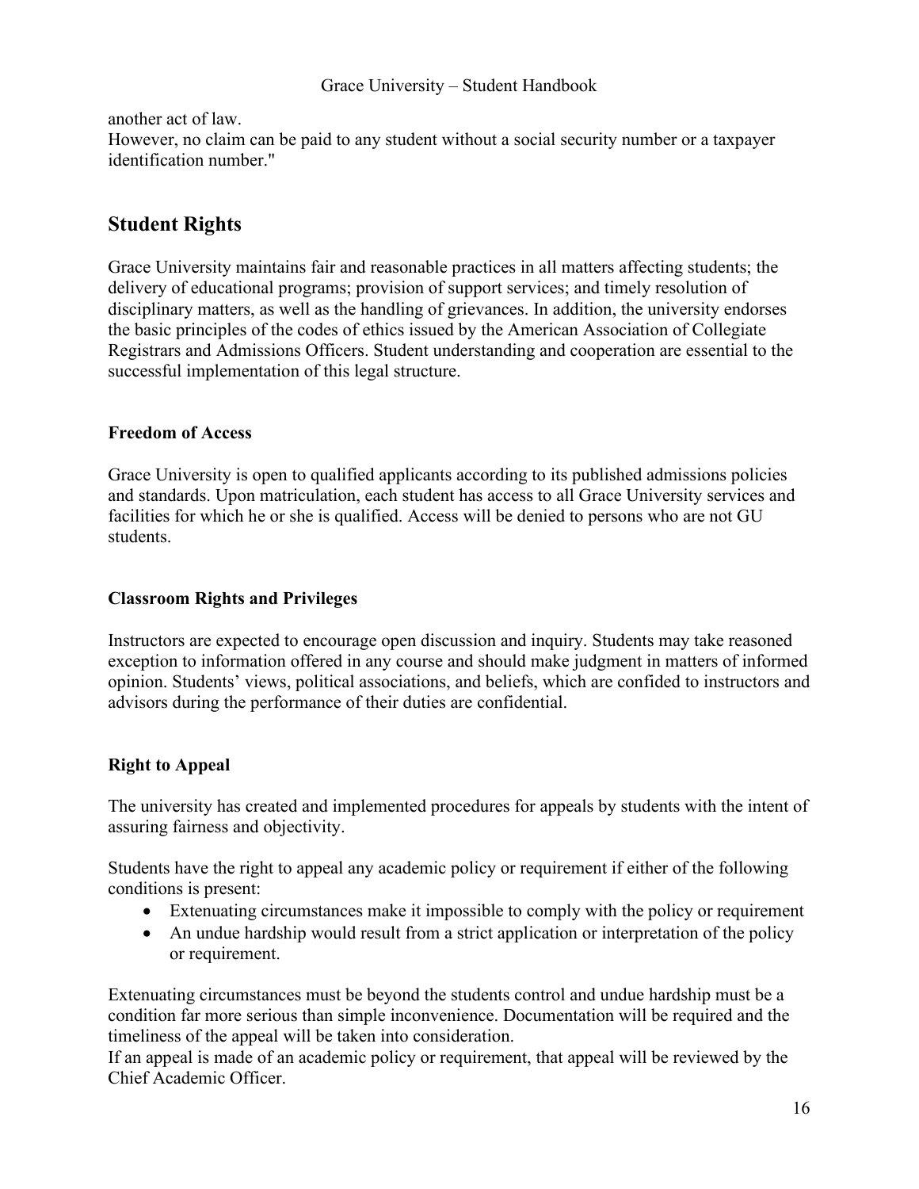another act of law.
However, no claim can be paid to any student without a social security number or a taxpayer identification number."

## Student Rights

Grace University maintains fair and reasonable practices in all matters affecting students; the delivery of educational programs; provision of support services; and timely resolution of disciplinary matters, as well as the handling of grievances. In addition, the university endorses the basic principles of the codes of ethics issued by the American Association of Collegiate Registrars and Admissions Officers. Student understanding and cooperation are essential to the successful implementation of this legal structure.

### Freedom of Access

Grace University is open to qualified applicants according to its published admissions policies and standards. Upon matriculation, each student has access to all Grace University services and facilities for which he or she is qualified. Access will be denied to persons who are not GU students.

### Classroom Rights and Privileges

Instructors are expected to encourage open discussion and inquiry. Students may take reasoned exception to information offered in any course and should make judgment in matters of informed opinion. Students' views, political associations, and beliefs, which are confided to instructors and advisors during the performance of their duties are confidential.

### Right to Appeal

The university has created and implemented procedures for appeals by students with the intent of assuring fairness and objectivity.

Students have the right to appeal any academic policy or requirement if either of the following conditions is present:

- Extenuating circumstances make it impossible to comply with the policy or requirement
- An undue hardship would result from a strict application or interpretation of the policy or requirement.

Extenuating circumstances must be beyond the students control and undue hardship must be a condition far more serious than simple inconvenience. Documentation will be required and the timeliness of the appeal will be taken into consideration.
If an appeal is made of an academic policy or requirement, that appeal will be reviewed by the Chief Academic Officer.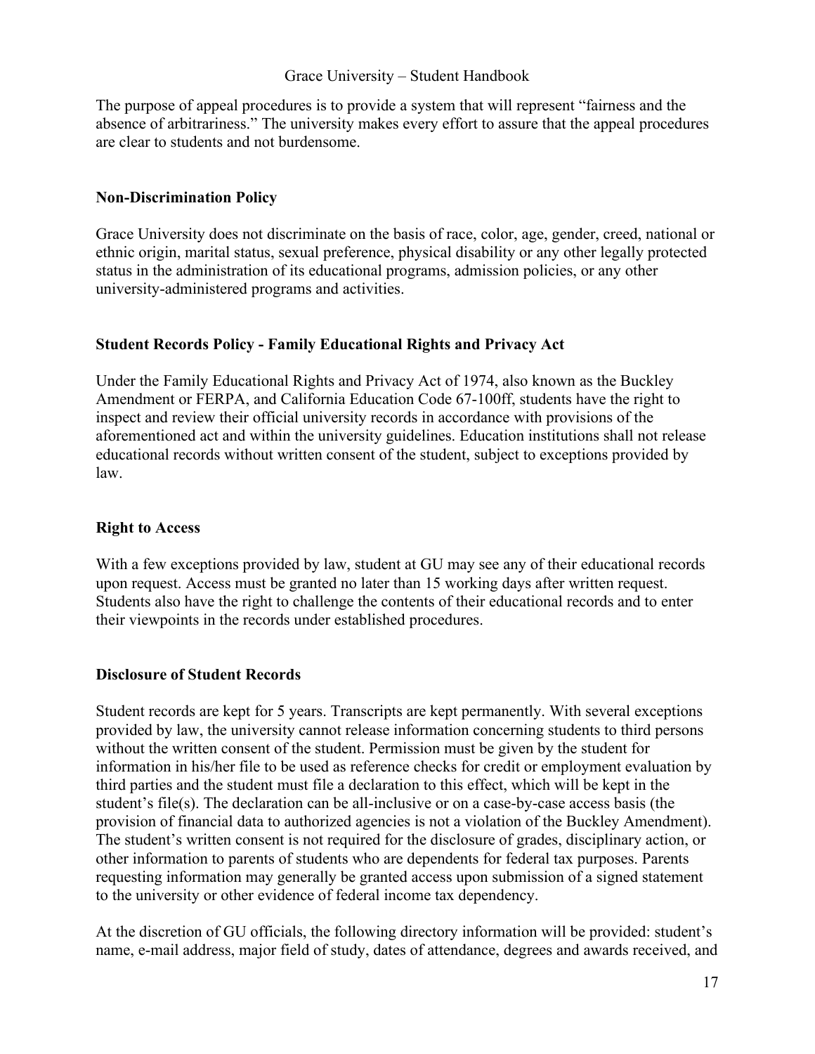The purpose of appeal procedures is to provide a system that will represent "fairness and the absence of arbitrariness." The university makes every effort to assure that the appeal procedures are clear to students and not burdensome.

### Non-Discrimination Policy

Grace University does not discriminate on the basis of race, color, age, gender, creed, national or ethnic origin, marital status, sexual preference, physical disability or any other legally protected status in the administration of its educational programs, admission policies, or any other university-administered programs and activities.

### Student Records Policy - Family Educational Rights and Privacy Act

Under the Family Educational Rights and Privacy Act of 1974, also known as the Buckley Amendment or FERPA, and California Education Code 67-100ff, students have the right to inspect and review their official university records in accordance with provisions of the aforementioned act and within the university guidelines. Education institutions shall not release educational records without written consent of the student, subject to exceptions provided by law.

### Right to Access

With a few exceptions provided by law, student at GU may see any of their educational records upon request. Access must be granted no later than 15 working days after written request. Students also have the right to challenge the contents of their educational records and to enter their viewpoints in the records under established procedures.

### Disclosure of Student Records

Student records are kept for 5 years. Transcripts are kept permanently. With several exceptions provided by law, the university cannot release information concerning students to third persons without the written consent of the student. Permission must be given by the student for information in his/her file to be used as reference checks for credit or employment evaluation by third parties and the student must file a declaration to this effect, which will be kept in the student's file(s). The declaration can be all-inclusive or on a case-by-case access basis (the provision of financial data to authorized agencies is not a violation of the Buckley Amendment). The student's written consent is not required for the disclosure of grades, disciplinary action, or other information to parents of students who are dependents for federal tax purposes. Parents requesting information may generally be granted access upon submission of a signed statement to the university or other evidence of federal income tax dependency.

At the discretion of GU officials, the following directory information will be provided: student's name, e-mail address, major field of study, dates of attendance, degrees and awards received, and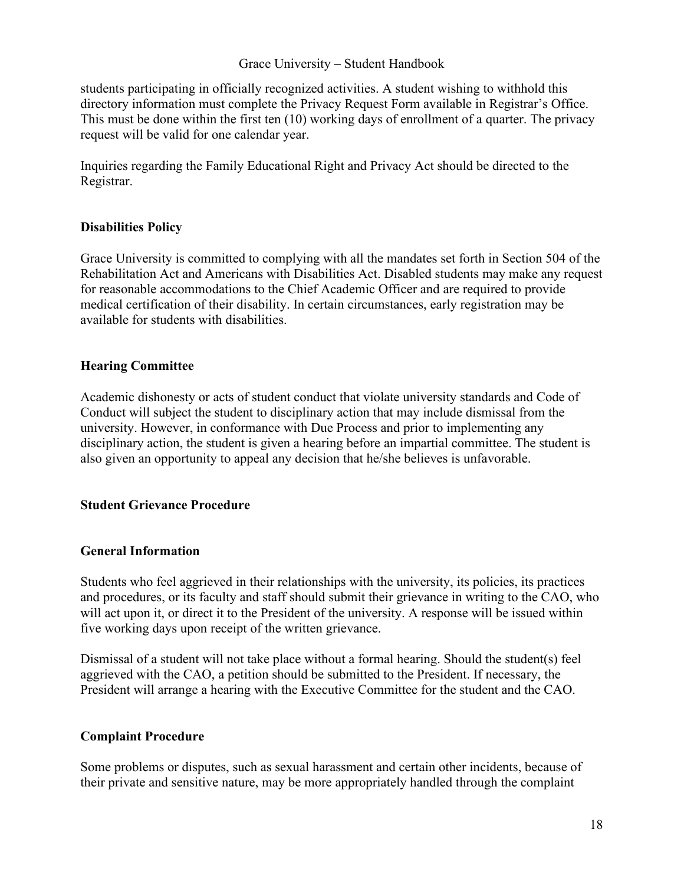students participating in officially recognized activities. A student wishing to withhold this directory information must complete the Privacy Request Form available in Registrar's Office. This must be done within the first ten (10) working days of enrollment of a quarter. The privacy request will be valid for one calendar year.

Inquiries regarding the Family Educational Right and Privacy Act should be directed to the Registrar.

## Disabilities Policy

Grace University is committed to complying with all the mandates set forth in Section 504 of the Rehabilitation Act and Americans with Disabilities Act. Disabled students may make any request for reasonable accommodations to the Chief Academic Officer and are required to provide medical certification of their disability. In certain circumstances, early registration may be available for students with disabilities.

## Hearing Committee

Academic dishonesty or acts of student conduct that violate university standards and Code of Conduct will subject the student to disciplinary action that may include dismissal from the university. However, in conformance with Due Process and prior to implementing any disciplinary action, the student is given a hearing before an impartial committee. The student is also given an opportunity to appeal any decision that he/she believes is unfavorable.

## Student Grievance Procedure

### General Information

Students who feel aggrieved in their relationships with the university, its policies, its practices and procedures, or its faculty and staff should submit their grievance in writing to the CAO, who will act upon it, or direct it to the President of the university. A response will be issued within five working days upon receipt of the written grievance.

Dismissal of a student will not take place without a formal hearing. Should the student(s) feel aggrieved with the CAO, a petition should be submitted to the President. If necessary, the President will arrange a hearing with the Executive Committee for the student and the CAO.

### Complaint Procedure

Some problems or disputes, such as sexual harassment and certain other incidents, because of their private and sensitive nature, may be more appropriately handled through the complaint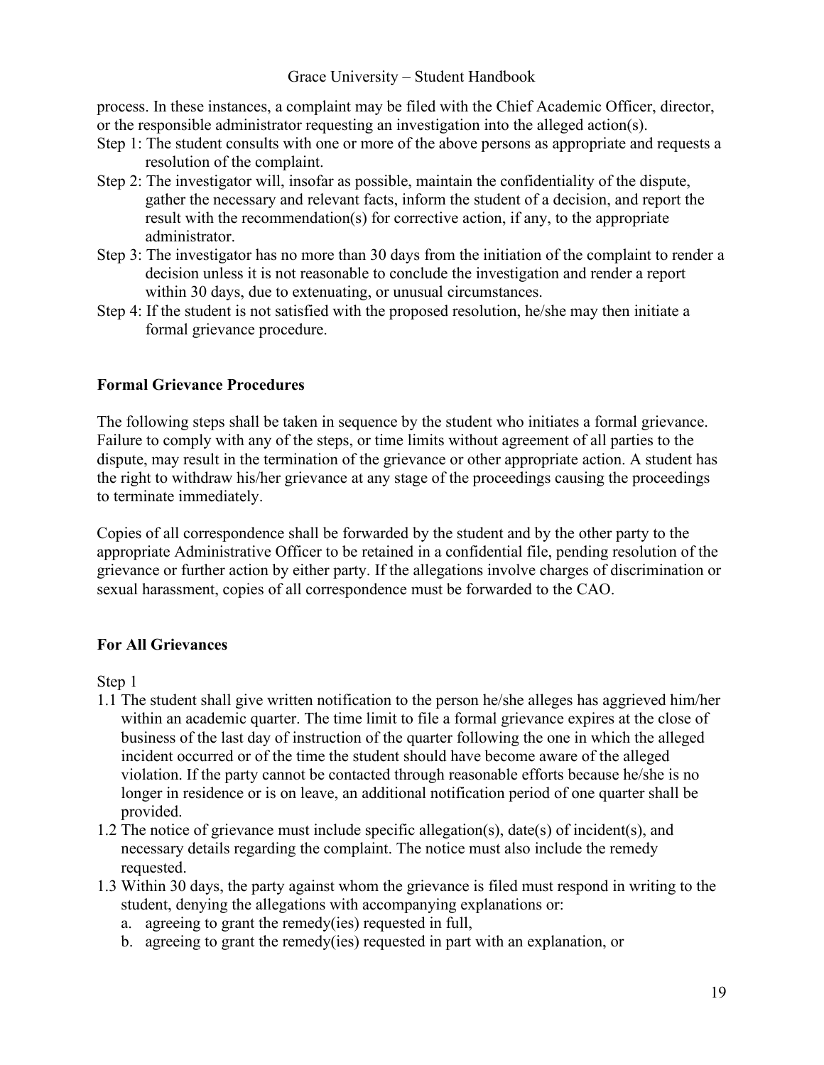process. In these instances, a complaint may be filed with the Chief Academic Officer, director, or the responsible administrator requesting an investigation into the alleged action(s).

Step 1: The student consults with one or more of the above persons as appropriate and requests a resolution of the complaint.

Step 2: The investigator will, insofar as possible, maintain the confidentiality of the dispute, gather the necessary and relevant facts, inform the student of a decision, and report the result with the recommendation(s) for corrective action, if any, to the appropriate administrator.

Step 3: The investigator has no more than 30 days from the initiation of the complaint to render a decision unless it is not reasonable to conclude the investigation and render a report within 30 days, due to extenuating, or unusual circumstances.

Step 4: If the student is not satisfied with the proposed resolution, he/she may then initiate a formal grievance procedure.

**Formal Grievance Procedures**

The following steps shall be taken in sequence by the student who initiates a formal grievance. Failure to comply with any of the steps, or time limits without agreement of all parties to the dispute, may result in the termination of the grievance or other appropriate action. A student has the right to withdraw his/her grievance at any stage of the proceedings causing the proceedings to terminate immediately.

Copies of all correspondence shall be forwarded by the student and by the other party to the appropriate Administrative Officer to be retained in a confidential file, pending resolution of the grievance or further action by either party. If the allegations involve charges of discrimination or sexual harassment, copies of all correspondence must be forwarded to the CAO.

**For All Grievances**

Step 1

1.1 The student shall give written notification to the person he/she alleges has aggrieved him/her within an academic quarter. The time limit to file a formal grievance expires at the close of business of the last day of instruction of the quarter following the one in which the alleged incident occurred or of the time the student should have become aware of the alleged violation. If the party cannot be contacted through reasonable efforts because he/she is no longer in residence or is on leave, an additional notification period of one quarter shall be provided.

1.2 The notice of grievance must include specific allegation(s), date(s) of incident(s), and necessary details regarding the complaint. The notice must also include the remedy requested.

1.3 Within 30 days, the party against whom the grievance is filed must respond in writing to the student, denying the allegations with accompanying explanations or:

   a. agreeing to grant the remedy(ies) requested in full,
   b. agreeing to grant the remedy(ies) requested in part with an explanation, or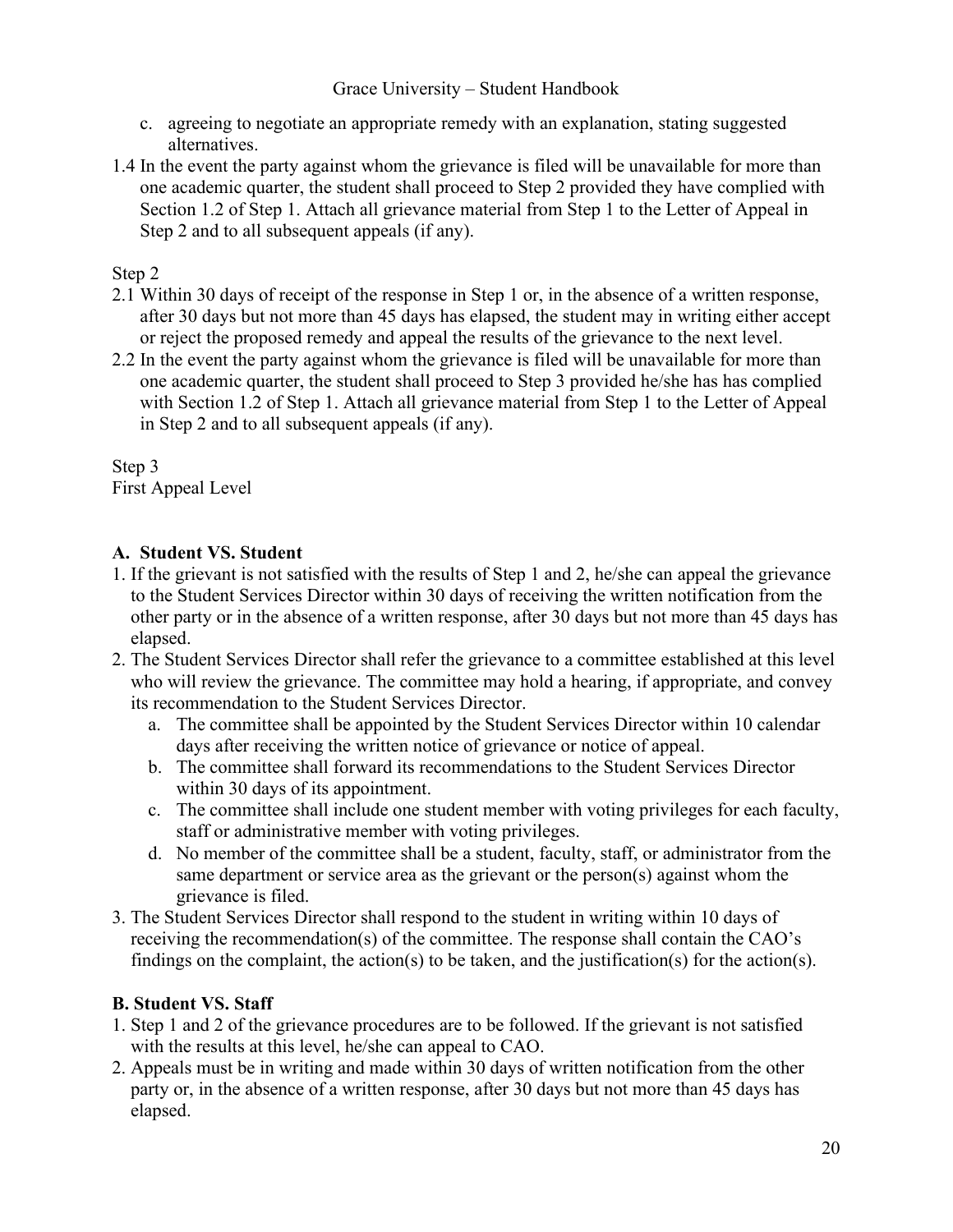c. agreeing to negotiate an appropriate remedy with an explanation, stating suggested alternatives.

1.4 In the event the party against whom the grievance is filed will be unavailable for more than one academic quarter, the student shall proceed to Step 2 provided they have complied with Section 1.2 of Step 1. Attach all grievance material from Step 1 to the Letter of Appeal in Step 2 and to all subsequent appeals (if any).

Step 2

2.1 Within 30 days of receipt of the response in Step 1 or, in the absence of a written response, after 30 days but not more than 45 days has elapsed, the student may in writing either accept or reject the proposed remedy and appeal the results of the grievance to the next level.

2.2 In the event the party against whom the grievance is filed will be unavailable for more than one academic quarter, the student shall proceed to Step 3 provided he/she has has complied with Section 1.2 of Step 1. Attach all grievance material from Step 1 to the Letter of Appeal in Step 2 and to all subsequent appeals (if any).

Step 3

First Appeal Level

**A. Student VS. Student**

1. If the grievant is not satisfied with the results of Step 1 and 2, he/she can appeal the grievance to the Student Services Director within 30 days of receiving the written notification from the other party or in the absence of a written response, after 30 days but not more than 45 days has elapsed.
2. The Student Services Director shall refer the grievance to a committee established at this level who will review the grievance. The committee may hold a hearing, if appropriate, and convey its recommendation to the Student Services Director.
   a. The committee shall be appointed by the Student Services Director within 10 calendar days after receiving the written notice of grievance or notice of appeal.
   b. The committee shall forward its recommendations to the Student Services Director within 30 days of its appointment.
   c. The committee shall include one student member with voting privileges for each faculty, staff or administrative member with voting privileges.
   d. No member of the committee shall be a student, faculty, staff, or administrator from the same department or service area as the grievant or the person(s) against whom the grievance is filed.
3. The Student Services Director shall respond to the student in writing within 10 days of receiving the recommendation(s) of the committee. The response shall contain the CAO's findings on the complaint, the action(s) to be taken, and the justification(s) for the action(s).

**B. Student VS. Staff**

1. Step 1 and 2 of the grievance procedures are to be followed. If the grievant is not satisfied with the results at this level, he/she can appeal to CAO.
2. Appeals must be in writing and made within 30 days of written notification from the other party or, in the absence of a written response, after 30 days but not more than 45 days has elapsed.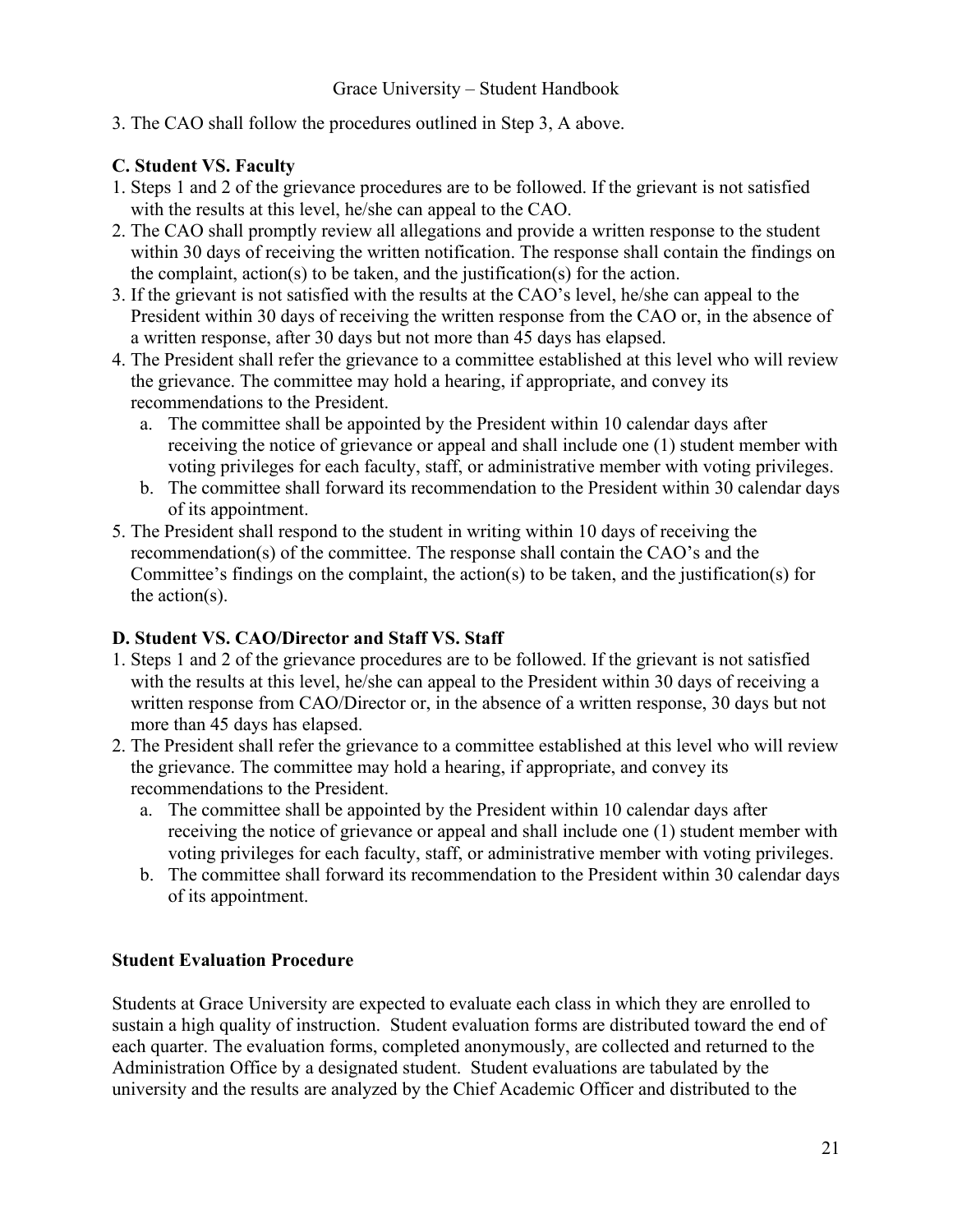3. The CAO shall follow the procedures outlined in Step 3, A above.

**C. Student VS. Faculty**

1. Steps 1 and 2 of the grievance procedures are to be followed. If the grievant is not satisfied with the results at this level, he/she can appeal to the CAO.
2. The CAO shall promptly review all allegations and provide a written response to the student within 30 days of receiving the written notification. The response shall contain the findings on the complaint, action(s) to be taken, and the justification(s) for the action.
3. If the grievant is not satisfied with the results at the CAO's level, he/she can appeal to the President within 30 days of receiving the written response from the CAO or, in the absence of a written response, after 30 days but not more than 45 days has elapsed.
4. The President shall refer the grievance to a committee established at this level who will review the grievance. The committee may hold a hearing, if appropriate, and convey its recommendations to the President.
   a. The committee shall be appointed by the President within 10 calendar days after receiving the notice of grievance or appeal and shall include one (1) student member with voting privileges for each faculty, staff, or administrative member with voting privileges.
   b. The committee shall forward its recommendation to the President within 30 calendar days of its appointment.
5. The President shall respond to the student in writing within 10 days of receiving the recommendation(s) of the committee. The response shall contain the CAO's and the Committee's findings on the complaint, the action(s) to be taken, and the justification(s) for the action(s).

**D. Student VS. CAO/Director and Staff VS. Staff**

1. Steps 1 and 2 of the grievance procedures are to be followed. If the grievant is not satisfied with the results at this level, he/she can appeal to the President within 30 days of receiving a written response from CAO/Director or, in the absence of a written response, 30 days but not more than 45 days has elapsed.
2. The President shall refer the grievance to a committee established at this level who will review the grievance. The committee may hold a hearing, if appropriate, and convey its recommendations to the President.
   a. The committee shall be appointed by the President within 10 calendar days after receiving the notice of grievance or appeal and shall include one (1) student member with voting privileges for each faculty, staff, or administrative member with voting privileges.
   b. The committee shall forward its recommendation to the President within 30 calendar days of its appointment.

**Student Evaluation Procedure**

Students at Grace University are expected to evaluate each class in which they are enrolled to sustain a high quality of instruction. Student evaluation forms are distributed toward the end of each quarter. The evaluation forms, completed anonymously, are collected and returned to the Administration Office by a designated student. Student evaluations are tabulated by the university and the results are analyzed by the Chief Academic Officer and distributed to the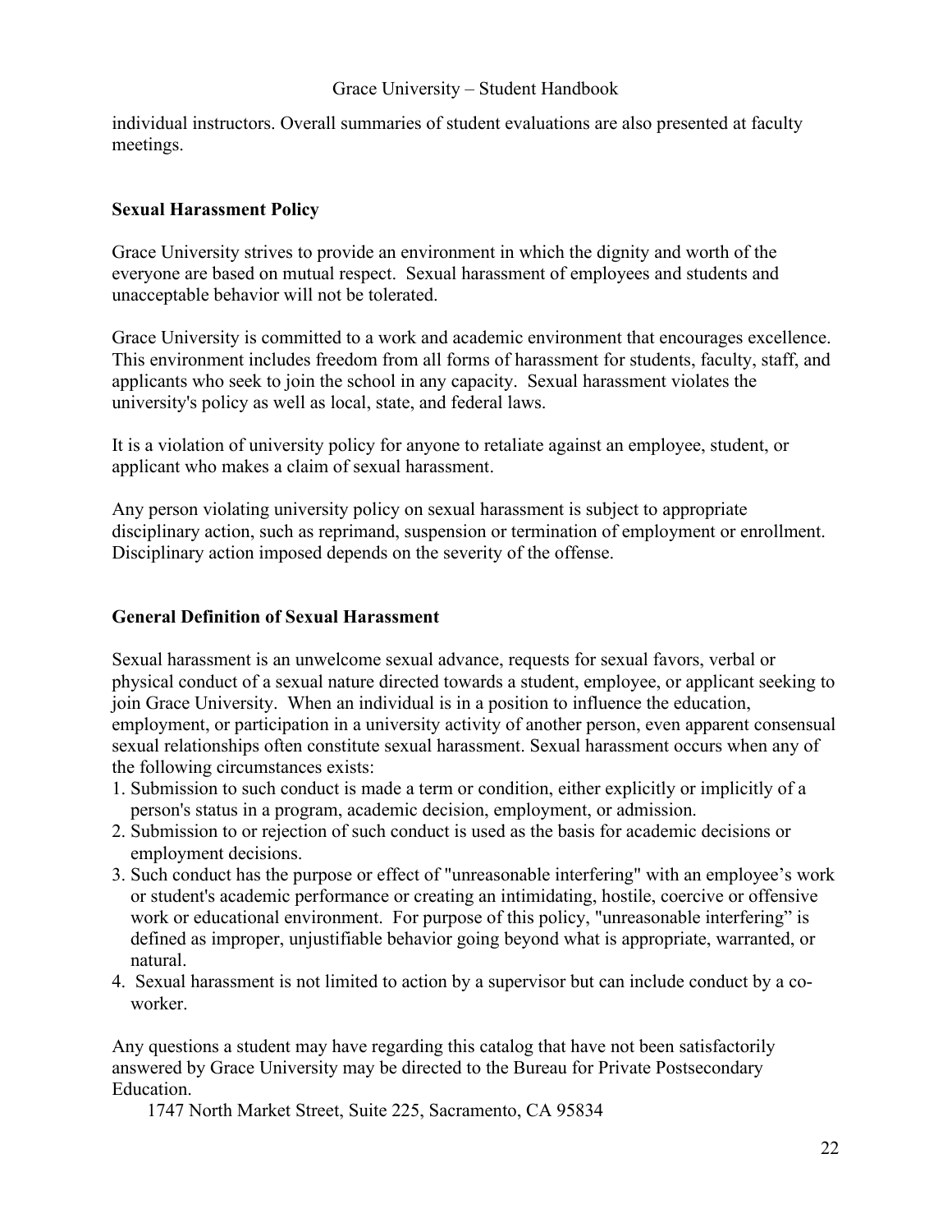individual instructors. Overall summaries of student evaluations are also presented at faculty meetings.

**Sexual Harassment Policy**

Grace University strives to provide an environment in which the dignity and worth of the everyone are based on mutual respect. Sexual harassment of employees and students and unacceptable behavior will not be tolerated.

Grace University is committed to a work and academic environment that encourages excellence. This environment includes freedom from all forms of harassment for students, faculty, staff, and applicants who seek to join the school in any capacity. Sexual harassment violates the university's policy as well as local, state, and federal laws.

It is a violation of university policy for anyone to retaliate against an employee, student, or applicant who makes a claim of sexual harassment.

Any person violating university policy on sexual harassment is subject to appropriate disciplinary action, such as reprimand, suspension or termination of employment or enrollment. Disciplinary action imposed depends on the severity of the offense.

**General Definition of Sexual Harassment**

Sexual harassment is an unwelcome sexual advance, requests for sexual favors, verbal or physical conduct of a sexual nature directed towards a student, employee, or applicant seeking to join Grace University. When an individual is in a position to influence the education, employment, or participation in a university activity of another person, even apparent consensual sexual relationships often constitute sexual harassment. Sexual harassment occurs when any of the following circumstances exists:

1. Submission to such conduct is made a term or condition, either explicitly or implicitly of a person's status in a program, academic decision, employment, or admission.
2. Submission to or rejection of such conduct is used as the basis for academic decisions or employment decisions.
3. Such conduct has the purpose or effect of "unreasonable interfering" with an employee's work or student's academic performance or creating an intimidating, hostile, coercive or offensive work or educational environment. For purpose of this policy, "unreasonable interfering" is defined as improper, unjustifiable behavior going beyond what is appropriate, warranted, or natural.
4. Sexual harassment is not limited to action by a supervisor but can include conduct by a co-worker.

Any questions a student may have regarding this catalog that have not been satisfactorily answered by Grace University may be directed to the Bureau for Private Postsecondary Education.

1747 North Market Street, Suite 225, Sacramento, CA 95834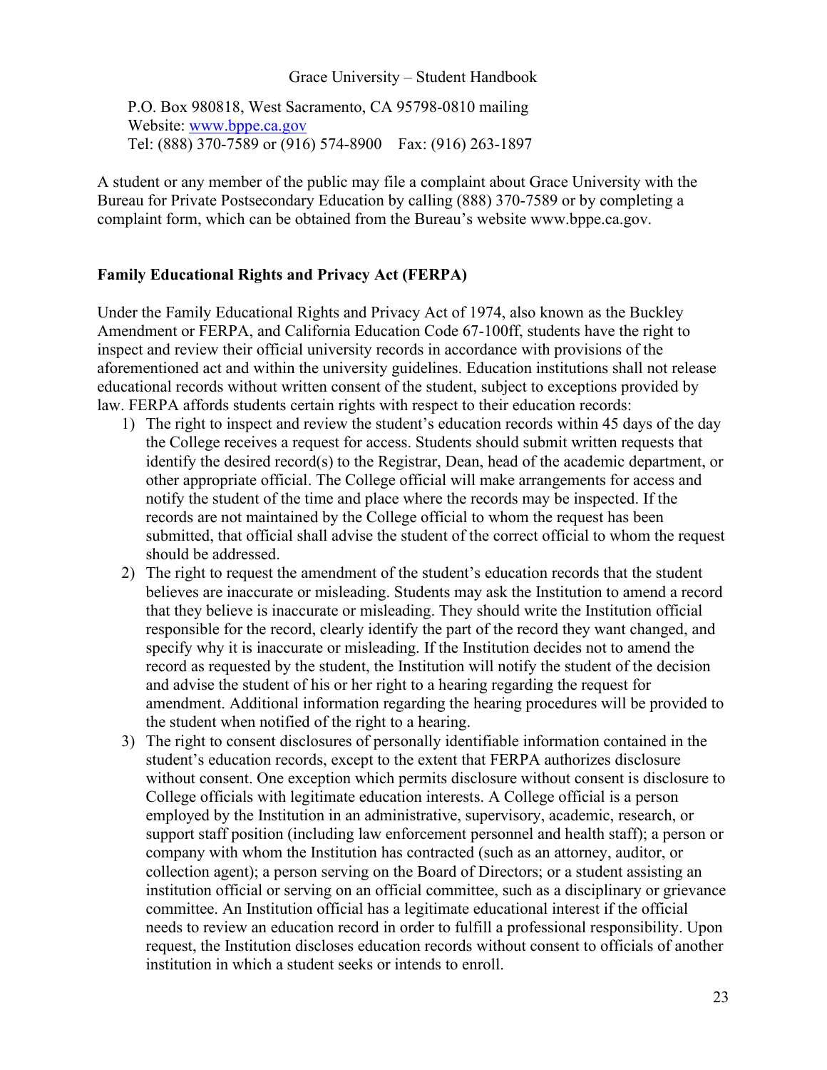P.O. Box 980818, West Sacramento, CA 95798-0810 mailing
Website: [www.bppe.ca.gov](http://www.bppe.ca.gov)
Tel: (888) 370-7589 or (916) 574-8900 Fax: (916) 263-1897

A student or any member of the public may file a complaint about Grace University with the Bureau for Private Postsecondary Education by calling (888) 370-7589 or by completing a complaint form, which can be obtained from the Bureau's website www.bppe.ca.gov.

**Family Educational Rights and Privacy Act (FERPA)**

Under the Family Educational Rights and Privacy Act of 1974, also known as the Buckley Amendment or FERPA, and California Education Code 67-100ff, students have the right to inspect and review their official university records in accordance with provisions of the aforementioned act and within the university guidelines. Education institutions shall not release educational records without written consent of the student, subject to exceptions provided by law. FERPA affords students certain rights with respect to their education records:

1) The right to inspect and review the student's education records within 45 days of the day the College receives a request for access. Students should submit written requests that identify the desired record(s) to the Registrar, Dean, head of the academic department, or other appropriate official. The College official will make arrangements for access and notify the student of the time and place where the records may be inspected. If the records are not maintained by the College official to whom the request has been submitted, that official shall advise the student of the correct official to whom the request should be addressed.
2) The right to request the amendment of the student's education records that the student believes are inaccurate or misleading. Students may ask the Institution to amend a record that they believe is inaccurate or misleading. They should write the Institution official responsible for the record, clearly identify the part of the record they want changed, and specify why it is inaccurate or misleading. If the Institution decides not to amend the record as requested by the student, the Institution will notify the student of the decision and advise the student of his or her right to a hearing regarding the request for amendment. Additional information regarding the hearing procedures will be provided to the student when notified of the right to a hearing.
3) The right to consent disclosures of personally identifiable information contained in the student's education records, except to the extent that FERPA authorizes disclosure without consent. One exception which permits disclosure without consent is disclosure to College officials with legitimate education interests. A College official is a person employed by the Institution in an administrative, supervisory, academic, research, or support staff position (including law enforcement personnel and health staff); a person or company with whom the Institution has contracted (such as an attorney, auditor, or collection agent); a person serving on the Board of Directors; or a student assisting an institution official or serving on an official committee, such as a disciplinary or grievance committee. An Institution official has a legitimate educational interest if the official needs to review an education record in order to fulfill a professional responsibility. Upon request, the Institution discloses education records without consent to officials of another institution in which a student seeks or intends to enroll.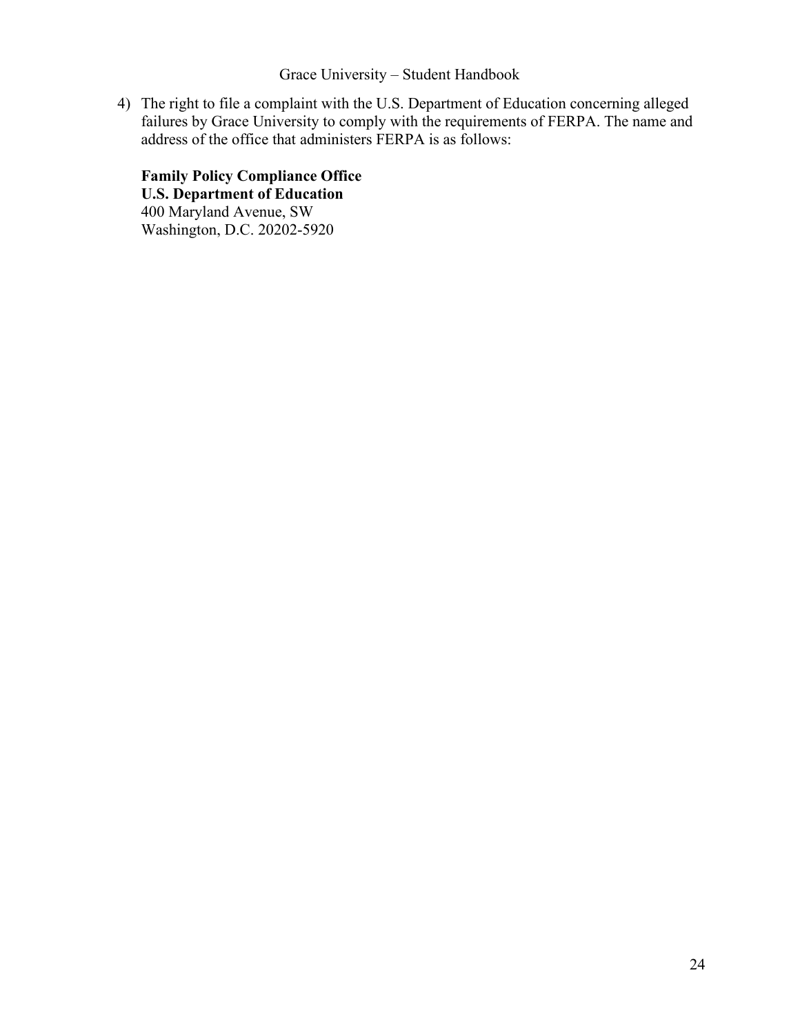4) The right to file a complaint with the U.S. Department of Education concerning alleged failures by Grace University to comply with the requirements of FERPA. The name and address of the office that administers FERPA is as follows:

   **Family Policy Compliance Office**
   **U.S. Department of Education**
   400 Maryland Avenue, SW
   Washington, D.C. 20202-5920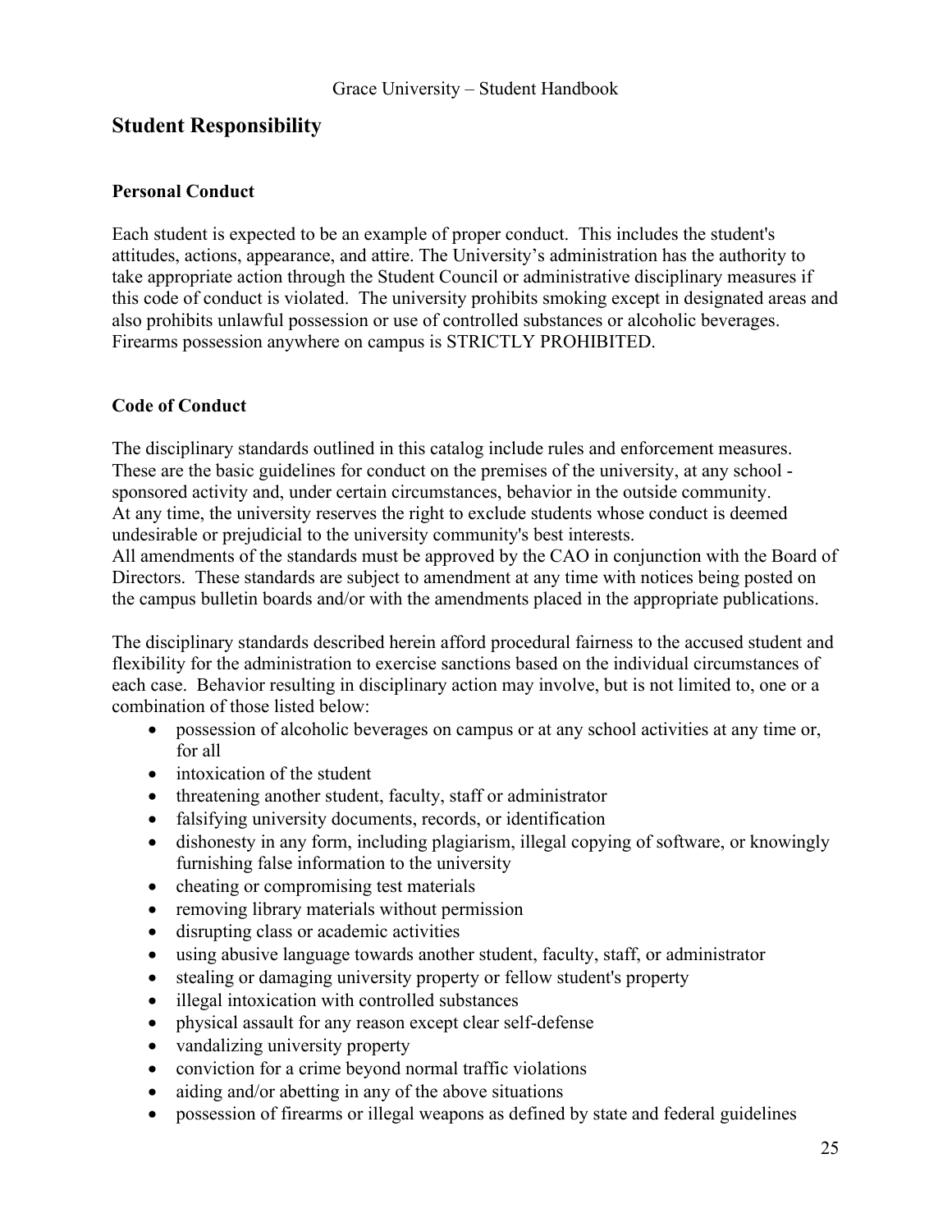## Student Responsibility

### Personal Conduct

Each student is expected to be an example of proper conduct. This includes the student's attitudes, actions, appearance, and attire. The University's administration has the authority to take appropriate action through the Student Council or administrative disciplinary measures if this code of conduct is violated. The university prohibits smoking except in designated areas and also prohibits unlawful possession or use of controlled substances or alcoholic beverages. Firearms possession anywhere on campus is STRICTLY PROHIBITED.

### Code of Conduct

The disciplinary standards outlined in this catalog include rules and enforcement measures. These are the basic guidelines for conduct on the premises of the university, at any school - sponsored activity and, under certain circumstances, behavior in the outside community. At any time, the university reserves the right to exclude students whose conduct is deemed undesirable or prejudicial to the university community's best interests.
All amendments of the standards must be approved by the CAO in conjunction with the Board of Directors. These standards are subject to amendment at any time with notices being posted on the campus bulletin boards and/or with the amendments placed in the appropriate publications.

The disciplinary standards described herein afford procedural fairness to the accused student and flexibility for the administration to exercise sanctions based on the individual circumstances of each case. Behavior resulting in disciplinary action may involve, but is not limited to, one or a combination of those listed below:

- possession of alcoholic beverages on campus or at any school activities at any time or, for all
- intoxication of the student
- threatening another student, faculty, staff or administrator
- falsifying university documents, records, or identification
- dishonesty in any form, including plagiarism, illegal copying of software, or knowingly furnishing false information to the university
- cheating or compromising test materials
- removing library materials without permission
- disrupting class or academic activities
- using abusive language towards another student, faculty, staff, or administrator
- stealing or damaging university property or fellow student's property
- illegal intoxication with controlled substances
- physical assault for any reason except clear self-defense
- vandalizing university property
- conviction for a crime beyond normal traffic violations
- aiding and/or abetting in any of the above situations
- possession of firearms or illegal weapons as defined by state and federal guidelines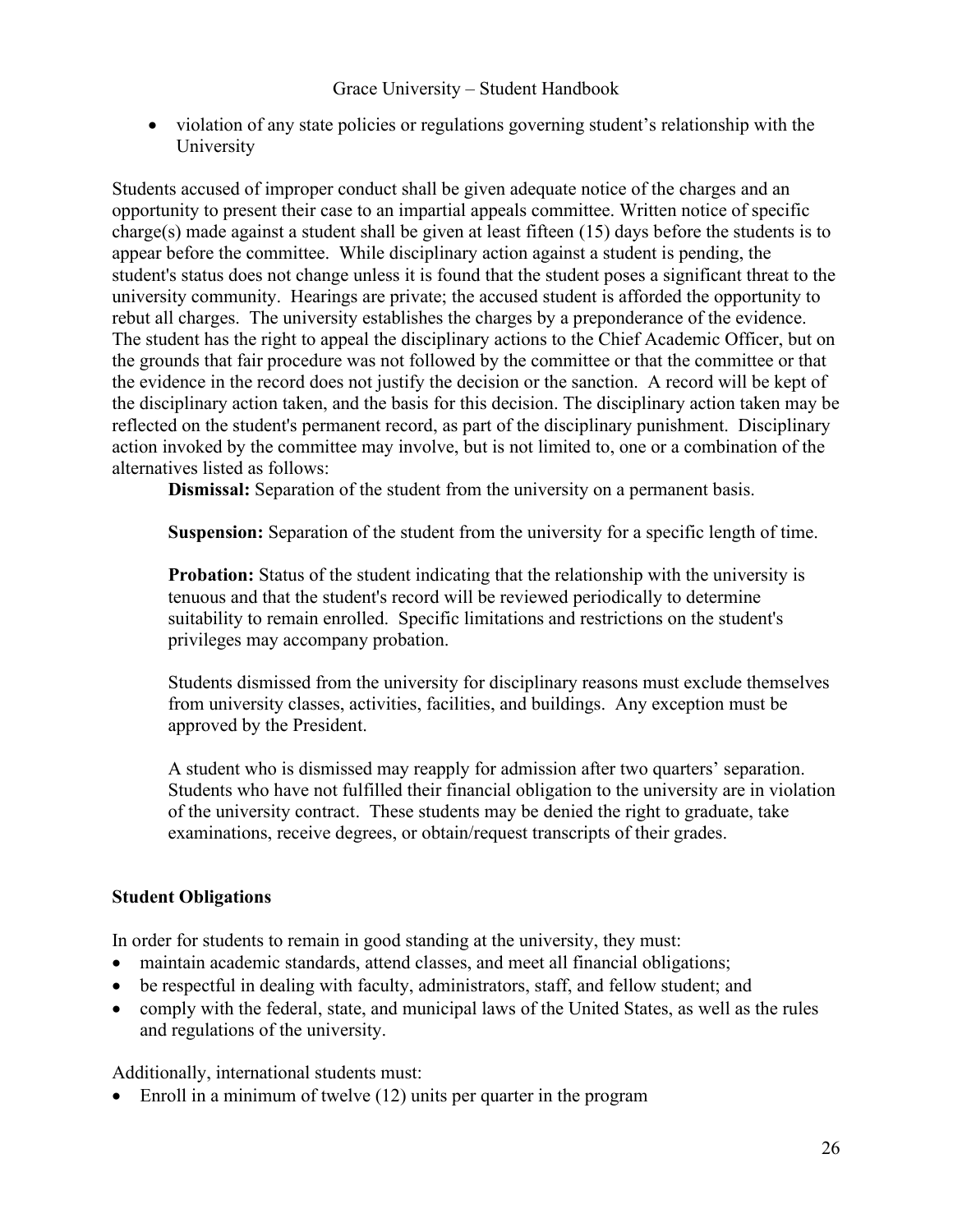- violation of any state policies or regulations governing student's relationship with the University

Students accused of improper conduct shall be given adequate notice of the charges and an opportunity to present their case to an impartial appeals committee. Written notice of specific charge(s) made against a student shall be given at least fifteen (15) days before the students is to appear before the committee. While disciplinary action against a student is pending, the student's status does not change unless it is found that the student poses a significant threat to the university community. Hearings are private; the accused student is afforded the opportunity to rebut all charges. The university establishes the charges by a preponderance of the evidence. The student has the right to appeal the disciplinary actions to the Chief Academic Officer, but on the grounds that fair procedure was not followed by the committee or that the committee or that the evidence in the record does not justify the decision or the sanction. A record will be kept of the disciplinary action taken, and the basis for this decision. The disciplinary action taken may be reflected on the student's permanent record, as part of the disciplinary punishment. Disciplinary action invoked by the committee may involve, but is not limited to, one or a combination of the alternatives listed as follows:

**Dismissal:** Separation of the student from the university on a permanent basis.

**Suspension:** Separation of the student from the university for a specific length of time.

**Probation:** Status of the student indicating that the relationship with the university is tenuous and that the student's record will be reviewed periodically to determine suitability to remain enrolled. Specific limitations and restrictions on the student's privileges may accompany probation.

Students dismissed from the university for disciplinary reasons must exclude themselves from university classes, activities, facilities, and buildings. Any exception must be approved by the President.

A student who is dismissed may reapply for admission after two quarters' separation. Students who have not fulfilled their financial obligation to the university are in violation of the university contract. These students may be denied the right to graduate, take examinations, receive degrees, or obtain/request transcripts of their grades.

### Student Obligations

In order for students to remain in good standing at the university, they must:

- maintain academic standards, attend classes, and meet all financial obligations;
- be respectful in dealing with faculty, administrators, staff, and fellow student; and
- comply with the federal, state, and municipal laws of the United States, as well as the rules and regulations of the university.

Additionally, international students must:

- Enroll in a minimum of twelve (12) units per quarter in the program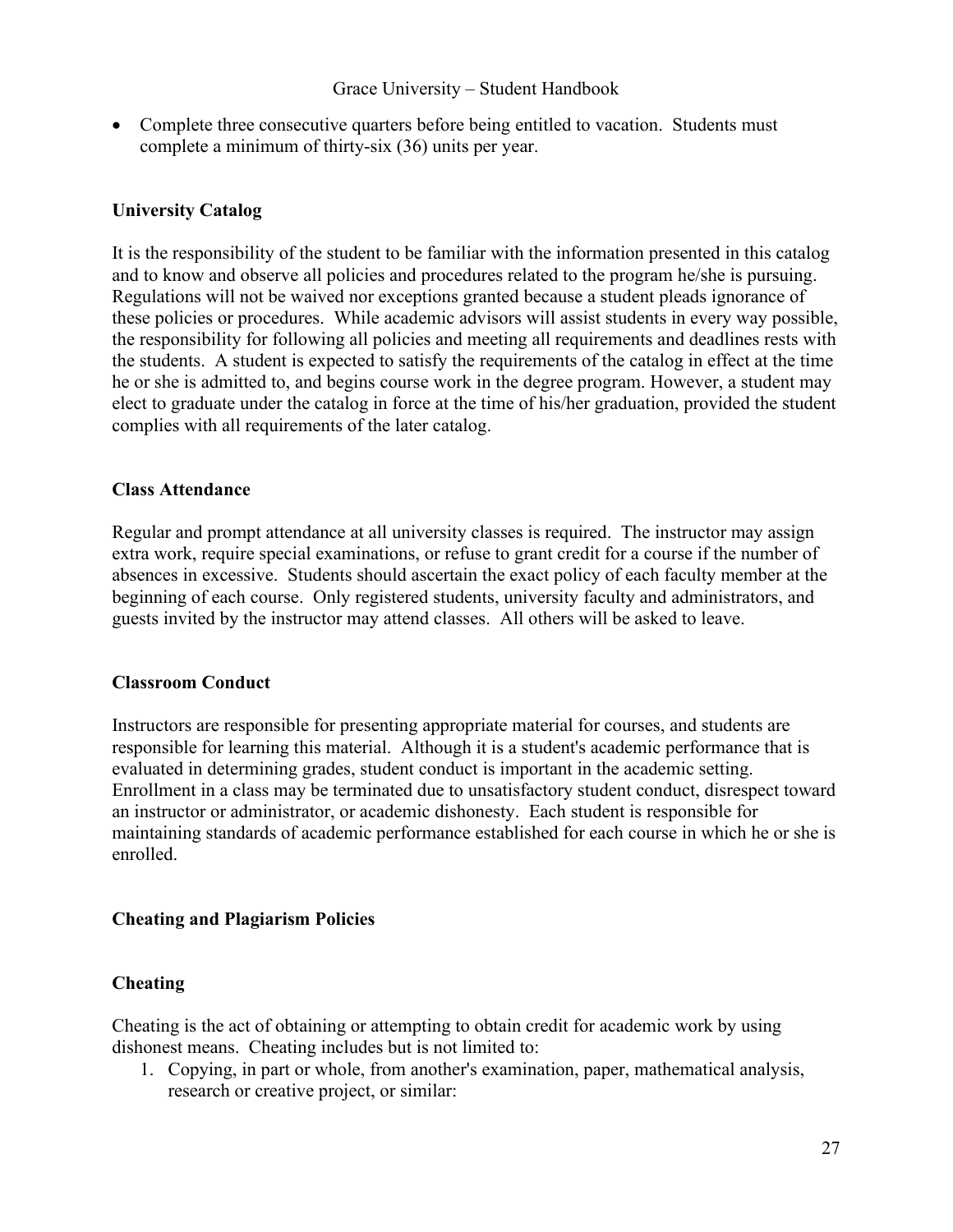- Complete three consecutive quarters before being entitled to vacation. Students must complete a minimum of thirty-six (36) units per year.

## University Catalog

It is the responsibility of the student to be familiar with the information presented in this catalog and to know and observe all policies and procedures related to the program he/she is pursuing. Regulations will not be waived nor exceptions granted because a student pleads ignorance of these policies or procedures. While academic advisors will assist students in every way possible, the responsibility for following all policies and meeting all requirements and deadlines rests with the students. A student is expected to satisfy the requirements of the catalog in effect at the time he or she is admitted to, and begins course work in the degree program. However, a student may elect to graduate under the catalog in force at the time of his/her graduation, provided the student complies with all requirements of the later catalog.

## Class Attendance

Regular and prompt attendance at all university classes is required. The instructor may assign extra work, require special examinations, or refuse to grant credit for a course if the number of absences in excessive. Students should ascertain the exact policy of each faculty member at the beginning of each course. Only registered students, university faculty and administrators, and guests invited by the instructor may attend classes. All others will be asked to leave.

## Classroom Conduct

Instructors are responsible for presenting appropriate material for courses, and students are responsible for learning this material. Although it is a student's academic performance that is evaluated in determining grades, student conduct is important in the academic setting. Enrollment in a class may be terminated due to unsatisfactory student conduct, disrespect toward an instructor or administrator, or academic dishonesty. Each student is responsible for maintaining standards of academic performance established for each course in which he or she is enrolled.

## Cheating and Plagiarism Policies

## Cheating

Cheating is the act of obtaining or attempting to obtain credit for academic work by using dishonest means. Cheating includes but is not limited to:

1. Copying, in part or whole, from another's examination, paper, mathematical analysis, research or creative project, or similar: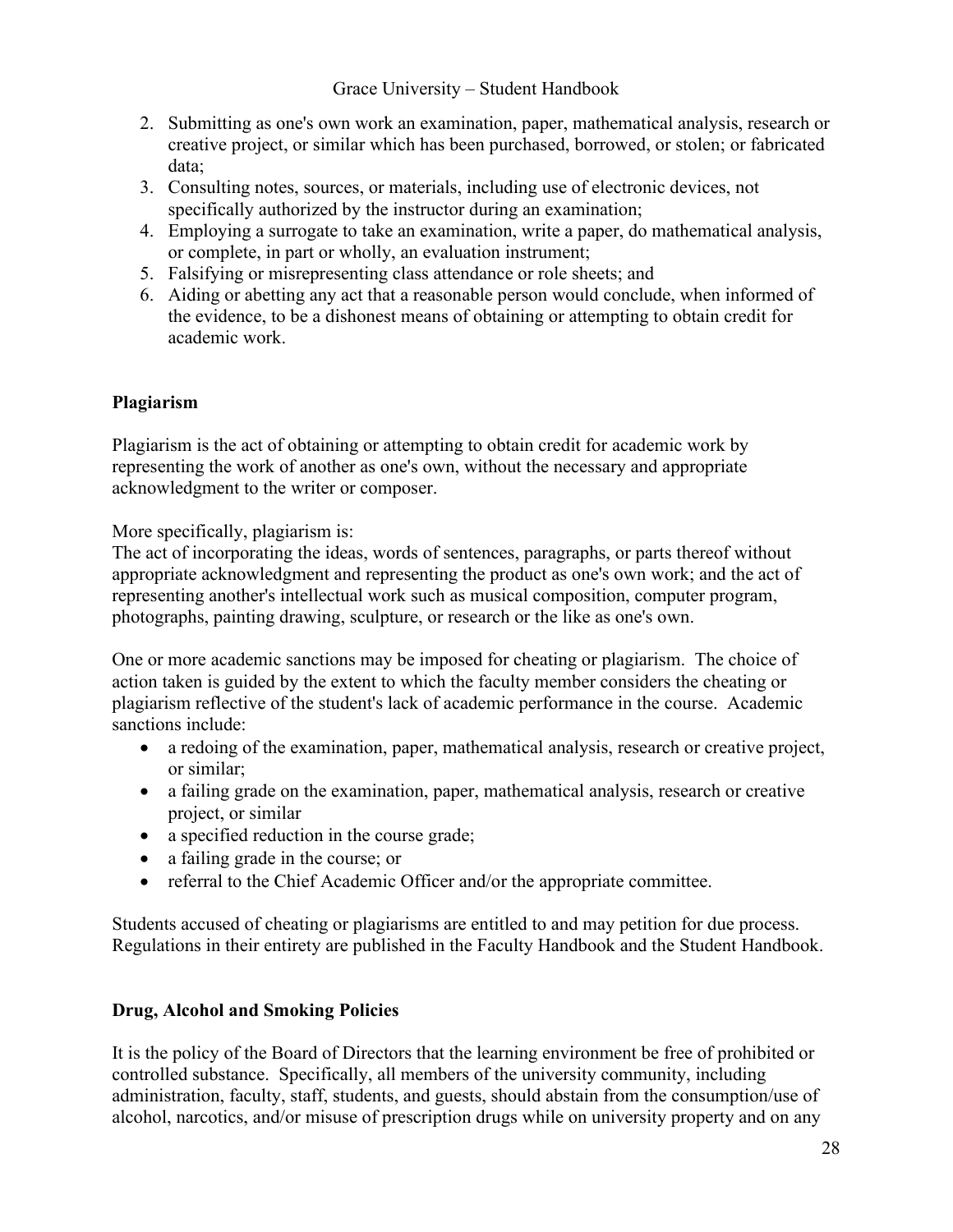2. Submitting as one's own work an examination, paper, mathematical analysis, research or creative project, or similar which has been purchased, borrowed, or stolen; or fabricated data;
3. Consulting notes, sources, or materials, including use of electronic devices, not specifically authorized by the instructor during an examination;
4. Employing a surrogate to take an examination, write a paper, do mathematical analysis, or complete, in part or wholly, an evaluation instrument;
5. Falsifying or misrepresenting class attendance or role sheets; and
6. Aiding or abetting any act that a reasonable person would conclude, when informed of the evidence, to be a dishonest means of obtaining or attempting to obtain credit for academic work.

**Plagiarism**

Plagiarism is the act of obtaining or attempting to obtain credit for academic work by representing the work of another as one's own, without the necessary and appropriate acknowledgment to the writer or composer.

More specifically, plagiarism is:
The act of incorporating the ideas, words of sentences, paragraphs, or parts thereof without appropriate acknowledgment and representing the product as one's own work; and the act of representing another's intellectual work such as musical composition, computer program, photographs, painting drawing, sculpture, or research or the like as one's own.

One or more academic sanctions may be imposed for cheating or plagiarism. The choice of action taken is guided by the extent to which the faculty member considers the cheating or plagiarism reflective of the student's lack of academic performance in the course. Academic sanctions include:

- a redoing of the examination, paper, mathematical analysis, research or creative project, or similar;
- a failing grade on the examination, paper, mathematical analysis, research or creative project, or similar
- a specified reduction in the course grade;
- a failing grade in the course; or
- referral to the Chief Academic Officer and/or the appropriate committee.

Students accused of cheating or plagiarisms are entitled to and may petition for due process. Regulations in their entirety are published in the Faculty Handbook and the Student Handbook.

**Drug, Alcohol and Smoking Policies**

It is the policy of the Board of Directors that the learning environment be free of prohibited or controlled substance. Specifically, all members of the university community, including administration, faculty, staff, students, and guests, should abstain from the consumption/use of alcohol, narcotics, and/or misuse of prescription drugs while on university property and on any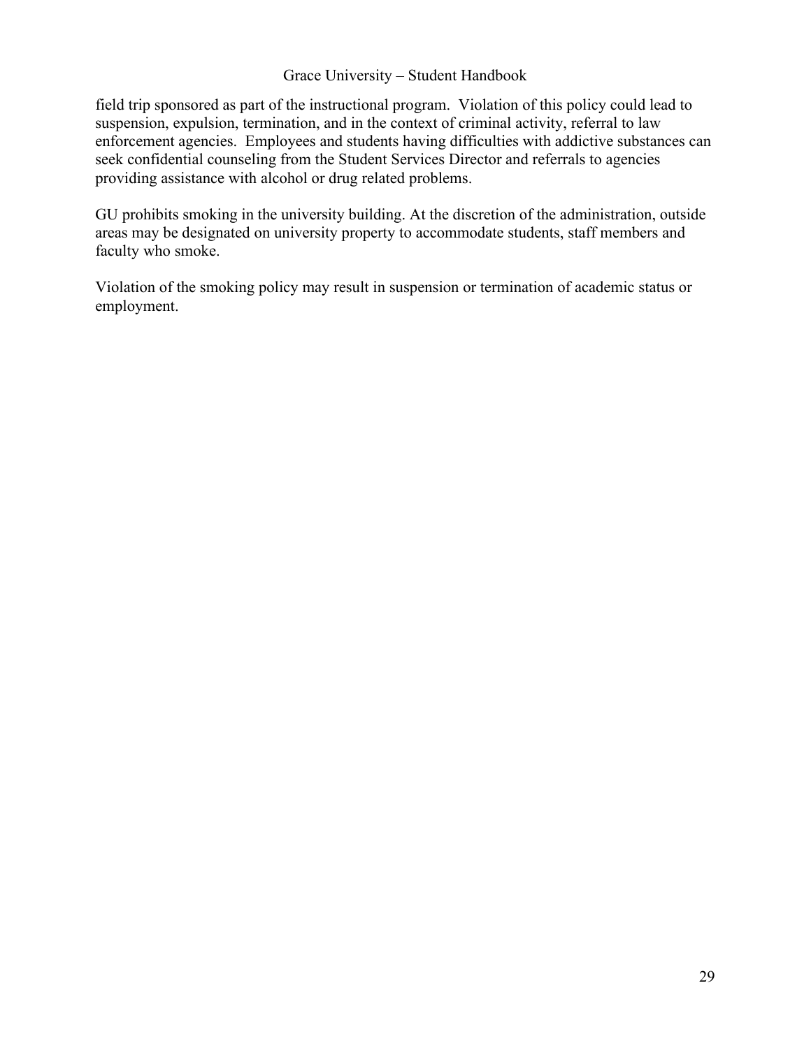field trip sponsored as part of the instructional program. Violation of this policy could lead to suspension, expulsion, termination, and in the context of criminal activity, referral to law enforcement agencies. Employees and students having difficulties with addictive substances can seek confidential counseling from the Student Services Director and referrals to agencies providing assistance with alcohol or drug related problems.

GU prohibits smoking in the university building. At the discretion of the administration, outside areas may be designated on university property to accommodate students, staff members and faculty who smoke.

Violation of the smoking policy may result in suspension or termination of academic status or employment.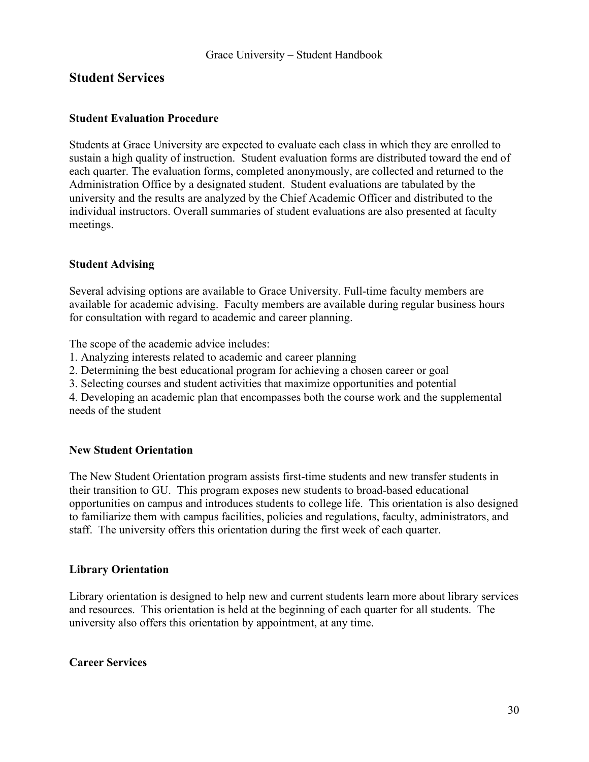## Student Services

### Student Evaluation Procedure

Students at Grace University are expected to evaluate each class in which they are enrolled to sustain a high quality of instruction. Student evaluation forms are distributed toward the end of each quarter. The evaluation forms, completed anonymously, are collected and returned to the Administration Office by a designated student. Student evaluations are tabulated by the university and the results are analyzed by the Chief Academic Officer and distributed to the individual instructors. Overall summaries of student evaluations are also presented at faculty meetings.

### Student Advising

Several advising options are available to Grace University. Full-time faculty members are available for academic advising. Faculty members are available during regular business hours for consultation with regard to academic and career planning.

The scope of the academic advice includes:

1. Analyzing interests related to academic and career planning
2. Determining the best educational program for achieving a chosen career or goal
3. Selecting courses and student activities that maximize opportunities and potential
4. Developing an academic plan that encompasses both the course work and the supplemental needs of the student

### New Student Orientation

The New Student Orientation program assists first-time students and new transfer students in their transition to GU. This program exposes new students to broad-based educational opportunities on campus and introduces students to college life. This orientation is also designed to familiarize them with campus facilities, policies and regulations, faculty, administrators, and staff. The university offers this orientation during the first week of each quarter.

### Library Orientation

Library orientation is designed to help new and current students learn more about library services and resources. This orientation is held at the beginning of each quarter for all students. The university also offers this orientation by appointment, at any time.

### Career Services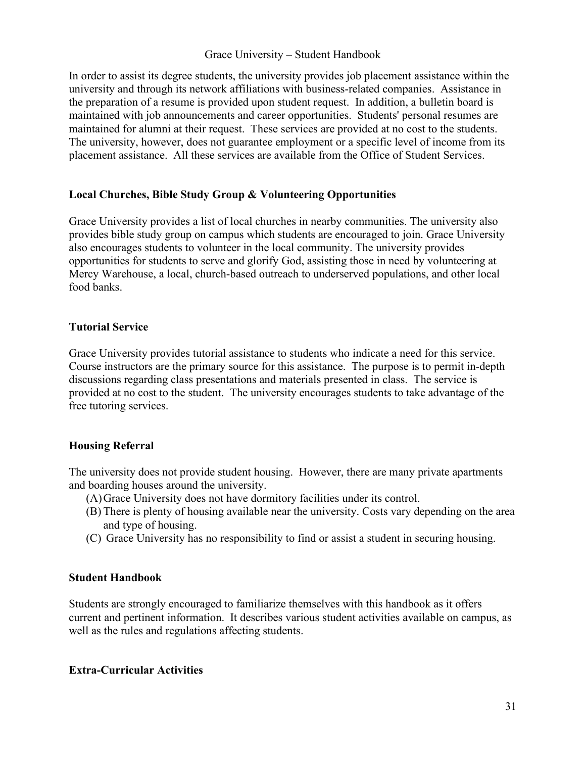In order to assist its degree students, the university provides job placement assistance within the university and through its network affiliations with business-related companies. Assistance in the preparation of a resume is provided upon student request. In addition, a bulletin board is maintained with job announcements and career opportunities. Students' personal resumes are maintained for alumni at their request. These services are provided at no cost to the students. The university, however, does not guarantee employment or a specific level of income from its placement assistance. All these services are available from the Office of Student Services.

### Local Churches, Bible Study Group & Volunteering Opportunities

Grace University provides a list of local churches in nearby communities. The university also provides bible study group on campus which students are encouraged to join. Grace University also encourages students to volunteer in the local community. The university provides opportunities for students to serve and glorify God, assisting those in need by volunteering at Mercy Warehouse, a local, church-based outreach to underserved populations, and other local food banks.

### Tutorial Service

Grace University provides tutorial assistance to students who indicate a need for this service. Course instructors are the primary source for this assistance. The purpose is to permit in-depth discussions regarding class presentations and materials presented in class. The service is provided at no cost to the student. The university encourages students to take advantage of the free tutoring services.

### Housing Referral

The university does not provide student housing. However, there are many private apartments and boarding houses around the university.

(A) Grace University does not have dormitory facilities under its control.
(B) There is plenty of housing available near the university. Costs vary depending on the area and type of housing.
(C) Grace University has no responsibility to find or assist a student in securing housing.

### Student Handbook

Students are strongly encouraged to familiarize themselves with this handbook as it offers current and pertinent information. It describes various student activities available on campus, as well as the rules and regulations affecting students.

### Extra-Curricular Activities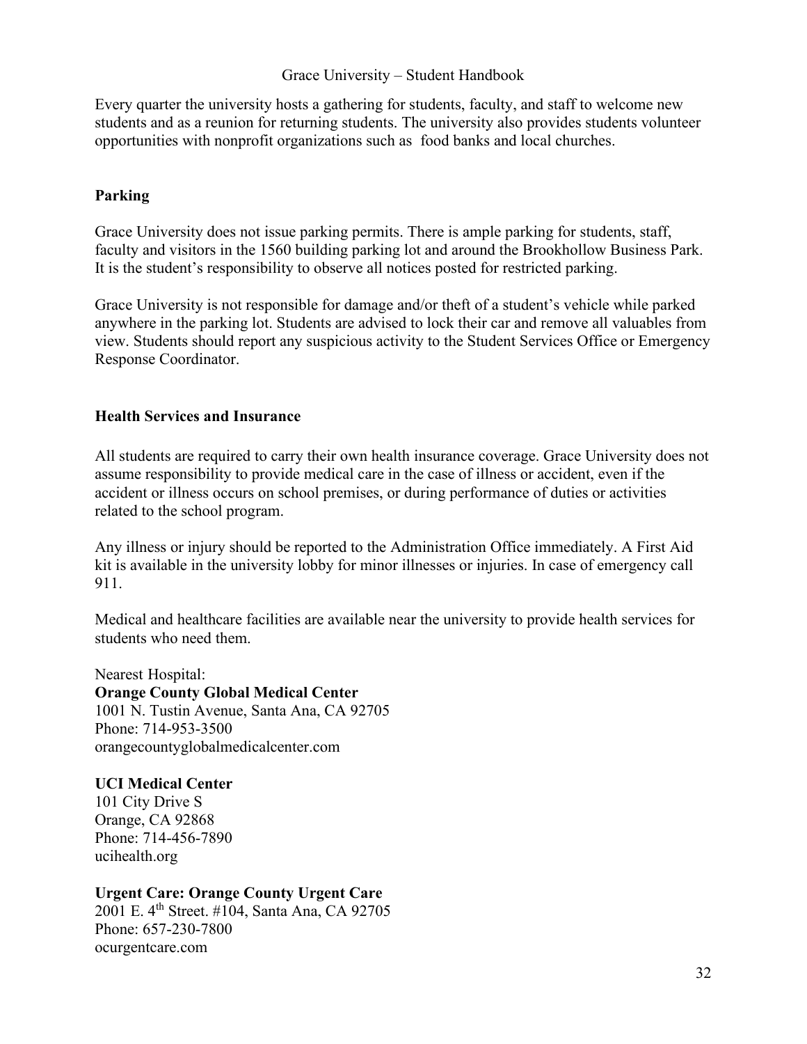Every quarter the university hosts a gathering for students, faculty, and staff to welcome new students and as a reunion for returning students. The university also provides students volunteer opportunities with nonprofit organizations such as food banks and local churches.

## Parking

Grace University does not issue parking permits. There is ample parking for students, staff, faculty and visitors in the 1560 building parking lot and around the Brookhollow Business Park. It is the student's responsibility to observe all notices posted for restricted parking.

Grace University is not responsible for damage and/or theft of a student's vehicle while parked anywhere in the parking lot. Students are advised to lock their car and remove all valuables from view. Students should report any suspicious activity to the Student Services Office or Emergency Response Coordinator.

## Health Services and Insurance

All students are required to carry their own health insurance coverage. Grace University does not assume responsibility to provide medical care in the case of illness or accident, even if the accident or illness occurs on school premises, or during performance of duties or activities related to the school program.

Any illness or injury should be reported to the Administration Office immediately. A First Aid kit is available in the university lobby for minor illnesses or injuries. In case of emergency call 911.

Medical and healthcare facilities are available near the university to provide health services for students who need them.

Nearest Hospital:
**Orange County Global Medical Center**
1001 N. Tustin Avenue, Santa Ana, CA 92705
Phone: 714-953-3500
orangecountyglobalmedicalcenter.com

**UCI Medical Center**
101 City Drive S
Orange, CA 92868
Phone: 714-456-7890
ucihealth.org

**Urgent Care: Orange County Urgent Care**
2001 E. 4th Street. #104, Santa Ana, CA 92705
Phone: 657-230-7800
ocurgentcare.com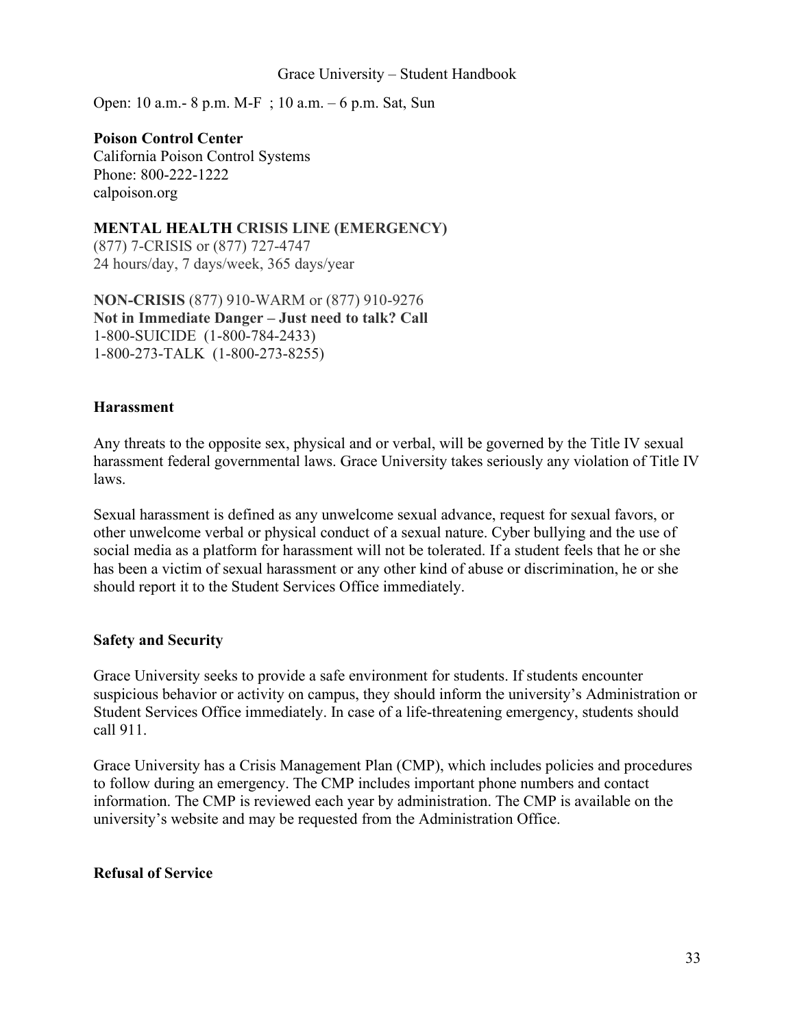Open: 10 a.m.- 8 p.m. M-F ; 10 a.m. – 6 p.m. Sat, Sun

**Poison Control Center**
California Poison Control Systems
Phone: 800-222-1222
calpoison.org

**MENTAL HEALTH CRISIS LINE (EMERGENCY)**
(877) 7-CRISIS or (877) 727-4747
24 hours/day, 7 days/week, 365 days/year

**NON-CRISIS** (877) 910-WARM or (877) 910-9276
**Not in Immediate Danger – Just need to talk? Call**
1-800-SUICIDE (1-800-784-2433)
1-800-273-TALK (1-800-273-8255)

### Harassment

Any threats to the opposite sex, physical and or verbal, will be governed by the Title IV sexual harassment federal governmental laws. Grace University takes seriously any violation of Title IV laws.

Sexual harassment is defined as any unwelcome sexual advance, request for sexual favors, or other unwelcome verbal or physical conduct of a sexual nature. Cyber bullying and the use of social media as a platform for harassment will not be tolerated. If a student feels that he or she has been a victim of sexual harassment or any other kind of abuse or discrimination, he or she should report it to the Student Services Office immediately.

### Safety and Security

Grace University seeks to provide a safe environment for students. If students encounter suspicious behavior or activity on campus, they should inform the university's Administration or Student Services Office immediately. In case of a life-threatening emergency, students should call 911.

Grace University has a Crisis Management Plan (CMP), which includes policies and procedures to follow during an emergency. The CMP includes important phone numbers and contact information. The CMP is reviewed each year by administration. The CMP is available on the university's website and may be requested from the Administration Office.

### Refusal of Service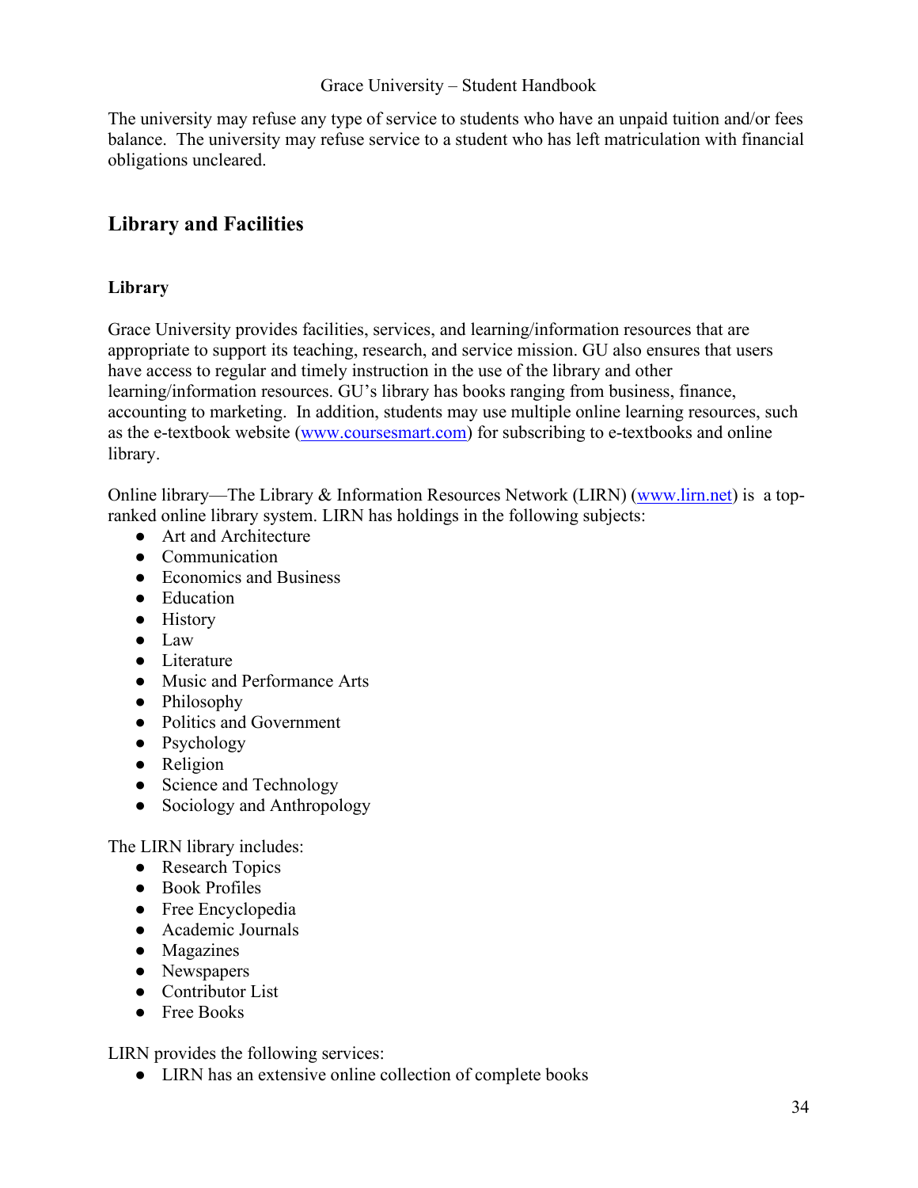The university may refuse any type of service to students who have an unpaid tuition and/or fees balance. The university may refuse service to a student who has left matriculation with financial obligations uncleared.

## Library and Facilities

### Library

Grace University provides facilities, services, and learning/information resources that are appropriate to support its teaching, research, and service mission. GU also ensures that users have access to regular and timely instruction in the use of the library and other learning/information resources. GU's library has books ranging from business, finance, accounting to marketing. In addition, students may use multiple online learning resources, such as the e-textbook website ([www.coursesmart.com](http://www.coursesmart.com)) for subscribing to e-textbooks and online library.

Online library—The Library & Information Resources Network (LIRN) ([www.lirn.net](http://www.lirn.net)) is a top-ranked online library system. LIRN has holdings in the following subjects:

- Art and Architecture
- Communication
- Economics and Business
- Education
- History
- Law
- Literature
- Music and Performance Arts
- Philosophy
- Politics and Government
- Psychology
- Religion
- Science and Technology
- Sociology and Anthropology

The LIRN library includes:

- Research Topics
- Book Profiles
- Free Encyclopedia
- Academic Journals
- Magazines
- Newspapers
- Contributor List
- Free Books

LIRN provides the following services:

- LIRN has an extensive online collection of complete books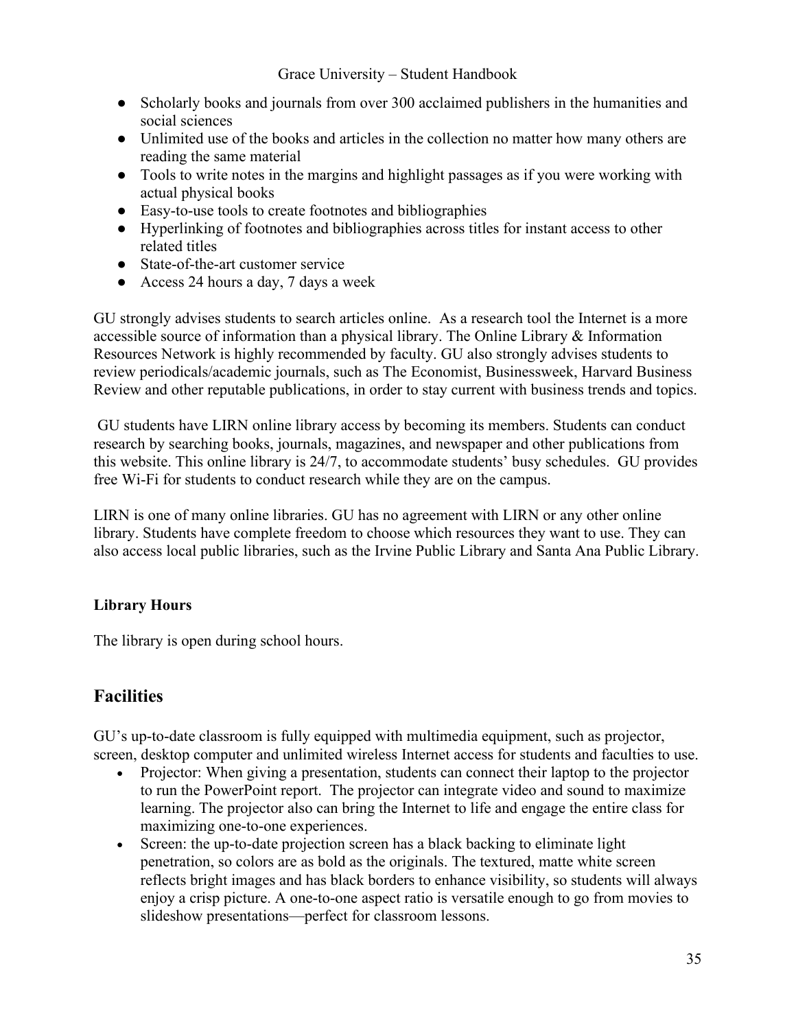- Scholarly books and journals from over 300 acclaimed publishers in the humanities and social sciences
- Unlimited use of the books and articles in the collection no matter how many others are reading the same material
- Tools to write notes in the margins and highlight passages as if you were working with actual physical books
- Easy-to-use tools to create footnotes and bibliographies
- Hyperlinking of footnotes and bibliographies across titles for instant access to other related titles
- State-of-the-art customer service
- Access 24 hours a day, 7 days a week

GU strongly advises students to search articles online. As a research tool the Internet is a more accessible source of information than a physical library. The Online Library & Information Resources Network is highly recommended by faculty. GU also strongly advises students to review periodicals/academic journals, such as The Economist, Businessweek, Harvard Business Review and other reputable publications, in order to stay current with business trends and topics.

GU students have LIRN online library access by becoming its members. Students can conduct research by searching books, journals, magazines, and newspaper and other publications from this website. This online library is 24/7, to accommodate students' busy schedules. GU provides free Wi-Fi for students to conduct research while they are on the campus.

LIRN is one of many online libraries. GU has no agreement with LIRN or any other online library. Students have complete freedom to choose which resources they want to use. They can also access local public libraries, such as the Irvine Public Library and Santa Ana Public Library.

**Library Hours**

The library is open during school hours.

## Facilities

GU's up-to-date classroom is fully equipped with multimedia equipment, such as projector, screen, desktop computer and unlimited wireless Internet access for students and faculties to use.

- Projector: When giving a presentation, students can connect their laptop to the projector to run the PowerPoint report. The projector can integrate video and sound to maximize learning. The projector also can bring the Internet to life and engage the entire class for maximizing one-to-one experiences.
- Screen: the up-to-date projection screen has a black backing to eliminate light penetration, so colors are as bold as the originals. The textured, matte white screen reflects bright images and has black borders to enhance visibility, so students will always enjoy a crisp picture. A one-to-one aspect ratio is versatile enough to go from movies to slideshow presentations—perfect for classroom lessons.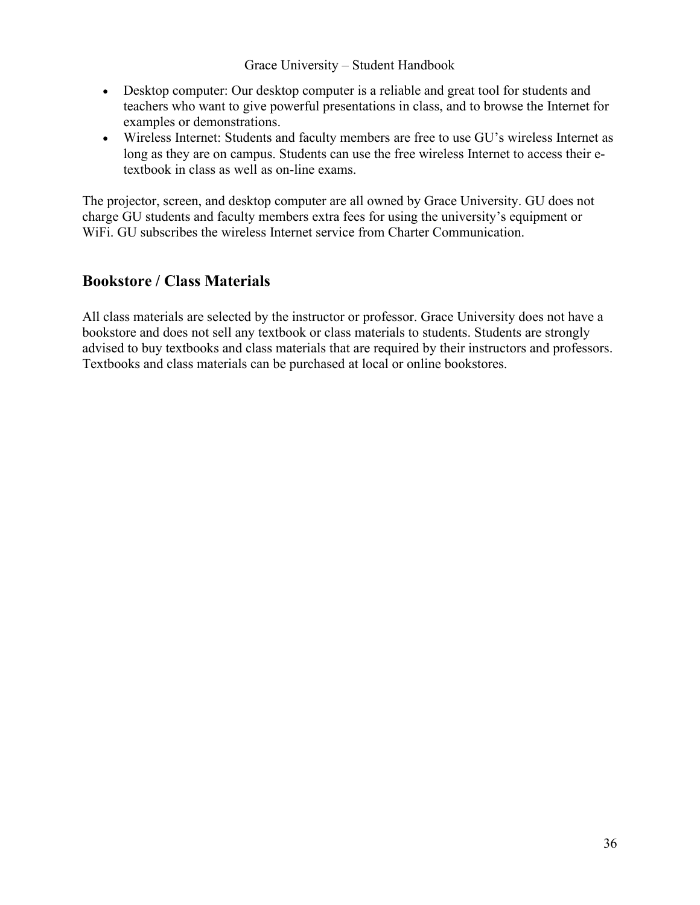- Desktop computer: Our desktop computer is a reliable and great tool for students and teachers who want to give powerful presentations in class, and to browse the Internet for examples or demonstrations.
- Wireless Internet: Students and faculty members are free to use GU's wireless Internet as long as they are on campus. Students can use the free wireless Internet to access their e-textbook in class as well as on-line exams.

The projector, screen, and desktop computer are all owned by Grace University. GU does not charge GU students and faculty members extra fees for using the university's equipment or WiFi. GU subscribes the wireless Internet service from Charter Communication.

## Bookstore / Class Materials

All class materials are selected by the instructor or professor. Grace University does not have a bookstore and does not sell any textbook or class materials to students. Students are strongly advised to buy textbooks and class materials that are required by their instructors and professors. Textbooks and class materials can be purchased at local or online bookstores.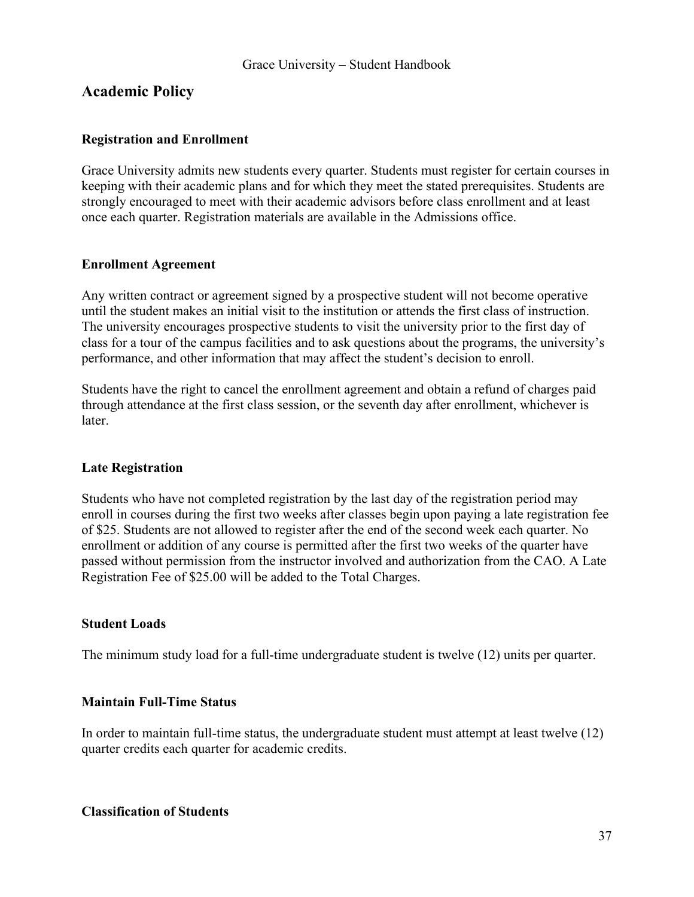## Academic Policy

### Registration and Enrollment

Grace University admits new students every quarter. Students must register for certain courses in keeping with their academic plans and for which they meet the stated prerequisites. Students are strongly encouraged to meet with their academic advisors before class enrollment and at least once each quarter. Registration materials are available in the Admissions office.

### Enrollment Agreement

Any written contract or agreement signed by a prospective student will not become operative until the student makes an initial visit to the institution or attends the first class of instruction. The university encourages prospective students to visit the university prior to the first day of class for a tour of the campus facilities and to ask questions about the programs, the university's performance, and other information that may affect the student's decision to enroll.

Students have the right to cancel the enrollment agreement and obtain a refund of charges paid through attendance at the first class session, or the seventh day after enrollment, whichever is later.

### Late Registration

Students who have not completed registration by the last day of the registration period may enroll in courses during the first two weeks after classes begin upon paying a late registration fee of $25. Students are not allowed to register after the end of the second week each quarter. No enrollment or addition of any course is permitted after the first two weeks of the quarter have passed without permission from the instructor involved and authorization from the CAO. A Late Registration Fee of $25.00 will be added to the Total Charges.

### Student Loads

The minimum study load for a full-time undergraduate student is twelve (12) units per quarter.

### Maintain Full-Time Status

In order to maintain full-time status, the undergraduate student must attempt at least twelve (12) quarter credits each quarter for academic credits.

### Classification of Students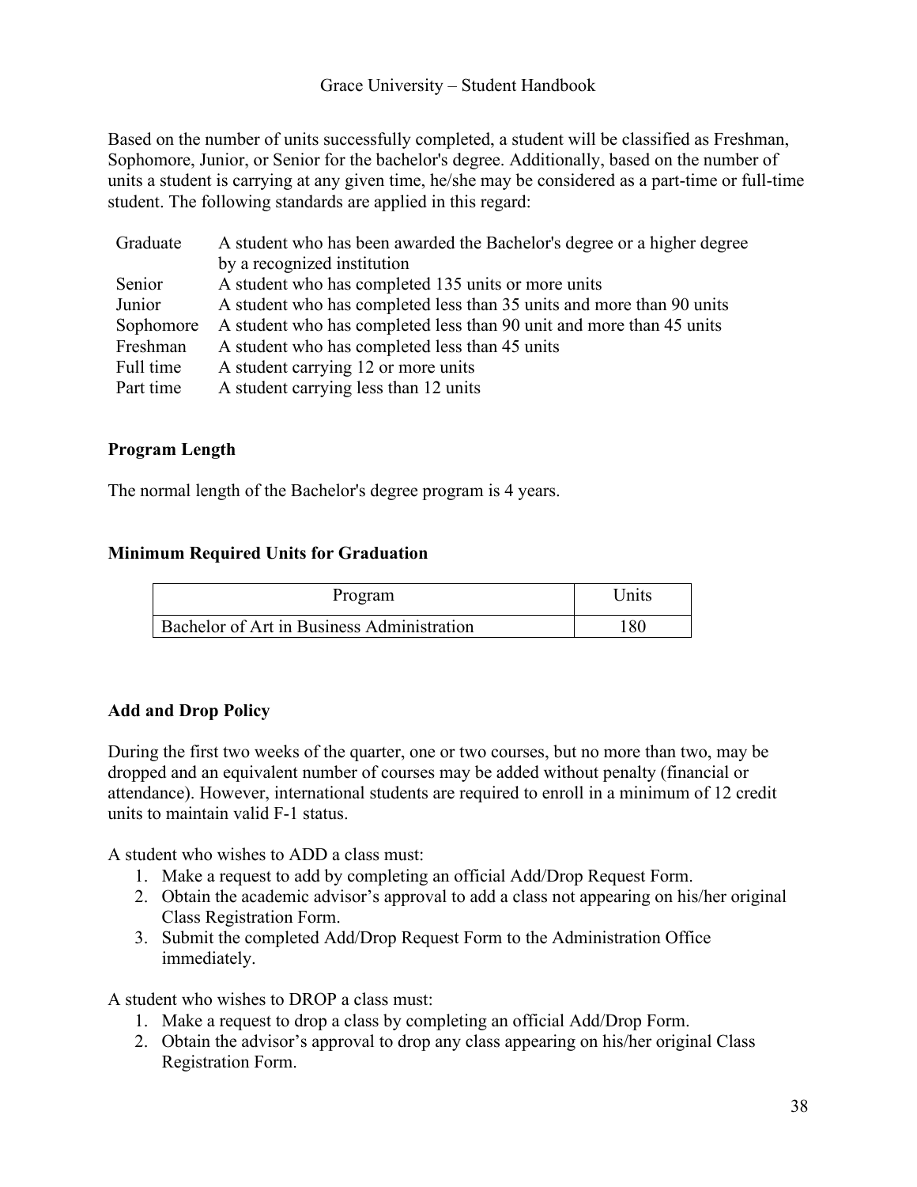Based on the number of units successfully completed, a student will be classified as Freshman, Sophomore, Junior, or Senior for the bachelor's degree. Additionally, based on the number of units a student is carrying at any given time, he/she may be considered as a part-time or full-time student. The following standards are applied in this regard:

| | |
|---|---|
| Graduate | A student who has been awarded the Bachelor's degree or a higher degree by a recognized institution |
| Senior | A student who has completed 135 units or more units |
| Junior | A student who has completed less than 35 units and more than 90 units |
| Sophomore | A student who has completed less than 90 unit and more than 45 units |
| Freshman | A student who has completed less than 45 units |
| Full time | A student carrying 12 or more units |
| Part time | A student carrying less than 12 units |

### Program Length

The normal length of the Bachelor's degree program is 4 years.

### Minimum Required Units for Graduation

| Program | Units |
|---|---|
| Bachelor of Art in Business Administration | 180 |

### Add and Drop Policy

During the first two weeks of the quarter, one or two courses, but no more than two, may be dropped and an equivalent number of courses may be added without penalty (financial or attendance). However, international students are required to enroll in a minimum of 12 credit units to maintain valid F-1 status.

A student who wishes to ADD a class must:

1. Make a request to add by completing an official Add/Drop Request Form.
2. Obtain the academic advisor's approval to add a class not appearing on his/her original Class Registration Form.
3. Submit the completed Add/Drop Request Form to the Administration Office immediately.

A student who wishes to DROP a class must:

1. Make a request to drop a class by completing an official Add/Drop Form.
2. Obtain the advisor's approval to drop any class appearing on his/her original Class Registration Form.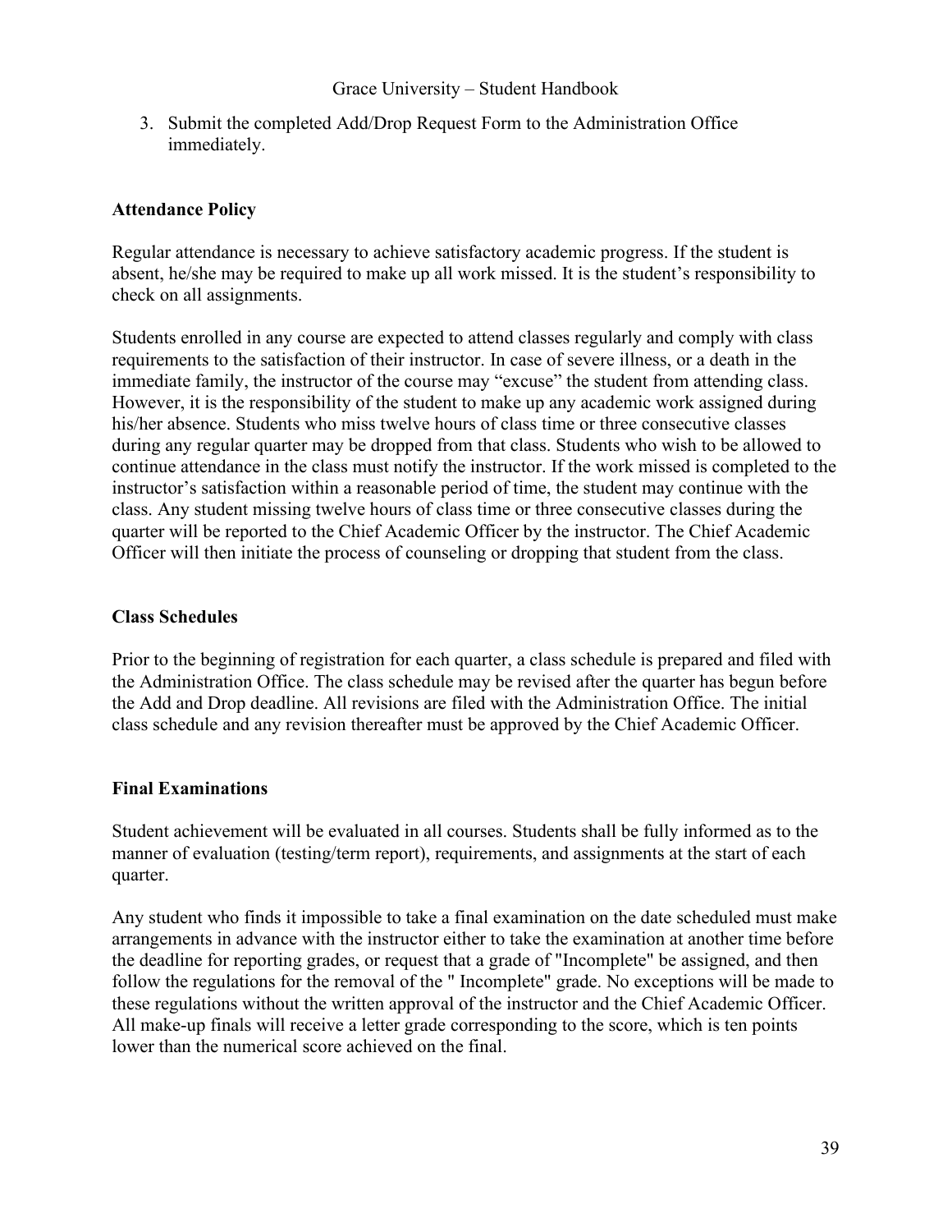3. Submit the completed Add/Drop Request Form to the Administration Office immediately.

**Attendance Policy**

Regular attendance is necessary to achieve satisfactory academic progress. If the student is absent, he/she may be required to make up all work missed. It is the student's responsibility to check on all assignments.

Students enrolled in any course are expected to attend classes regularly and comply with class requirements to the satisfaction of their instructor. In case of severe illness, or a death in the immediate family, the instructor of the course may "excuse" the student from attending class. However, it is the responsibility of the student to make up any academic work assigned during his/her absence. Students who miss twelve hours of class time or three consecutive classes during any regular quarter may be dropped from that class. Students who wish to be allowed to continue attendance in the class must notify the instructor. If the work missed is completed to the instructor's satisfaction within a reasonable period of time, the student may continue with the class. Any student missing twelve hours of class time or three consecutive classes during the quarter will be reported to the Chief Academic Officer by the instructor. The Chief Academic Officer will then initiate the process of counseling or dropping that student from the class.

**Class Schedules**

Prior to the beginning of registration for each quarter, a class schedule is prepared and filed with the Administration Office. The class schedule may be revised after the quarter has begun before the Add and Drop deadline. All revisions are filed with the Administration Office. The initial class schedule and any revision thereafter must be approved by the Chief Academic Officer.

**Final Examinations**

Student achievement will be evaluated in all courses. Students shall be fully informed as to the manner of evaluation (testing/term report), requirements, and assignments at the start of each quarter.

Any student who finds it impossible to take a final examination on the date scheduled must make arrangements in advance with the instructor either to take the examination at another time before the deadline for reporting grades, or request that a grade of "Incomplete" be assigned, and then follow the regulations for the removal of the " Incomplete" grade. No exceptions will be made to these regulations without the written approval of the instructor and the Chief Academic Officer. All make-up finals will receive a letter grade corresponding to the score, which is ten points lower than the numerical score achieved on the final.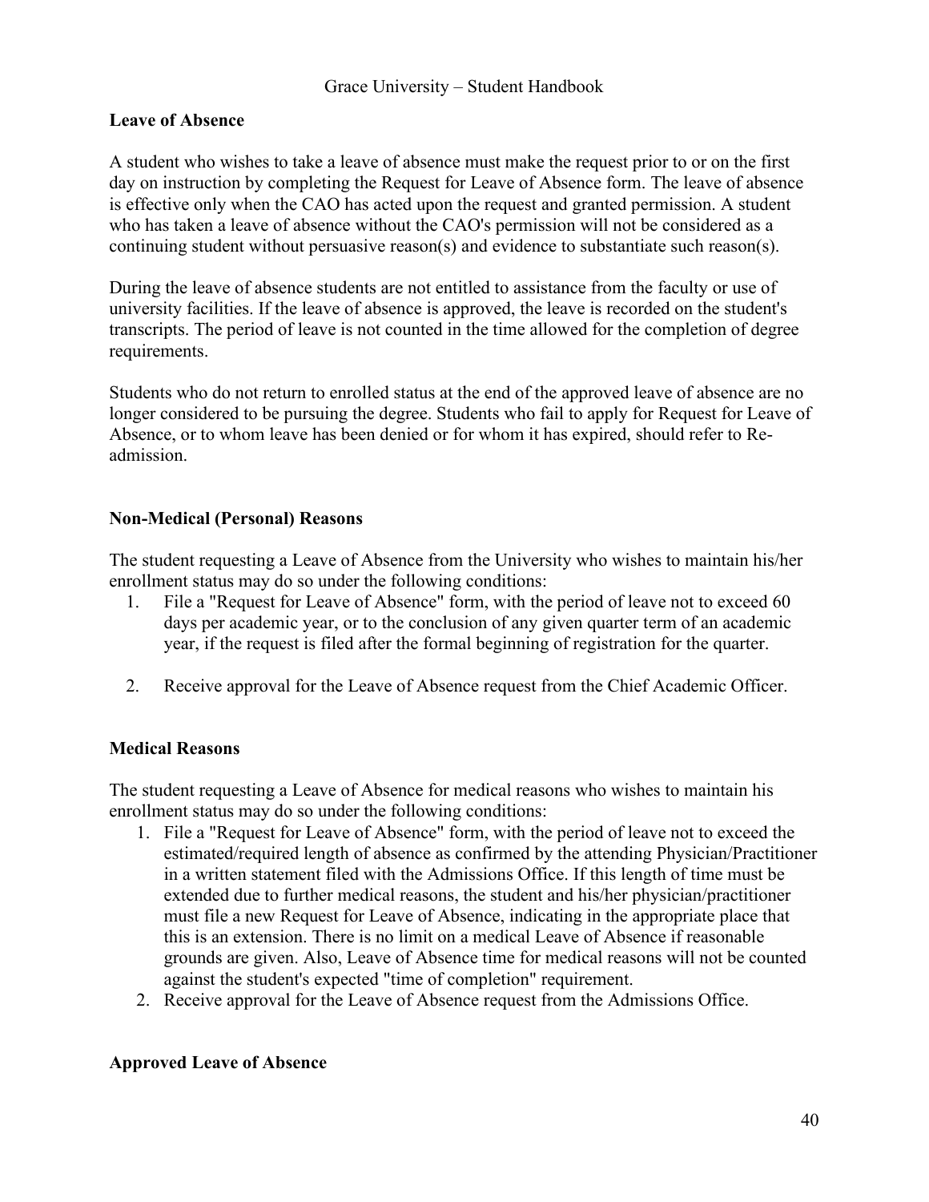## Leave of Absence

A student who wishes to take a leave of absence must make the request prior to or on the first day on instruction by completing the Request for Leave of Absence form. The leave of absence is effective only when the CAO has acted upon the request and granted permission. A student who has taken a leave of absence without the CAO's permission will not be considered as a continuing student without persuasive reason(s) and evidence to substantiate such reason(s).

During the leave of absence students are not entitled to assistance from the faculty or use of university facilities. If the leave of absence is approved, the leave is recorded on the student's transcripts. The period of leave is not counted in the time allowed for the completion of degree requirements.

Students who do not return to enrolled status at the end of the approved leave of absence are no longer considered to be pursuing the degree. Students who fail to apply for Request for Leave of Absence, or to whom leave has been denied or for whom it has expired, should refer to Re-admission.

### Non-Medical (Personal) Reasons

The student requesting a Leave of Absence from the University who wishes to maintain his/her enrollment status may do so under the following conditions:

1. File a "Request for Leave of Absence" form, with the period of leave not to exceed 60 days per academic year, or to the conclusion of any given quarter term of an academic year, if the request is filed after the formal beginning of registration for the quarter.

2. Receive approval for the Leave of Absence request from the Chief Academic Officer.

### Medical Reasons

The student requesting a Leave of Absence for medical reasons who wishes to maintain his enrollment status may do so under the following conditions:

1. File a "Request for Leave of Absence" form, with the period of leave not to exceed the estimated/required length of absence as confirmed by the attending Physician/Practitioner in a written statement filed with the Admissions Office. If this length of time must be extended due to further medical reasons, the student and his/her physician/practitioner must file a new Request for Leave of Absence, indicating in the appropriate place that this is an extension. There is no limit on a medical Leave of Absence if reasonable grounds are given. Also, Leave of Absence time for medical reasons will not be counted against the student's expected "time of completion" requirement.
2. Receive approval for the Leave of Absence request from the Admissions Office.

### Approved Leave of Absence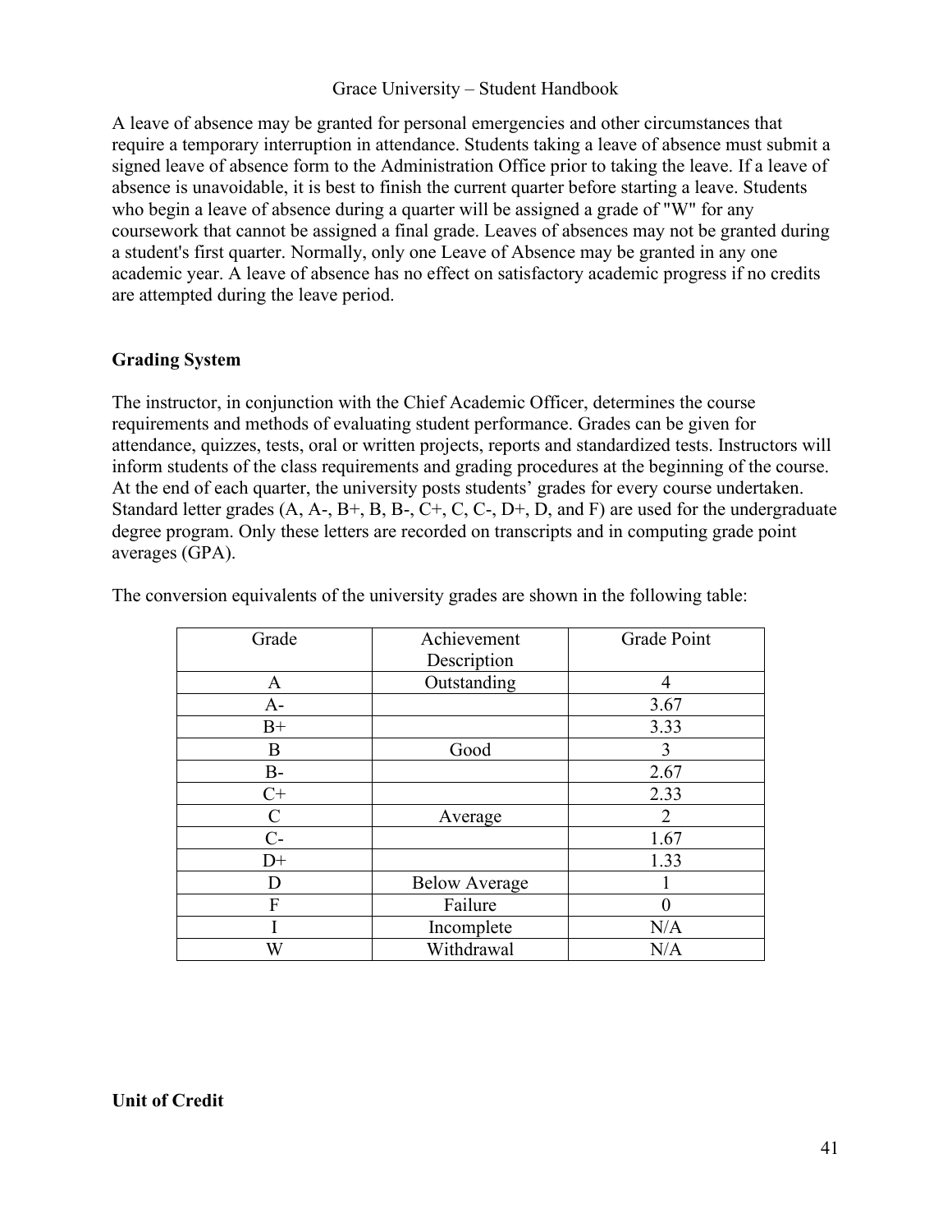A leave of absence may be granted for personal emergencies and other circumstances that require a temporary interruption in attendance. Students taking a leave of absence must submit a signed leave of absence form to the Administration Office prior to taking the leave. If a leave of absence is unavoidable, it is best to finish the current quarter before starting a leave. Students who begin a leave of absence during a quarter will be assigned a grade of "W" for any coursework that cannot be assigned a final grade. Leaves of absences may not be granted during a student's first quarter. Normally, only one Leave of Absence may be granted in any one academic year. A leave of absence has no effect on satisfactory academic progress if no credits are attempted during the leave period.

**Grading System**

The instructor, in conjunction with the Chief Academic Officer, determines the course requirements and methods of evaluating student performance. Grades can be given for attendance, quizzes, tests, oral or written projects, reports and standardized tests. Instructors will inform students of the class requirements and grading procedures at the beginning of the course. At the end of each quarter, the university posts students' grades for every course undertaken. Standard letter grades (A, A-, B+, B, B-, C+, C, C-, D+, D, and F) are used for the undergraduate degree program. Only these letters are recorded on transcripts and in computing grade point averages (GPA).

The conversion equivalents of the university grades are shown in the following table:

| Grade | Achievement Description | Grade Point |
|---|---|---|
| A | Outstanding | 4 |
| A- | | 3.67 |
| B+ | | 3.33 |
| B | Good | 3 |
| B- | | 2.67 |
| C+ | | 2.33 |
| C | Average | 2 |
| C- | | 1.67 |
| D+ | | 1.33 |
| D | Below Average | 1 |
| F | Failure | 0 |
| I | Incomplete | N/A |
| W | Withdrawal | N/A |

**Unit of Credit**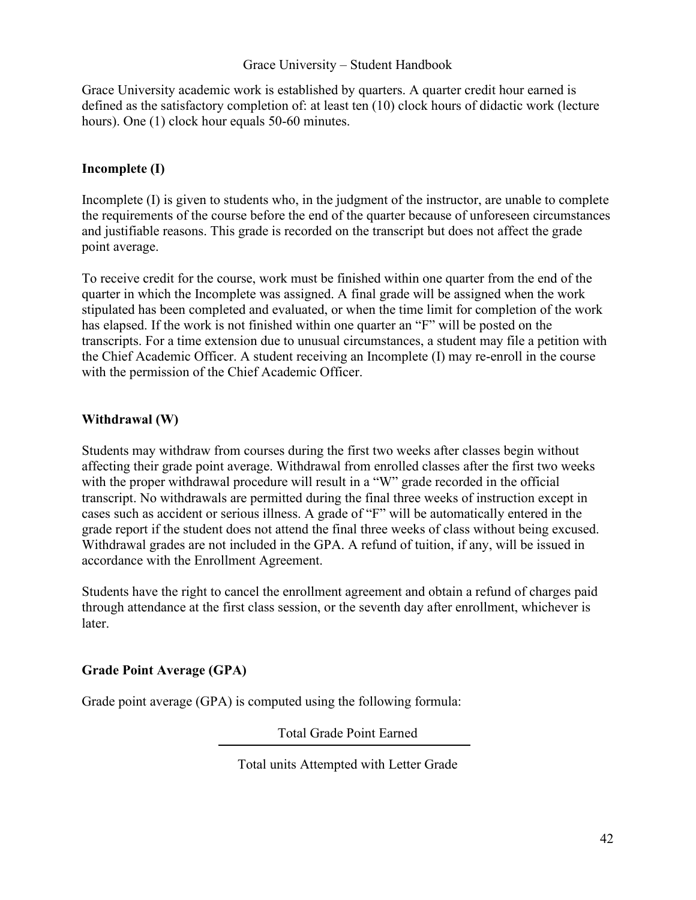Grace University academic work is established by quarters. A quarter credit hour earned is defined as the satisfactory completion of: at least ten (10) clock hours of didactic work (lecture hours). One (1) clock hour equals 50-60 minutes.

### Incomplete (I)

Incomplete (I) is given to students who, in the judgment of the instructor, are unable to complete the requirements of the course before the end of the quarter because of unforeseen circumstances and justifiable reasons. This grade is recorded on the transcript but does not affect the grade point average.

To receive credit for the course, work must be finished within one quarter from the end of the quarter in which the Incomplete was assigned. A final grade will be assigned when the work stipulated has been completed and evaluated, or when the time limit for completion of the work has elapsed. If the work is not finished within one quarter an "F" will be posted on the transcripts. For a time extension due to unusual circumstances, a student may file a petition with the Chief Academic Officer. A student receiving an Incomplete (I) may re-enroll in the course with the permission of the Chief Academic Officer.

### Withdrawal (W)

Students may withdraw from courses during the first two weeks after classes begin without affecting their grade point average. Withdrawal from enrolled classes after the first two weeks with the proper withdrawal procedure will result in a "W" grade recorded in the official transcript. No withdrawals are permitted during the final three weeks of instruction except in cases such as accident or serious illness. A grade of "F" will be automatically entered in the grade report if the student does not attend the final three weeks of class without being excused. Withdrawal grades are not included in the GPA. A refund of tuition, if any, will be issued in accordance with the Enrollment Agreement.

Students have the right to cancel the enrollment agreement and obtain a refund of charges paid through attendance at the first class session, or the seventh day after enrollment, whichever is later.

### Grade Point Average (GPA)

Grade point average (GPA) is computed using the following formula:

$$\frac{\text{Total Grade Point Earned}}{\text{Total units Attempted with Letter Grade}}$$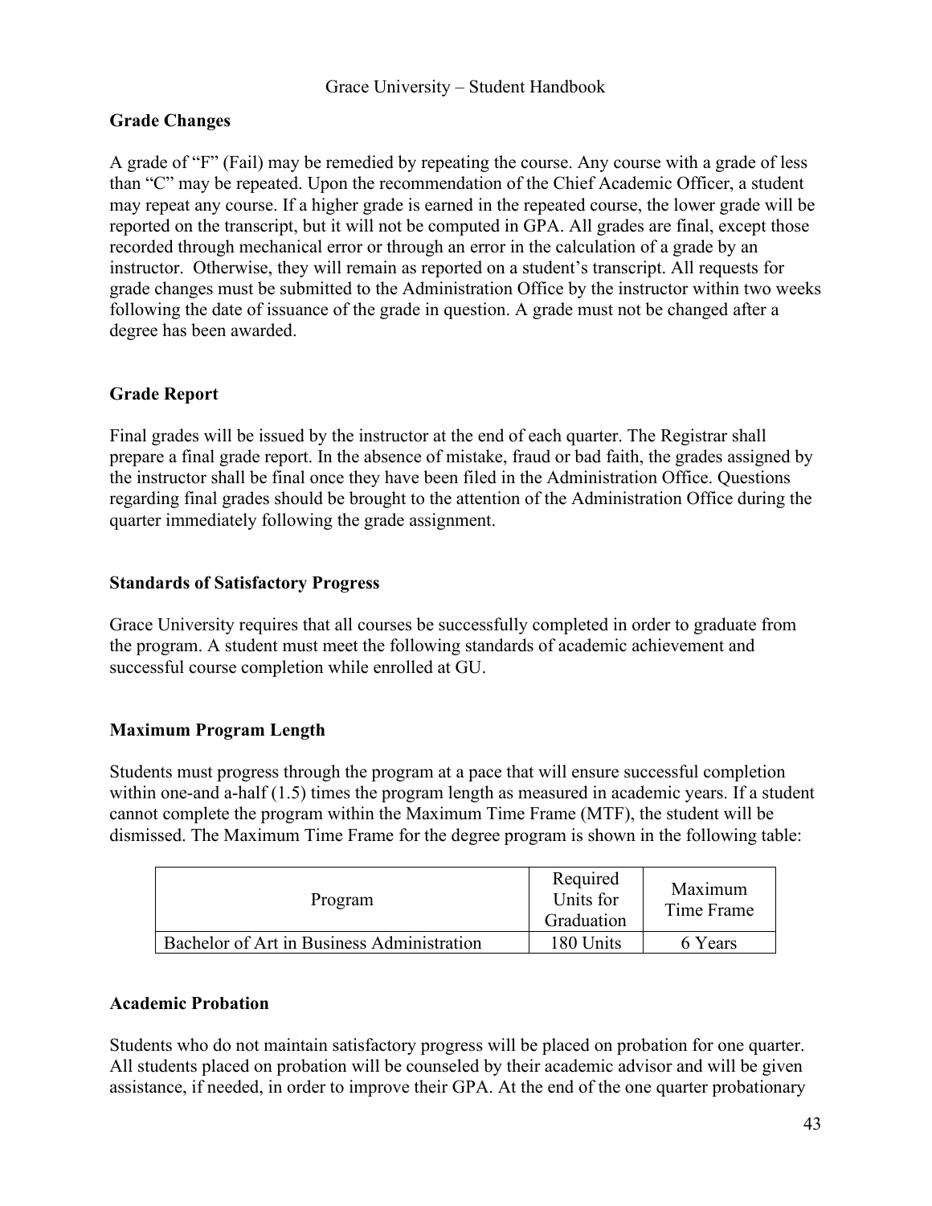## Grade Changes

A grade of "F" (Fail) may be remedied by repeating the course. Any course with a grade of less than "C" may be repeated. Upon the recommendation of the Chief Academic Officer, a student may repeat any course. If a higher grade is earned in the repeated course, the lower grade will be reported on the transcript, but it will not be computed in GPA. All grades are final, except those recorded through mechanical error or through an error in the calculation of a grade by an instructor. Otherwise, they will remain as reported on a student's transcript. All requests for grade changes must be submitted to the Administration Office by the instructor within two weeks following the date of issuance of the grade in question. A grade must not be changed after a degree has been awarded.

## Grade Report

Final grades will be issued by the instructor at the end of each quarter. The Registrar shall prepare a final grade report. In the absence of mistake, fraud or bad faith, the grades assigned by the instructor shall be final once they have been filed in the Administration Office. Questions regarding final grades should be brought to the attention of the Administration Office during the quarter immediately following the grade assignment.

## Standards of Satisfactory Progress

Grace University requires that all courses be successfully completed in order to graduate from the program. A student must meet the following standards of academic achievement and successful course completion while enrolled at GU.

## Maximum Program Length

Students must progress through the program at a pace that will ensure successful completion within one-and a-half (1.5) times the program length as measured in academic years. If a student cannot complete the program within the Maximum Time Frame (MTF), the student will be dismissed. The Maximum Time Frame for the degree program is shown in the following table:

| Program | Required Units for Graduation | Maximum Time Frame |
|---|---|---|
| Bachelor of Art in Business Administration | 180 Units | 6 Years |

## Academic Probation

Students who do not maintain satisfactory progress will be placed on probation for one quarter. All students placed on probation will be counseled by their academic advisor and will be given assistance, if needed, in order to improve their GPA. At the end of the one quarter probationary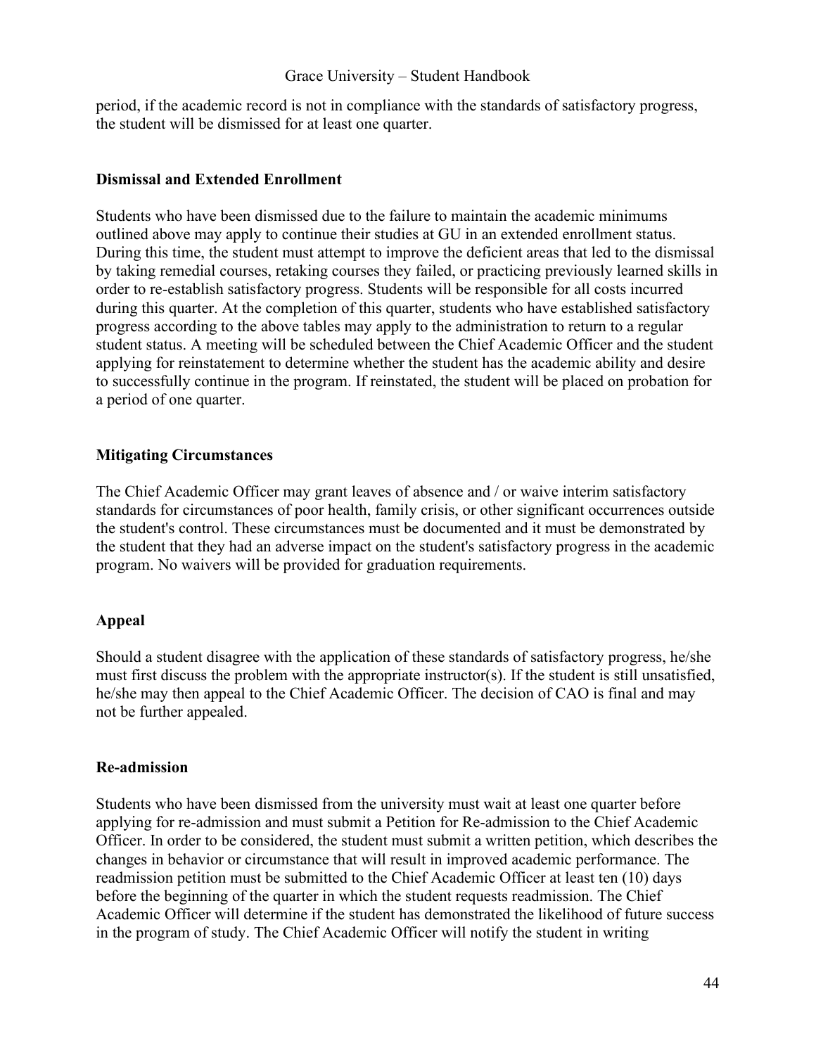period, if the academic record is not in compliance with the standards of satisfactory progress, the student will be dismissed for at least one quarter.

**Dismissal and Extended Enrollment**

Students who have been dismissed due to the failure to maintain the academic minimums outlined above may apply to continue their studies at GU in an extended enrollment status. During this time, the student must attempt to improve the deficient areas that led to the dismissal by taking remedial courses, retaking courses they failed, or practicing previously learned skills in order to re-establish satisfactory progress. Students will be responsible for all costs incurred during this quarter. At the completion of this quarter, students who have established satisfactory progress according to the above tables may apply to the administration to return to a regular student status. A meeting will be scheduled between the Chief Academic Officer and the student applying for reinstatement to determine whether the student has the academic ability and desire to successfully continue in the program. If reinstated, the student will be placed on probation for a period of one quarter.

**Mitigating Circumstances**

The Chief Academic Officer may grant leaves of absence and / or waive interim satisfactory standards for circumstances of poor health, family crisis, or other significant occurrences outside the student's control. These circumstances must be documented and it must be demonstrated by the student that they had an adverse impact on the student's satisfactory progress in the academic program. No waivers will be provided for graduation requirements.

**Appeal**

Should a student disagree with the application of these standards of satisfactory progress, he/she must first discuss the problem with the appropriate instructor(s). If the student is still unsatisfied, he/she may then appeal to the Chief Academic Officer. The decision of CAO is final and may not be further appealed.

**Re-admission**

Students who have been dismissed from the university must wait at least one quarter before applying for re-admission and must submit a Petition for Re-admission to the Chief Academic Officer. In order to be considered, the student must submit a written petition, which describes the changes in behavior or circumstance that will result in improved academic performance. The readmission petition must be submitted to the Chief Academic Officer at least ten (10) days before the beginning of the quarter in which the student requests readmission. The Chief Academic Officer will determine if the student has demonstrated the likelihood of future success in the program of study. The Chief Academic Officer will notify the student in writing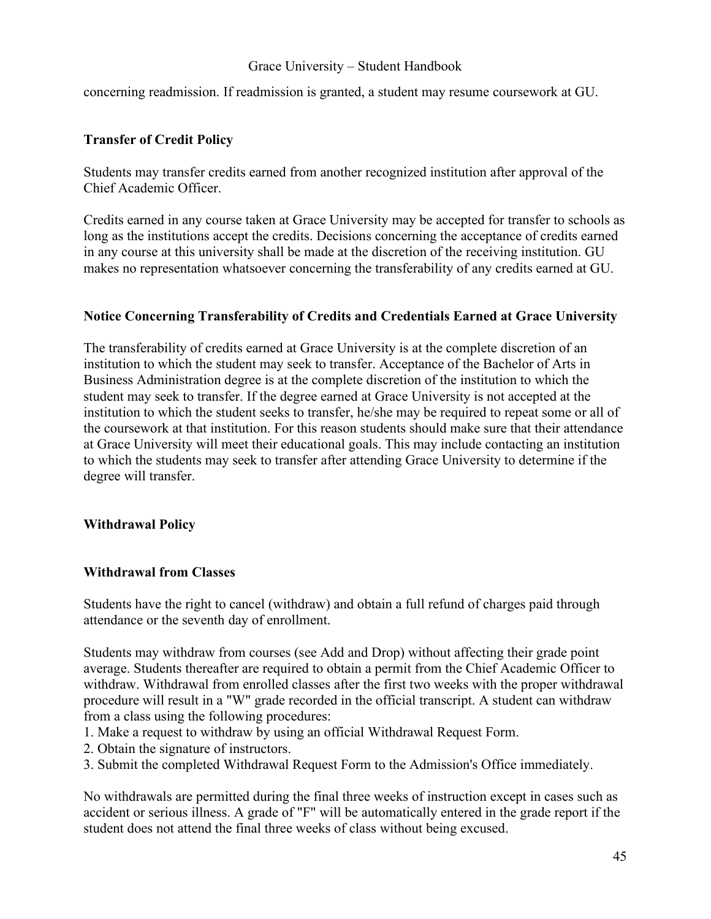concerning readmission. If readmission is granted, a student may resume coursework at GU.

### Transfer of Credit Policy

Students may transfer credits earned from another recognized institution after approval of the Chief Academic Officer.

Credits earned in any course taken at Grace University may be accepted for transfer to schools as long as the institutions accept the credits. Decisions concerning the acceptance of credits earned in any course at this university shall be made at the discretion of the receiving institution. GU makes no representation whatsoever concerning the transferability of any credits earned at GU.

### Notice Concerning Transferability of Credits and Credentials Earned at Grace University

The transferability of credits earned at Grace University is at the complete discretion of an institution to which the student may seek to transfer. Acceptance of the Bachelor of Arts in Business Administration degree is at the complete discretion of the institution to which the student may seek to transfer. If the degree earned at Grace University is not accepted at the institution to which the student seeks to transfer, he/she may be required to repeat some or all of the coursework at that institution. For this reason students should make sure that their attendance at Grace University will meet their educational goals. This may include contacting an institution to which the students may seek to transfer after attending Grace University to determine if the degree will transfer.

### Withdrawal Policy

### Withdrawal from Classes

Students have the right to cancel (withdraw) and obtain a full refund of charges paid through attendance or the seventh day of enrollment.

Students may withdraw from courses (see Add and Drop) without affecting their grade point average. Students thereafter are required to obtain a permit from the Chief Academic Officer to withdraw. Withdrawal from enrolled classes after the first two weeks with the proper withdrawal procedure will result in a "W" grade recorded in the official transcript. A student can withdraw from a class using the following procedures:

1. Make a request to withdraw by using an official Withdrawal Request Form.
2. Obtain the signature of instructors.
3. Submit the completed Withdrawal Request Form to the Admission's Office immediately.

No withdrawals are permitted during the final three weeks of instruction except in cases such as accident or serious illness. A grade of "F" will be automatically entered in the grade report if the student does not attend the final three weeks of class without being excused.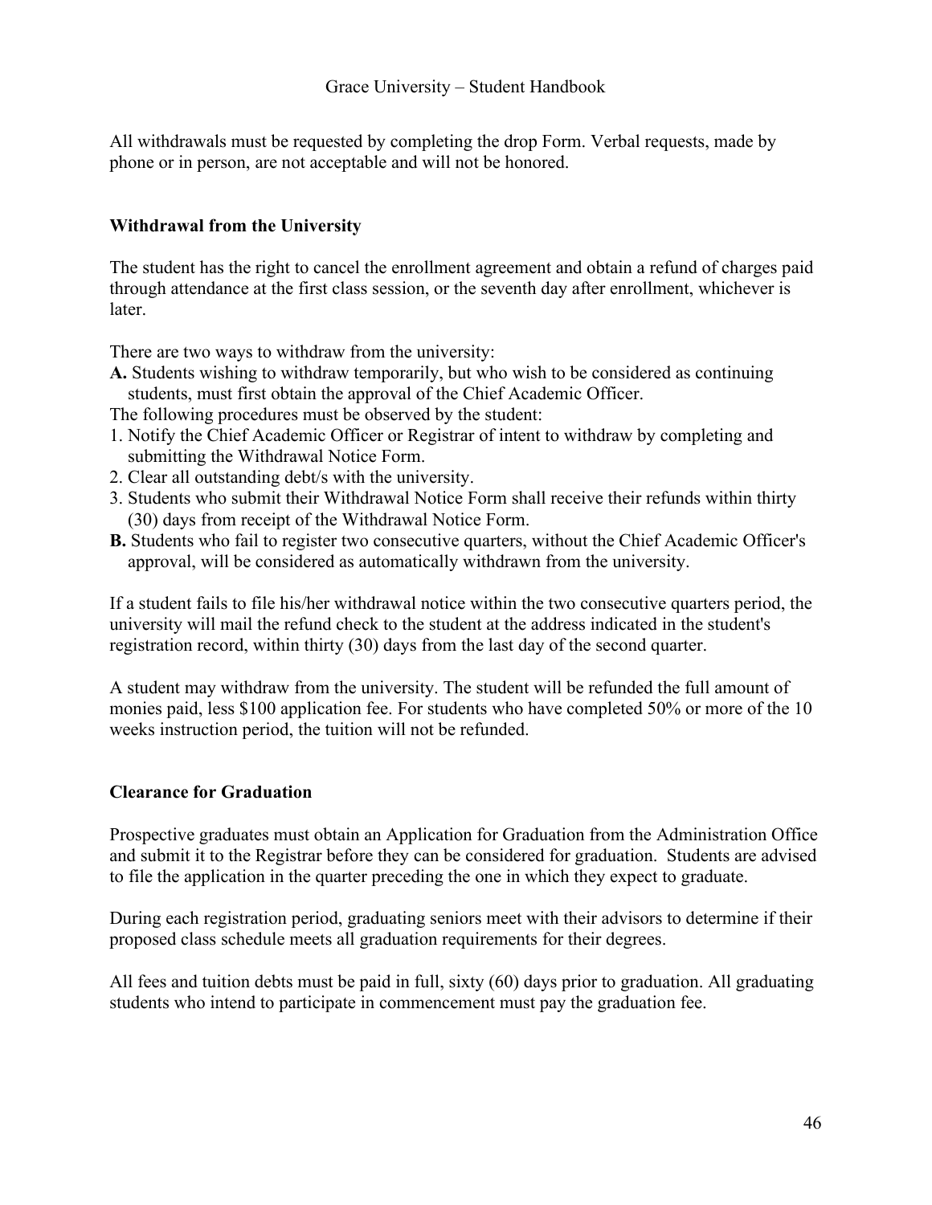All withdrawals must be requested by completing the drop Form. Verbal requests, made by phone or in person, are not acceptable and will not be honored.

### Withdrawal from the University

The student has the right to cancel the enrollment agreement and obtain a refund of charges paid through attendance at the first class session, or the seventh day after enrollment, whichever is later.

There are two ways to withdraw from the university:

**A.** Students wishing to withdraw temporarily, but who wish to be considered as continuing students, must first obtain the approval of the Chief Academic Officer.

The following procedures must be observed by the student:

1. Notify the Chief Academic Officer or Registrar of intent to withdraw by completing and submitting the Withdrawal Notice Form.
2. Clear all outstanding debt/s with the university.
3. Students who submit their Withdrawal Notice Form shall receive their refunds within thirty (30) days from receipt of the Withdrawal Notice Form.

**B.** Students who fail to register two consecutive quarters, without the Chief Academic Officer's approval, will be considered as automatically withdrawn from the university.

If a student fails to file his/her withdrawal notice within the two consecutive quarters period, the university will mail the refund check to the student at the address indicated in the student's registration record, within thirty (30) days from the last day of the second quarter.

A student may withdraw from the university. The student will be refunded the full amount of monies paid, less $100 application fee. For students who have completed 50% or more of the 10 weeks instruction period, the tuition will not be refunded.

### Clearance for Graduation

Prospective graduates must obtain an Application for Graduation from the Administration Office and submit it to the Registrar before they can be considered for graduation. Students are advised to file the application in the quarter preceding the one in which they expect to graduate.

During each registration period, graduating seniors meet with their advisors to determine if their proposed class schedule meets all graduation requirements for their degrees.

All fees and tuition debts must be paid in full, sixty (60) days prior to graduation. All graduating students who intend to participate in commencement must pay the graduation fee.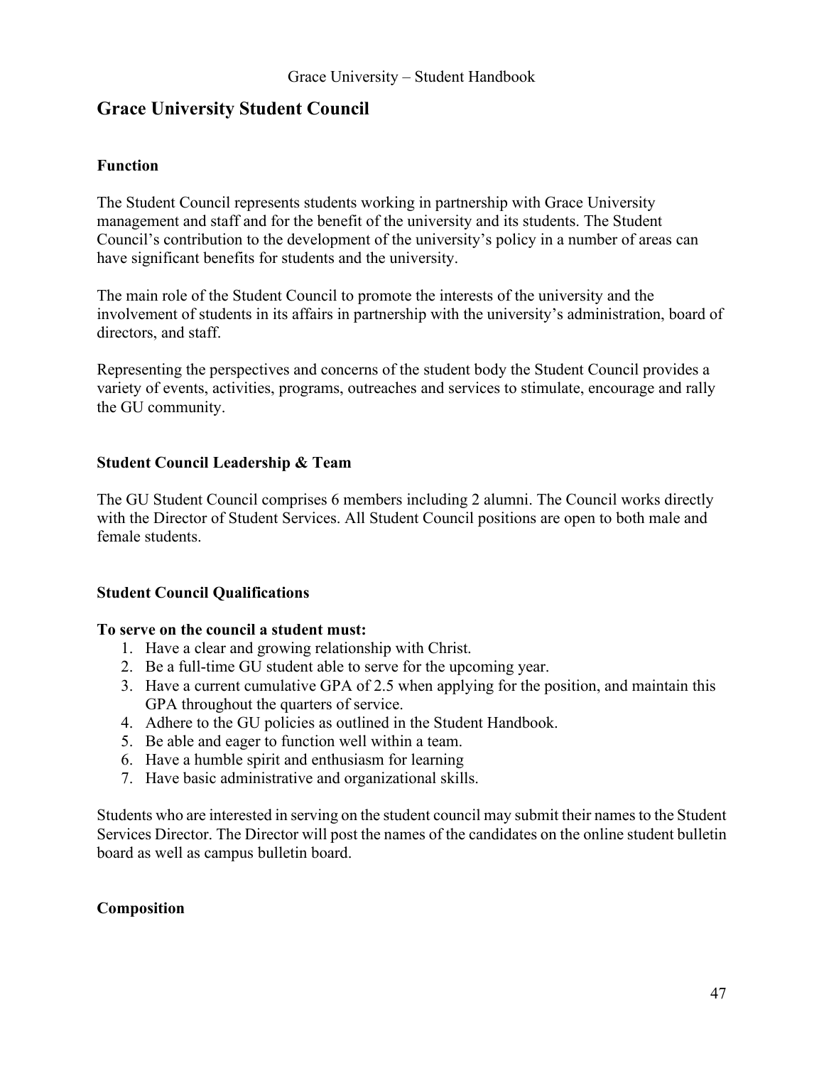## Grace University Student Council

### Function

The Student Council represents students working in partnership with Grace University management and staff and for the benefit of the university and its students. The Student Council's contribution to the development of the university's policy in a number of areas can have significant benefits for students and the university.

The main role of the Student Council to promote the interests of the university and the involvement of students in its affairs in partnership with the university's administration, board of directors, and staff.

Representing the perspectives and concerns of the student body the Student Council provides a variety of events, activities, programs, outreaches and services to stimulate, encourage and rally the GU community.

### Student Council Leadership & Team

The GU Student Council comprises 6 members including 2 alumni. The Council works directly with the Director of Student Services. All Student Council positions are open to both male and female students.

### Student Council Qualifications

**To serve on the council a student must:**

1. Have a clear and growing relationship with Christ.
2. Be a full-time GU student able to serve for the upcoming year.
3. Have a current cumulative GPA of 2.5 when applying for the position, and maintain this GPA throughout the quarters of service.
4. Adhere to the GU policies as outlined in the Student Handbook.
5. Be able and eager to function well within a team.
6. Have a humble spirit and enthusiasm for learning
7. Have basic administrative and organizational skills.

Students who are interested in serving on the student council may submit their names to the Student Services Director. The Director will post the names of the candidates on the online student bulletin board as well as campus bulletin board.

### Composition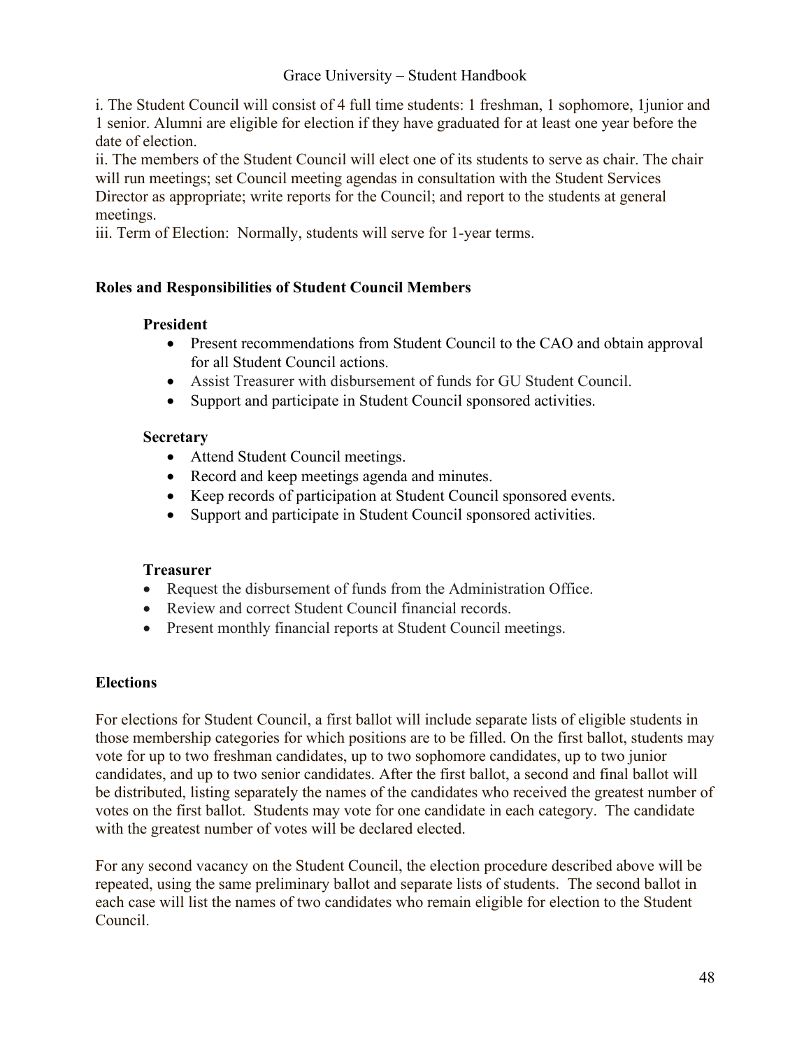i. The Student Council will consist of 4 full time students: 1 freshman, 1 sophomore, 1junior and 1 senior. Alumni are eligible for election if they have graduated for at least one year before the date of election.
ii. The members of the Student Council will elect one of its students to serve as chair. The chair will run meetings; set Council meeting agendas in consultation with the Student Services Director as appropriate; write reports for the Council; and report to the students at general meetings.
iii. Term of Election: Normally, students will serve for 1-year terms.

**Roles and Responsibilities of Student Council Members**

**President**

- Present recommendations from Student Council to the CAO and obtain approval for all Student Council actions.
- Assist Treasurer with disbursement of funds for GU Student Council.
- Support and participate in Student Council sponsored activities.

**Secretary**

- Attend Student Council meetings.
- Record and keep meetings agenda and minutes.
- Keep records of participation at Student Council sponsored events.
- Support and participate in Student Council sponsored activities.

**Treasurer**

- Request the disbursement of funds from the Administration Office.
- Review and correct Student Council financial records.
- Present monthly financial reports at Student Council meetings.

**Elections**

For elections for Student Council, a first ballot will include separate lists of eligible students in those membership categories for which positions are to be filled. On the first ballot, students may vote for up to two freshman candidates, up to two sophomore candidates, up to two junior candidates, and up to two senior candidates. After the first ballot, a second and final ballot will be distributed, listing separately the names of the candidates who received the greatest number of votes on the first ballot. Students may vote for one candidate in each category. The candidate with the greatest number of votes will be declared elected.

For any second vacancy on the Student Council, the election procedure described above will be repeated, using the same preliminary ballot and separate lists of students. The second ballot in each case will list the names of two candidates who remain eligible for election to the Student Council.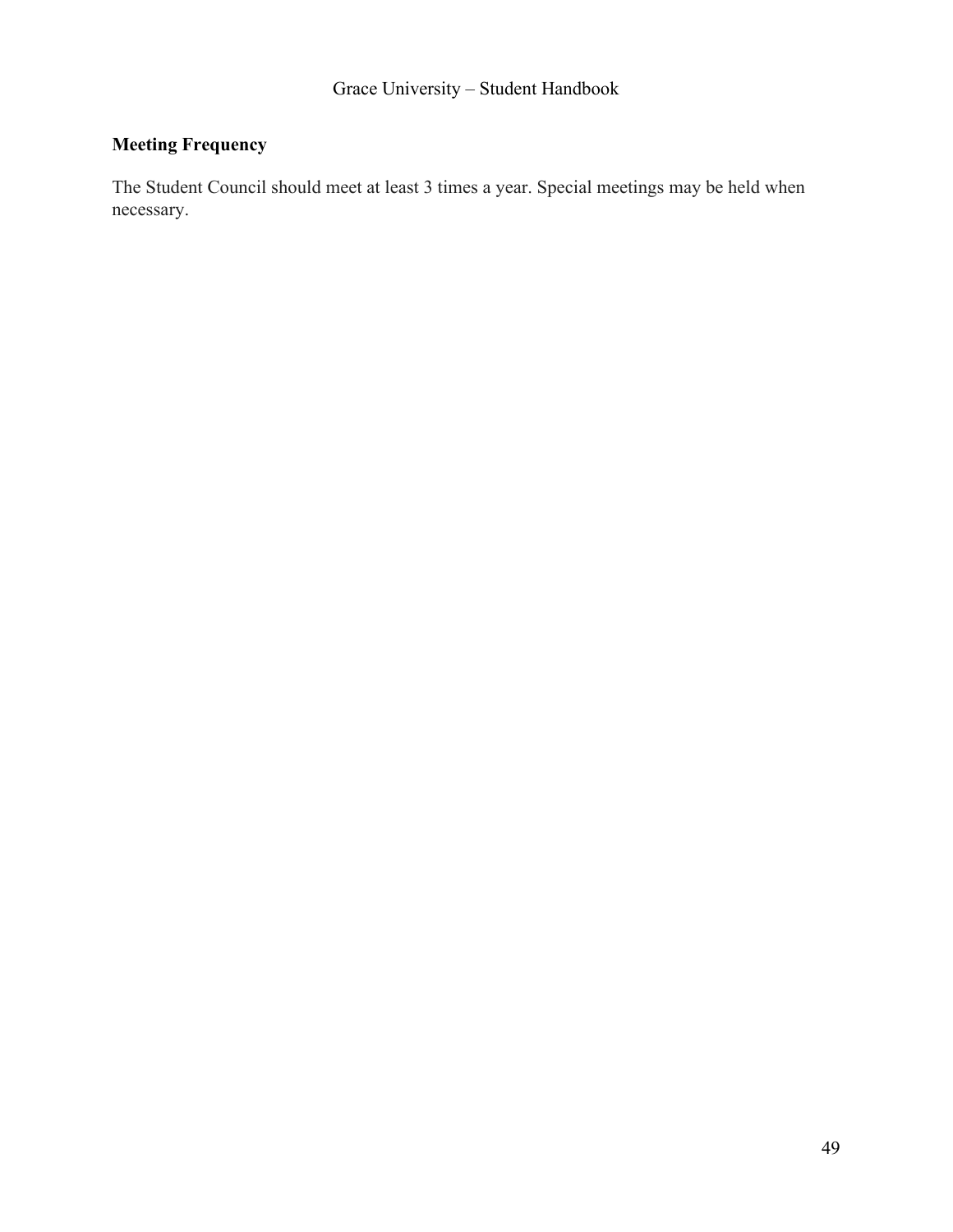## Meeting Frequency

The Student Council should meet at least 3 times a year. Special meetings may be held when necessary.